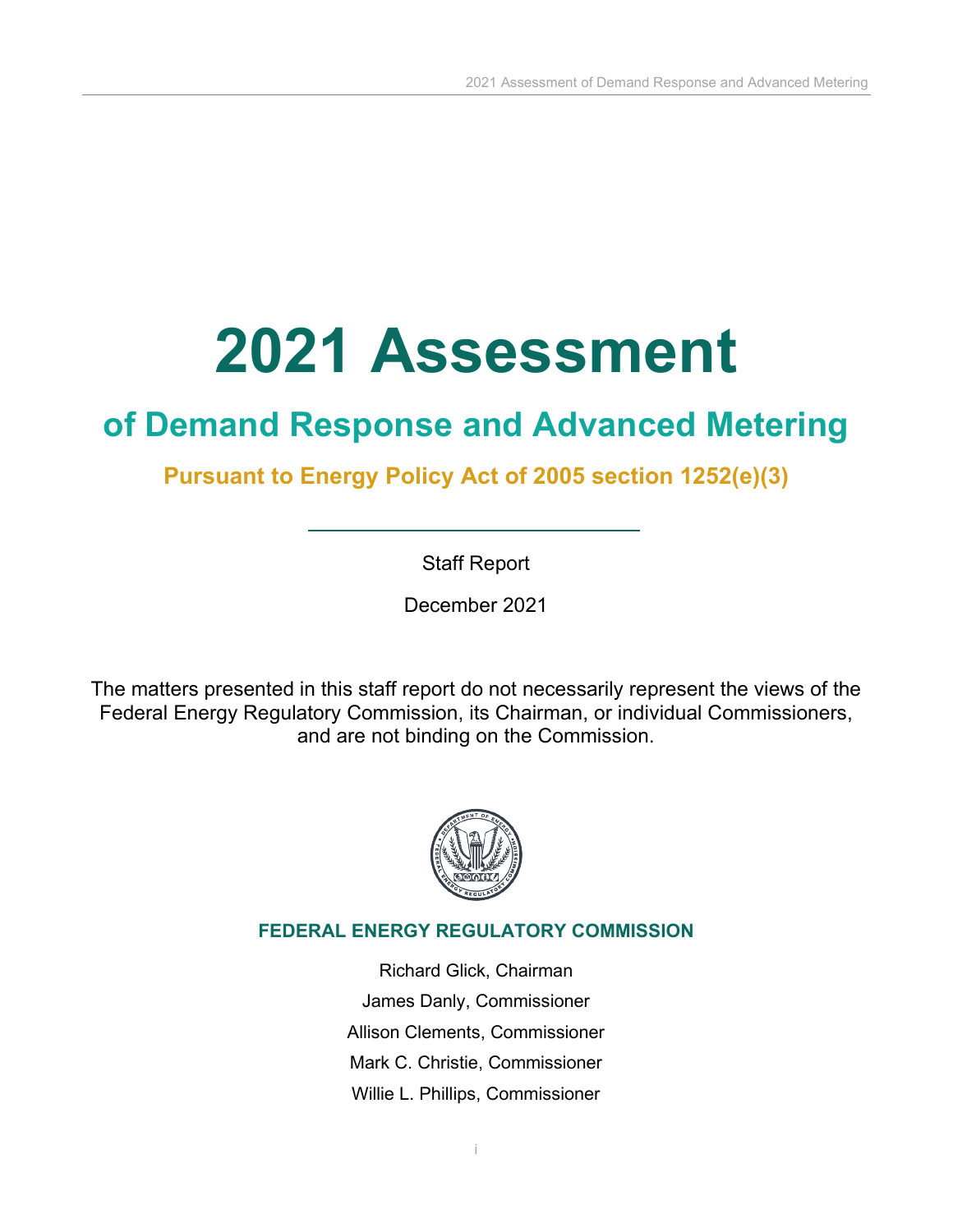# 2021 Assessment

## of Demand Response and Advanced Metering

### Pursuant to Energy Policy Act of 2005 section 1252(e)(3)

Staff Report

December 2021

The matters presented in this staff report do not necessarily represent the views of the Federal Energy Regulatory Commission, its Chairman, or individual Commissioners, and are not binding on the Commission.

**FEDERAL ENERGY REGULATORY COMMISSION**

Richard Glick, Chairman

James Danly, Commissioner

Allison Clements, Commissioner

Mark C. Christie, Commissioner

Willie L. Phillips, Commissioner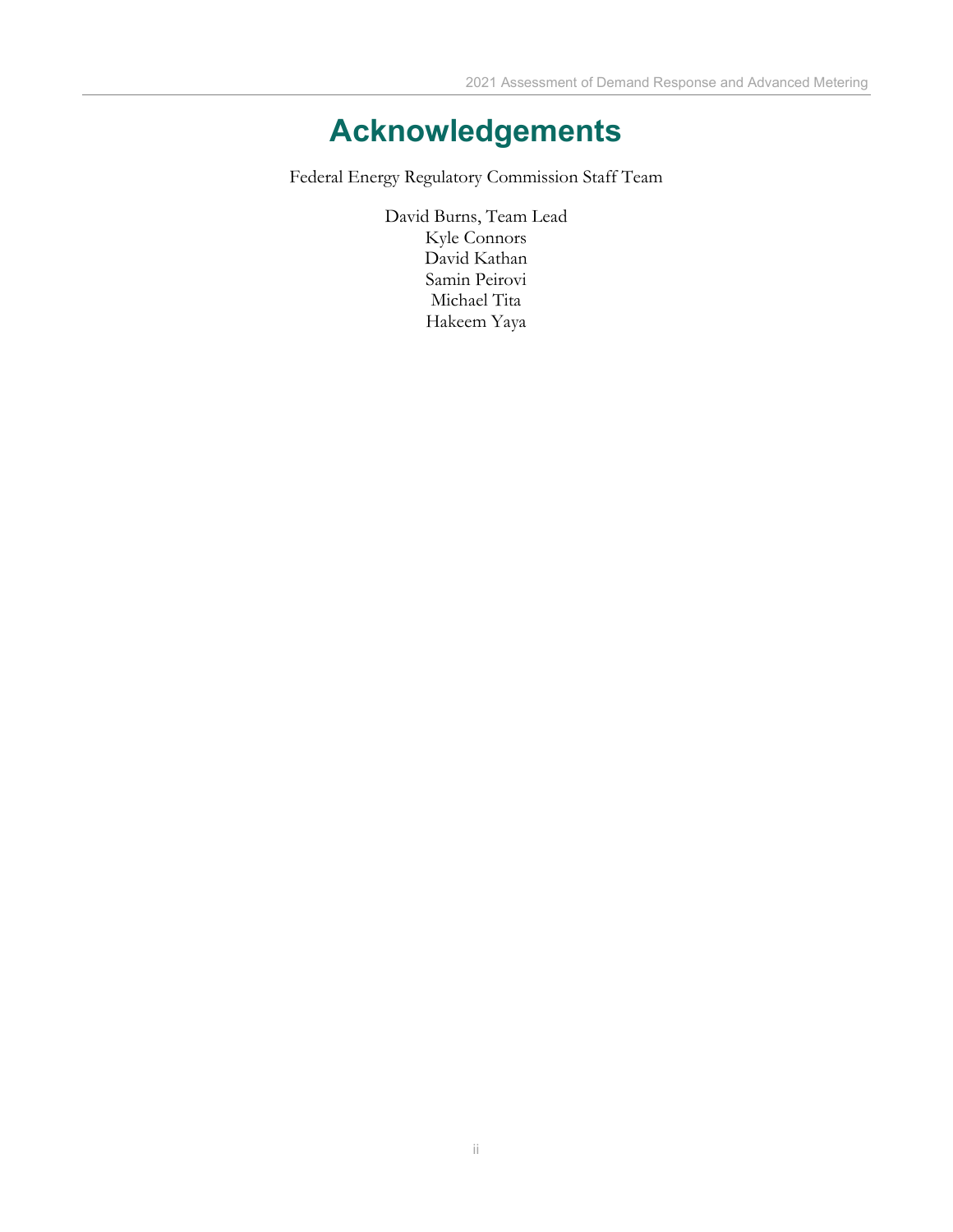# Acknowledgements

Federal Energy Regulatory Commission Staff Team

David Burns, Team Lead
Kyle Connors
David Kathan
Samin Peirovi
Michael Tita
Hakeem Yaya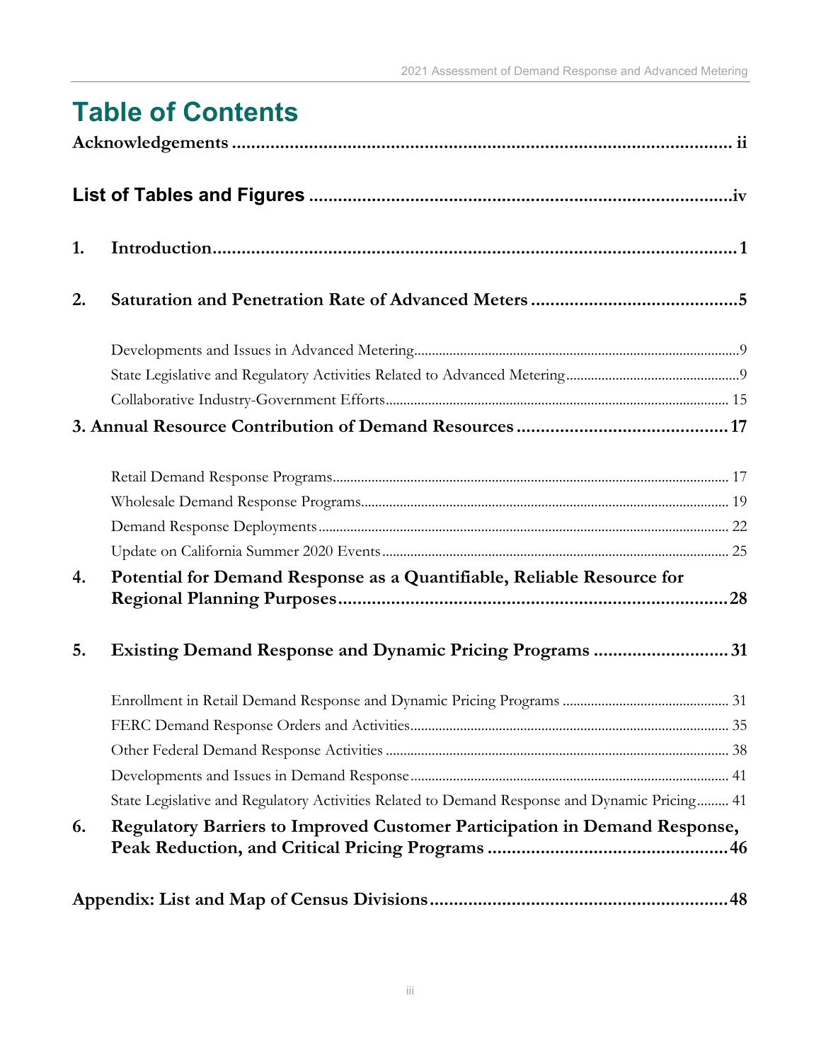# Table of Contents

**Acknowledgements** ........................................................................................................ ii

**List of Tables and Figures** .........................................................................................iv

**1. Introduction** ................................................................................................................ 1

**2. Saturation and Penetration Rate of Advanced Meters** ........................................... 5

Developments and Issues in Advanced Metering ........................................................................................... 9

State Legislative and Regulatory Activities Related to Advanced Metering ................................................. 9

Collaborative Industry-Government Efforts ................................................................................................ 15

**3. Annual Resource Contribution of Demand Resources** ............................................ 17

Retail Demand Response Programs ............................................................................................................. 17

Wholesale Demand Response Programs ....................................................................................................... 19

Demand Response Deployments .................................................................................................................. 22

Update on California Summer 2020 Events ................................................................................................. 25

**4. Potential for Demand Response as a Quantifiable, Reliable Resource for Regional Planning Purposes** ................................................................................ 28

**5. Existing Demand Response and Dynamic Pricing Programs** ................................ 31

Enrollment in Retail Demand Response and Dynamic Pricing Programs ................................................ 31

FERC Demand Response Orders and Activities ......................................................................................... 35

Other Federal Demand Response Activities ................................................................................................. 38

Developments and Issues in Demand Response .......................................................................................... 41

State Legislative and Regulatory Activities Related to Demand Response and Dynamic Pricing ......... 41

**6. Regulatory Barriers to Improved Customer Participation in Demand Response, Peak Reduction, and Critical Pricing Programs** ................................................... 46

**Appendix: List and Map of Census Divisions** ............................................................. 48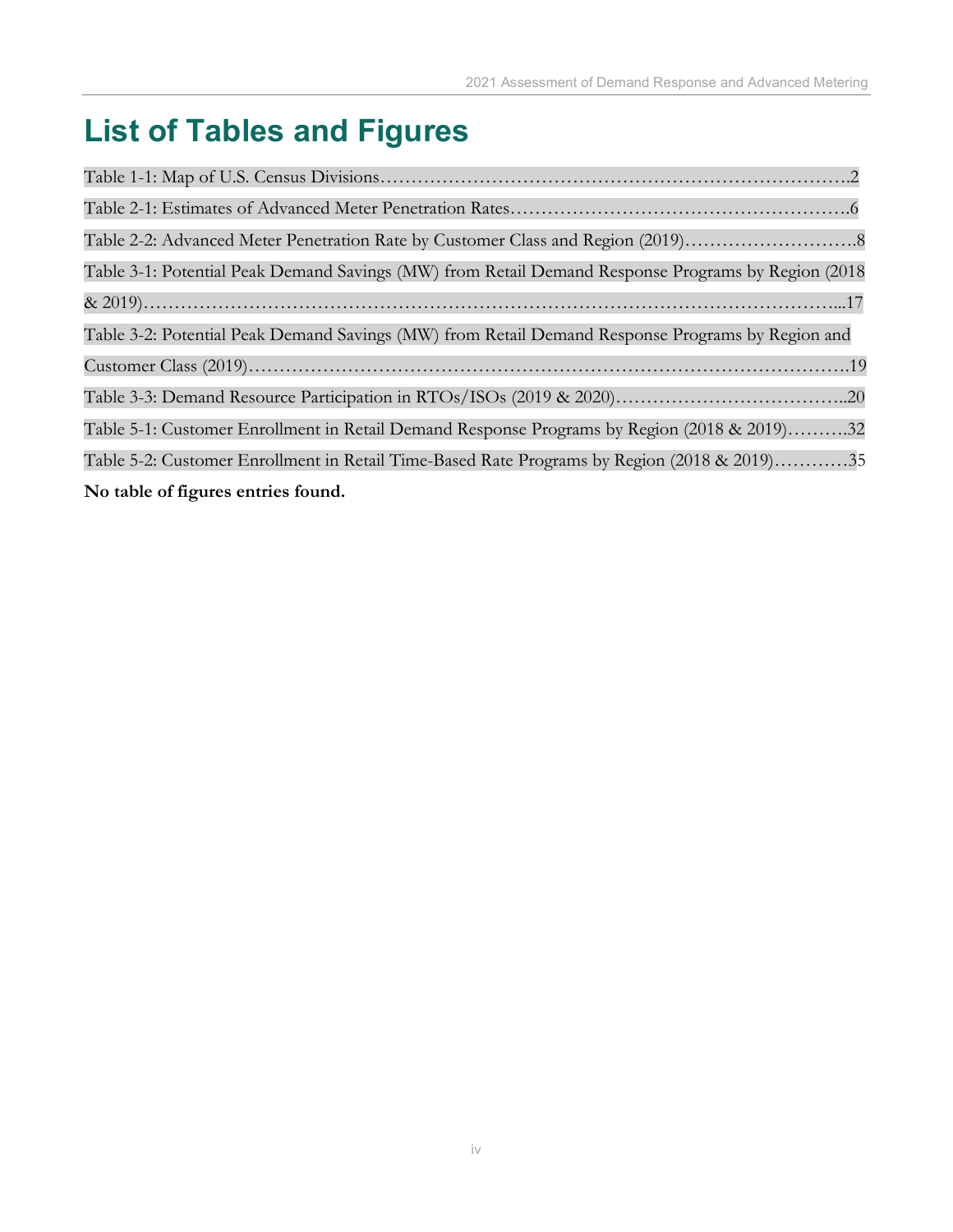# List of Tables and Figures

Table 1-1: Map of U.S. Census Divisions……………………………………………………………….2

Table 2-1: Estimates of Advanced Meter Penetration Rates……………………………………………….6

Table 2-2: Advanced Meter Penetration Rate by Customer Class and Region (2019)……………………….8

Table 3-1: Potential Peak Demand Savings (MW) from Retail Demand Response Programs by Region (2018 & 2019)……………………………………………………………………………………………...17

Table 3-2: Potential Peak Demand Savings (MW) from Retail Demand Response Programs by Region and Customer Class (2019)…………………………………………………………………………….19

Table 3-3: Demand Resource Participation in RTOs/ISOs (2019 & 2020)………………………………..20

Table 5-1: Customer Enrollment in Retail Demand Response Programs by Region (2018 & 2019)……….32

Table 5-2: Customer Enrollment in Retail Time-Based Rate Programs by Region (2018 & 2019)…………35

**No table of figures entries found.**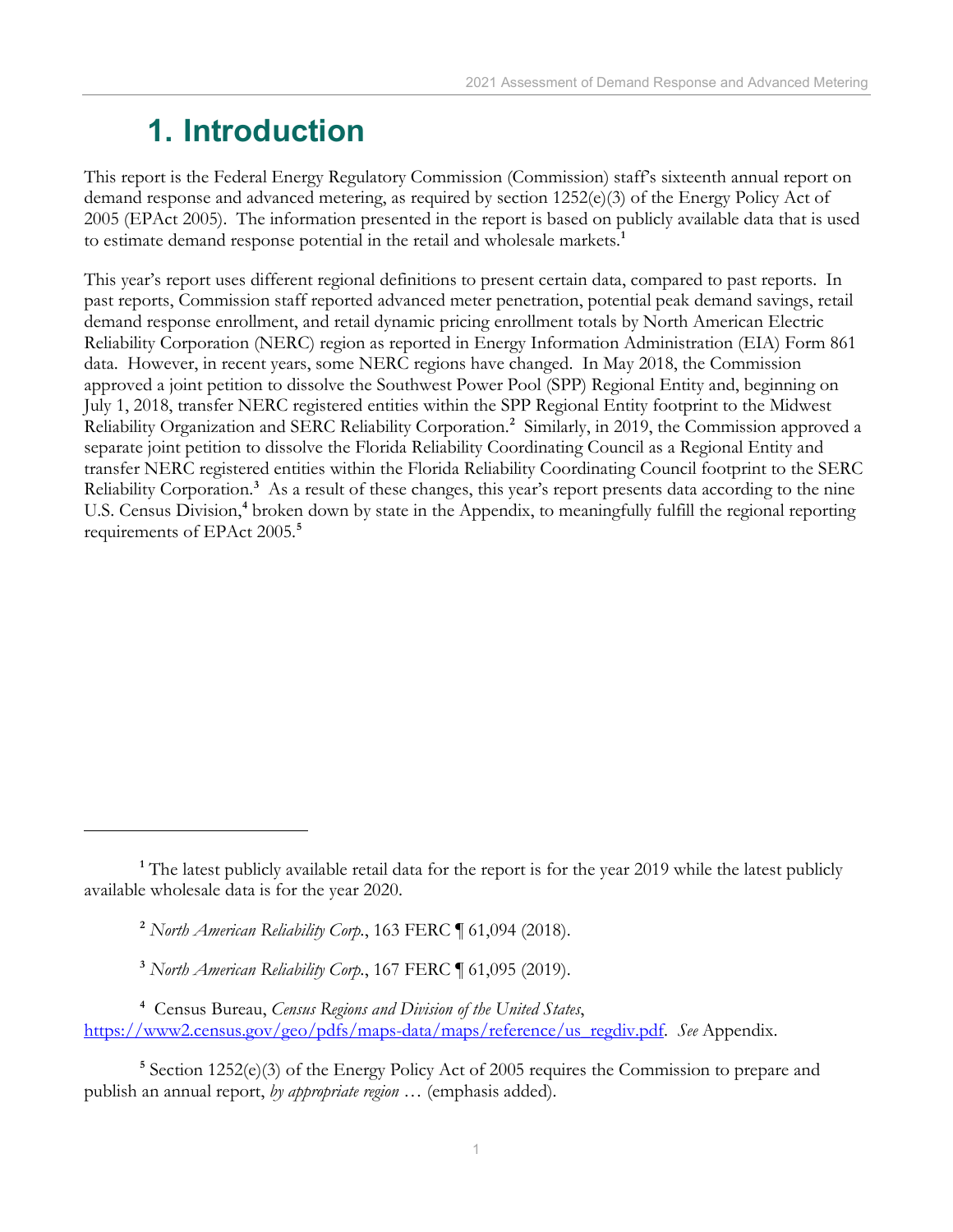# 1. Introduction

This report is the Federal Energy Regulatory Commission (Commission) staff's sixteenth annual report on demand response and advanced metering, as required by section 1252(e)(3) of the Energy Policy Act of 2005 (EPAct 2005). The information presented in the report is based on publicly available data that is used to estimate demand response potential in the retail and wholesale markets.[1]

This year's report uses different regional definitions to present certain data, compared to past reports. In past reports, Commission staff reported advanced meter penetration, potential peak demand savings, retail demand response enrollment, and retail dynamic pricing enrollment totals by North American Electric Reliability Corporation (NERC) region as reported in Energy Information Administration (EIA) Form 861 data. However, in recent years, some NERC regions have changed. In May 2018, the Commission approved a joint petition to dissolve the Southwest Power Pool (SPP) Regional Entity and, beginning on July 1, 2018, transfer NERC registered entities within the SPP Regional Entity footprint to the Midwest Reliability Organization and SERC Reliability Corporation.[2] Similarly, in 2019, the Commission approved a separate joint petition to dissolve the Florida Reliability Coordinating Council as a Regional Entity and transfer NERC registered entities within the Florida Reliability Coordinating Council footprint to the SERC Reliability Corporation.[3] As a result of these changes, this year's report presents data according to the nine U.S. Census Division,[4] broken down by state in the Appendix, to meaningfully fulfill the regional reporting requirements of EPAct 2005.[5]

---

[1] The latest publicly available retail data for the report is for the year 2019 while the latest publicly available wholesale data is for the year 2020.

[2] *North American Reliability Corp.*, 163 FERC ¶ 61,094 (2018).

[3] *North American Reliability Corp.*, 167 FERC ¶ 61,095 (2019).

[4] Census Bureau, *Census Regions and Division of the United States*, https://www2.census.gov/geo/pdfs/maps-data/maps/reference/us_regdiv.pdf. *See* Appendix.

[5] Section 1252(e)(3) of the Energy Policy Act of 2005 requires the Commission to prepare and publish an annual report, *by appropriate region* … (emphasis added).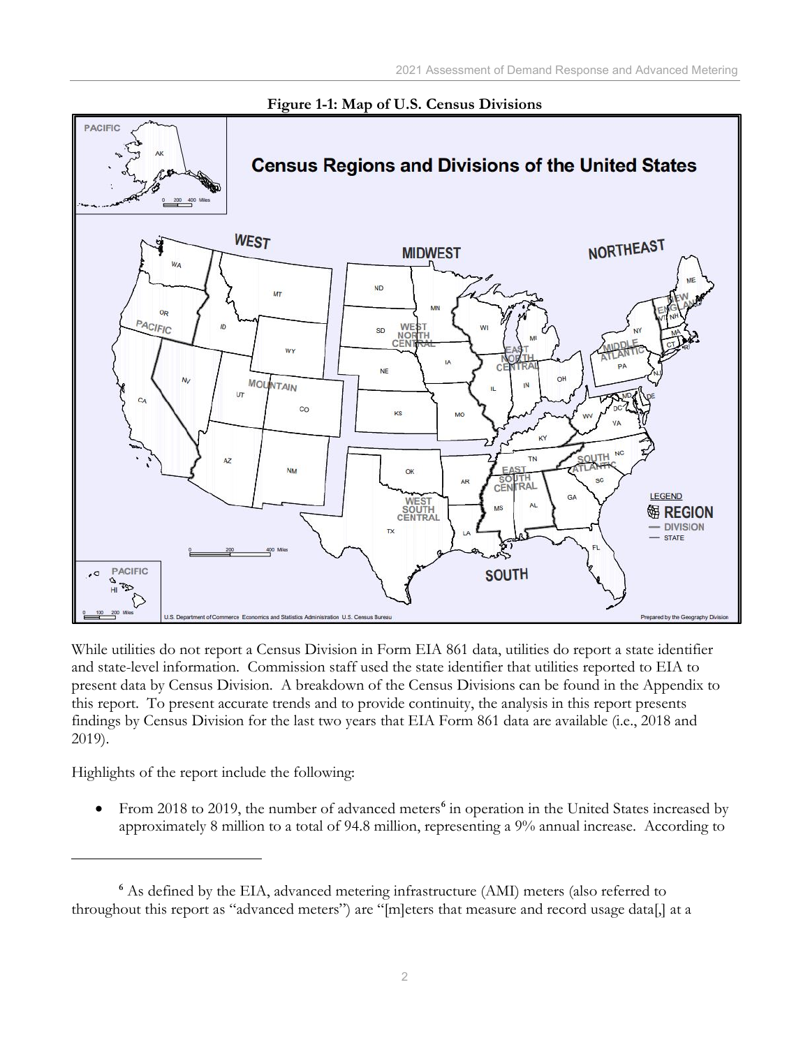**Figure 1-1: Map of U.S. Census Divisions**

While utilities do not report a Census Division in Form EIA 861 data, utilities do report a state identifier and state-level information. Commission staff used the state identifier that utilities reported to EIA to present data by Census Division. A breakdown of the Census Divisions can be found in the Appendix to this report. To present accurate trends and to provide continuity, the analysis in this report presents findings by Census Division for the last two years that EIA Form 861 data are available (i.e., 2018 and 2019).

Highlights of the report include the following:

- From 2018 to 2019, the number of advanced meters[6] in operation in the United States increased by approximately 8 million to a total of 94.8 million, representing a 9% annual increase. According to

---

[6] As defined by the EIA, advanced metering infrastructure (AMI) meters (also referred to throughout this report as "advanced meters") are "[m]eters that measure and record usage data[,] at a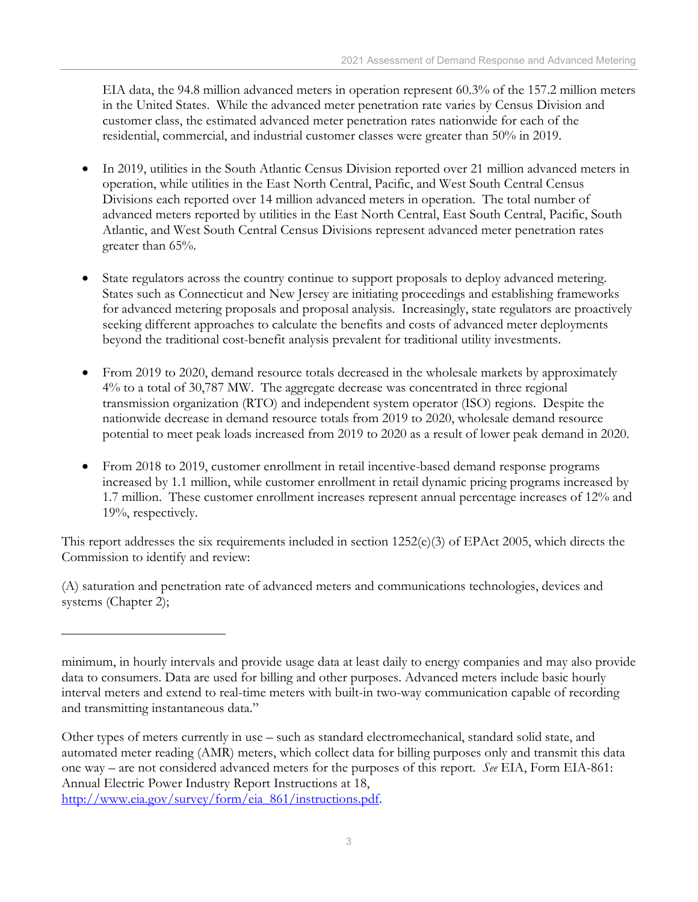EIA data, the 94.8 million advanced meters in operation represent 60.3% of the 157.2 million meters in the United States. While the advanced meter penetration rate varies by Census Division and customer class, the estimated advanced meter penetration rates nationwide for each of the residential, commercial, and industrial customer classes were greater than 50% in 2019.

- In 2019, utilities in the South Atlantic Census Division reported over 21 million advanced meters in operation, while utilities in the East North Central, Pacific, and West South Central Census Divisions each reported over 14 million advanced meters in operation. The total number of advanced meters reported by utilities in the East North Central, East South Central, Pacific, South Atlantic, and West South Central Census Divisions represent advanced meter penetration rates greater than 65%.

- State regulators across the country continue to support proposals to deploy advanced metering. States such as Connecticut and New Jersey are initiating proceedings and establishing frameworks for advanced metering proposals and proposal analysis. Increasingly, state regulators are proactively seeking different approaches to calculate the benefits and costs of advanced meter deployments beyond the traditional cost-benefit analysis prevalent for traditional utility investments.

- From 2019 to 2020, demand resource totals decreased in the wholesale markets by approximately 4% to a total of 30,787 MW. The aggregate decrease was concentrated in three regional transmission organization (RTO) and independent system operator (ISO) regions. Despite the nationwide decrease in demand resource totals from 2019 to 2020, wholesale demand resource potential to meet peak loads increased from 2019 to 2020 as a result of lower peak demand in 2020.

- From 2018 to 2019, customer enrollment in retail incentive-based demand response programs increased by 1.1 million, while customer enrollment in retail dynamic pricing programs increased by 1.7 million. These customer enrollment increases represent annual percentage increases of 12% and 19%, respectively.

This report addresses the six requirements included in section 1252(e)(3) of EPAct 2005, which directs the Commission to identify and review:

(A) saturation and penetration rate of advanced meters and communications technologies, devices and systems (Chapter 2);

---

minimum, in hourly intervals and provide usage data at least daily to energy companies and may also provide data to consumers. Data are used for billing and other purposes. Advanced meters include basic hourly interval meters and extend to real-time meters with built-in two-way communication capable of recording and transmitting instantaneous data."

Other types of meters currently in use – such as standard electromechanical, standard solid state, and automated meter reading (AMR) meters, which collect data for billing purposes only and transmit this data one way – are not considered advanced meters for the purposes of this report. *See* EIA, Form EIA-861: Annual Electric Power Industry Report Instructions at 18, [http://www.eia.gov/survey/form/eia_861/instructions.pdf](http://www.eia.gov/survey/form/eia_861/instructions.pdf).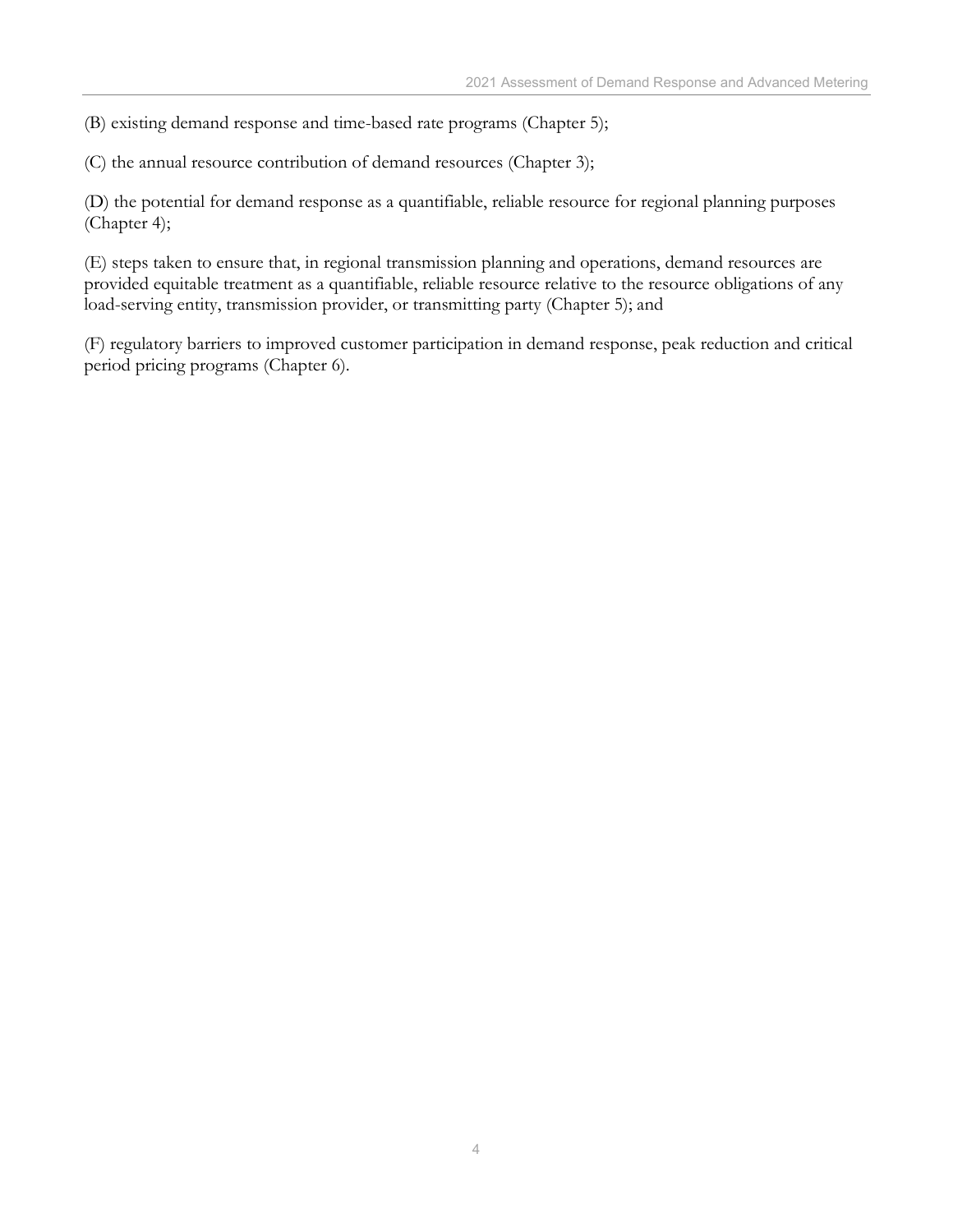(B) existing demand response and time-based rate programs (Chapter 5);

(C) the annual resource contribution of demand resources (Chapter 3);

(D) the potential for demand response as a quantifiable, reliable resource for regional planning purposes (Chapter 4);

(E) steps taken to ensure that, in regional transmission planning and operations, demand resources are provided equitable treatment as a quantifiable, reliable resource relative to the resource obligations of any load-serving entity, transmission provider, or transmitting party (Chapter 5); and

(F) regulatory barriers to improved customer participation in demand response, peak reduction and critical period pricing programs (Chapter 6).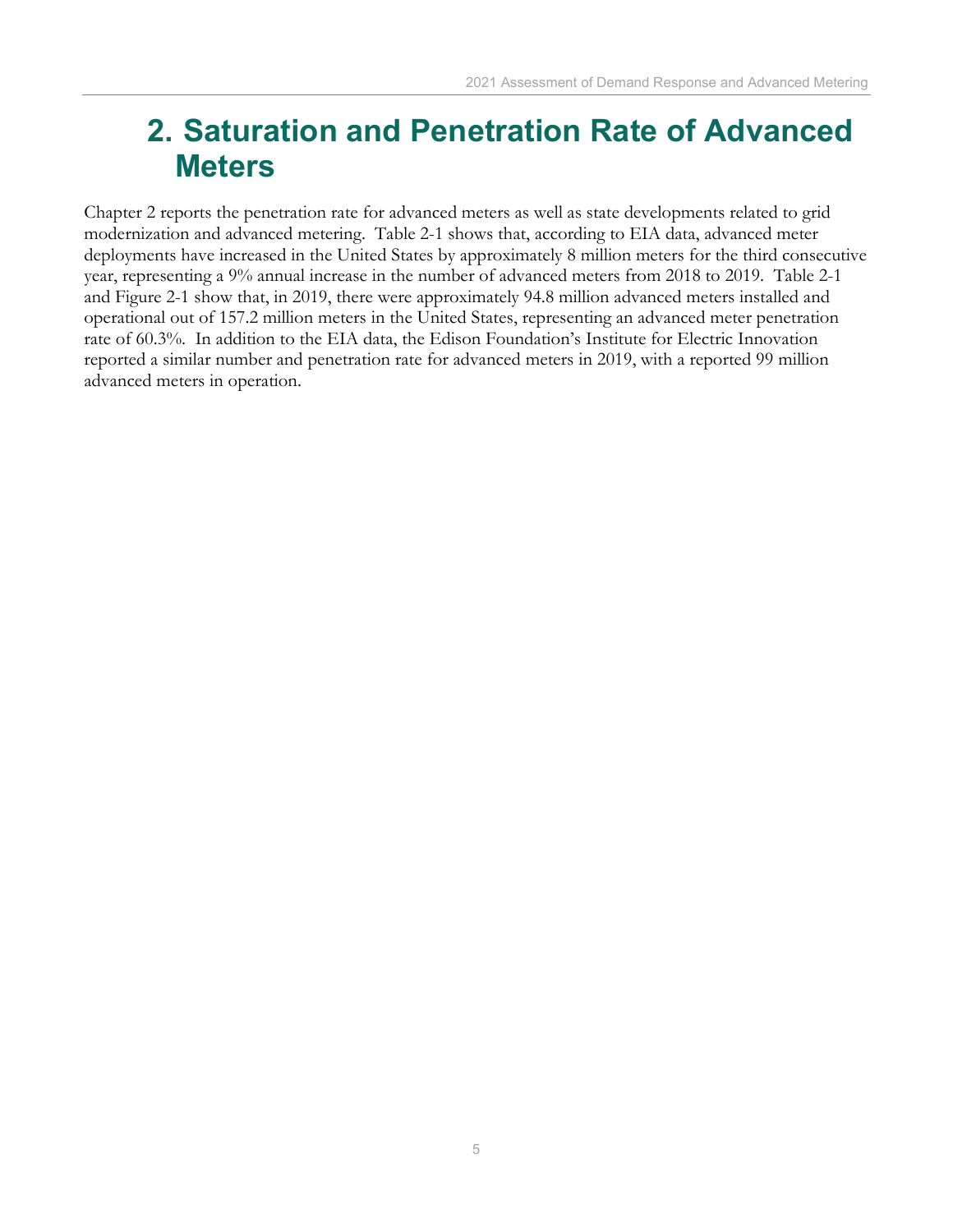# 2. Saturation and Penetration Rate of Advanced Meters

Chapter 2 reports the penetration rate for advanced meters as well as state developments related to grid modernization and advanced metering. Table 2-1 shows that, according to EIA data, advanced meter deployments have increased in the United States by approximately 8 million meters for the third consecutive year, representing a 9% annual increase in the number of advanced meters from 2018 to 2019. Table 2-1 and Figure 2-1 show that, in 2019, there were approximately 94.8 million advanced meters installed and operational out of 157.2 million meters in the United States, representing an advanced meter penetration rate of 60.3%. In addition to the EIA data, the Edison Foundation's Institute for Electric Innovation reported a similar number and penetration rate for advanced meters in 2019, with a reported 99 million advanced meters in operation.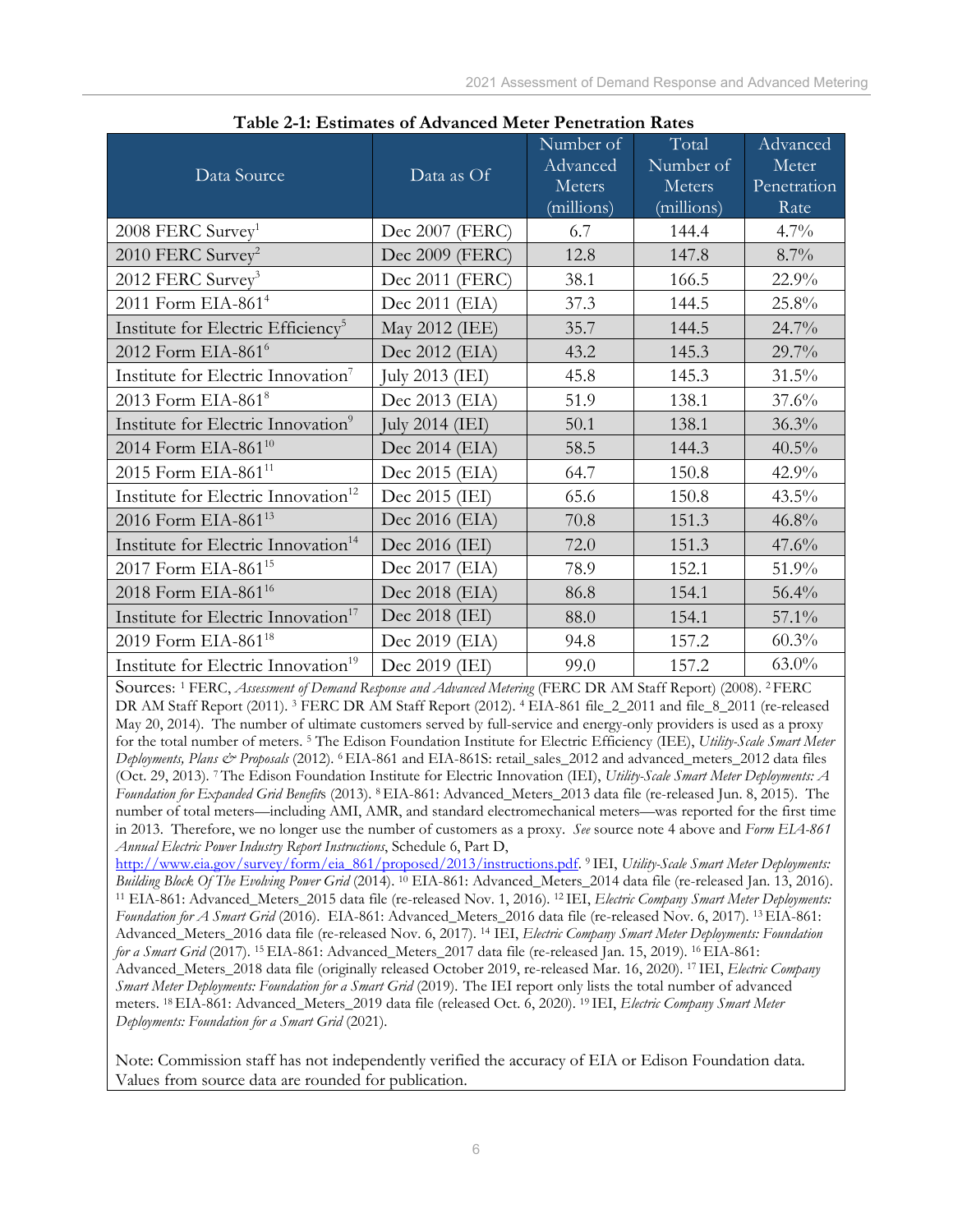**Table 2-1: Estimates of Advanced Meter Penetration Rates**

| Data Source | Data as Of | Number of Advanced Meters (millions) | Total Number of Meters (millions) | Advanced Meter Penetration Rate |
|---|---|---|---|---|
| 2008 FERC Survey[1] | Dec 2007 (FERC) | 6.7 | 144.4 | 4.7% |
| 2010 FERC Survey[2] | Dec 2009 (FERC) | 12.8 | 147.8 | 8.7% |
| 2012 FERC Survey[3] | Dec 2011 (FERC) | 38.1 | 166.5 | 22.9% |
| 2011 Form EIA-861[4] | Dec 2011 (EIA) | 37.3 | 144.5 | 25.8% |
| Institute for Electric Efficiency[5] | May 2012 (IEE) | 35.7 | 144.5 | 24.7% |
| 2012 Form EIA-861[6] | Dec 2012 (EIA) | 43.2 | 145.3 | 29.7% |
| Institute for Electric Innovation[7] | July 2013 (IEI) | 45.8 | 145.3 | 31.5% |
| 2013 Form EIA-861[8] | Dec 2013 (EIA) | 51.9 | 138.1 | 37.6% |
| Institute for Electric Innovation[9] | July 2014 (IEI) | 50.1 | 138.1 | 36.3% |
| 2014 Form EIA-861[10] | Dec 2014 (EIA) | 58.5 | 144.3 | 40.5% |
| 2015 Form EIA-861[11] | Dec 2015 (EIA) | 64.7 | 150.8 | 42.9% |
| Institute for Electric Innovation[12] | Dec 2015 (IEI) | 65.6 | 150.8 | 43.5% |
| 2016 Form EIA-861[13] | Dec 2016 (EIA) | 70.8 | 151.3 | 46.8% |
| Institute for Electric Innovation[14] | Dec 2016 (IEI) | 72.0 | 151.3 | 47.6% |
| 2017 Form EIA-861[15] | Dec 2017 (EIA) | 78.9 | 152.1 | 51.9% |
| 2018 Form EIA-861[16] | Dec 2018 (EIA) | 86.8 | 154.1 | 56.4% |
| Institute for Electric Innovation[17] | Dec 2018 (IEI) | 88.0 | 154.1 | 57.1% |
| 2019 Form EIA-861[18] | Dec 2019 (EIA) | 94.8 | 157.2 | 60.3% |
| Institute for Electric Innovation[19] | Dec 2019 (IEI) | 99.0 | 157.2 | 63.0% |

Sources: [1] FERC, *Assessment of Demand Response and Advanced Metering* (FERC DR AM Staff Report) (2008). [2] FERC DR AM Staff Report (2011). [3] FERC DR AM Staff Report (2012). [4] EIA-861 file_2_2011 and file_8_2011 (re-released May 20, 2014). The number of ultimate customers served by full-service and energy-only providers is used as a proxy for the total number of meters. [5] The Edison Foundation Institute for Electric Efficiency (IEE), *Utility-Scale Smart Meter Deployments, Plans & Proposals* (2012). [6] EIA-861 and EIA-861S: retail_sales_2012 and advanced_meters_2012 data files (Oct. 29, 2013). [7] The Edison Foundation Institute for Electric Innovation (IEI), *Utility-Scale Smart Meter Deployments: A Foundation for Expanded Grid Benefits* (2013). [8] EIA-861: Advanced_Meters_2013 data file (re-released Jun. 8, 2015). The number of total meters—including AMI, AMR, and standard electromechanical meters—was reported for the first time in 2013. Therefore, we no longer use the number of customers as a proxy. *See* source note 4 above and *Form EIA-861 Annual Electric Power Industry Report Instructions*, Schedule 6, Part D, http://www.eia.gov/survey/form/eia_861/proposed/2013/instructions.pdf. [9] IEI, *Utility-Scale Smart Meter Deployments: Building Block Of The Evolving Power Grid* (2014). [10] EIA-861: Advanced_Meters_2014 data file (re-released Jan. 13, 2016). [11] EIA-861: Advanced_Meters_2015 data file (re-released Nov. 1, 2016). [12] IEI, *Electric Company Smart Meter Deployments: Foundation for A Smart Grid* (2016). EIA-861: Advanced_Meters_2016 data file (re-released Nov. 6, 2017). [13] EIA-861: Advanced_Meters_2016 data file (re-released Nov. 6, 2017). [14] IEI, *Electric Company Smart Meter Deployments: Foundation for a Smart Grid* (2017). [15] EIA-861: Advanced_Meters_2017 data file (re-released Jan. 15, 2019). [16] EIA-861: Advanced_Meters_2018 data file (originally released October 2019, re-released Mar. 16, 2020). [17] IEI, *Electric Company Smart Meter Deployments: Foundation for a Smart Grid* (2019). The IEI report only lists the total number of advanced meters. [18] EIA-861: Advanced_Meters_2019 data file (released Oct. 6, 2020). [19] IEI, *Electric Company Smart Meter Deployments: Foundation for a Smart Grid* (2021).

Note: Commission staff has not independently verified the accuracy of EIA or Edison Foundation data. Values from source data are rounded for publication.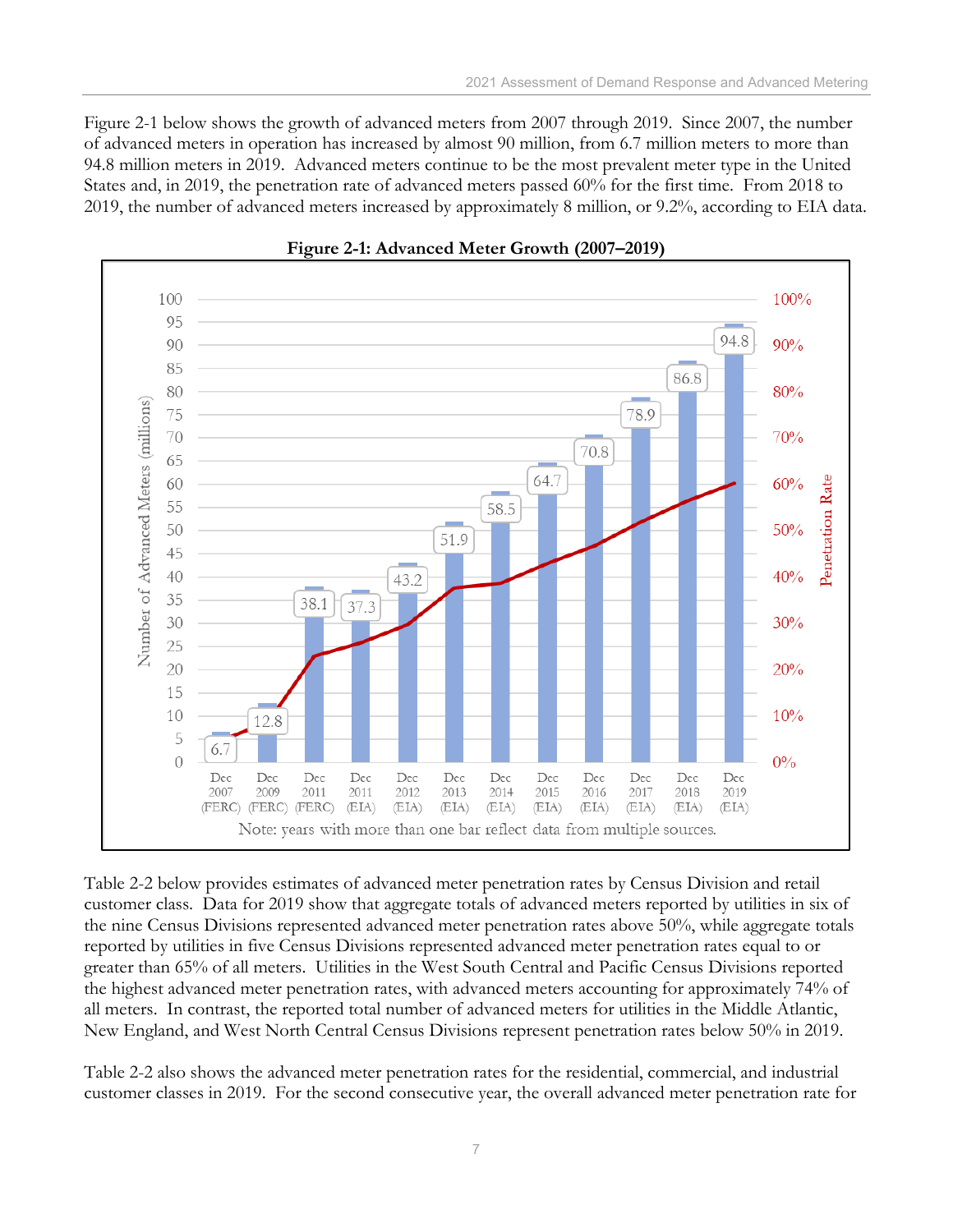Figure 2-1 below shows the growth of advanced meters from 2007 through 2019. Since 2007, the number of advanced meters in operation has increased by almost 90 million, from 6.7 million meters to more than 94.8 million meters in 2019. Advanced meters continue to be the most prevalent meter type in the United States and, in 2019, the penetration rate of advanced meters passed 60% for the first time. From 2018 to 2019, the number of advanced meters increased by approximately 8 million, or 9.2%, according to EIA data.

**Figure 2-1: Advanced Meter Growth (2007–2019)**

| Period | Number of Advanced Meters (millions) |
|---|---|
| Dec 2007 (FERC) | 6.7 |
| Dec 2009 (FERC) | 12.8 |
| Dec 2011 (FERC) | 38.1 |
| Dec 2011 (EIA) | 37.3 |
| Dec 2012 (EIA) | 43.2 |
| Dec 2013 (EIA) | 51.9 |
| Dec 2014 (EIA) | 58.5 |
| Dec 2015 (EIA) | 64.7 |
| Dec 2016 (EIA) | 70.8 |
| Dec 2017 (EIA) | 78.9 |
| Dec 2018 (EIA) | 86.8 |
| Dec 2019 (EIA) | 94.8 |

Note: years with more than one bar reflect data from multiple sources.

Table 2-2 below provides estimates of advanced meter penetration rates by Census Division and retail customer class. Data for 2019 show that aggregate totals of advanced meters reported by utilities in six of the nine Census Divisions represented advanced meter penetration rates above 50%, while aggregate totals reported by utilities in five Census Divisions represented advanced meter penetration rates equal to or greater than 65% of all meters. Utilities in the West South Central and Pacific Census Divisions reported the highest advanced meter penetration rates, with advanced meters accounting for approximately 74% of all meters. In contrast, the reported total number of advanced meters for utilities in the Middle Atlantic, New England, and West North Central Census Divisions represent penetration rates below 50% in 2019.

Table 2-2 also shows the advanced meter penetration rates for the residential, commercial, and industrial customer classes in 2019. For the second consecutive year, the overall advanced meter penetration rate for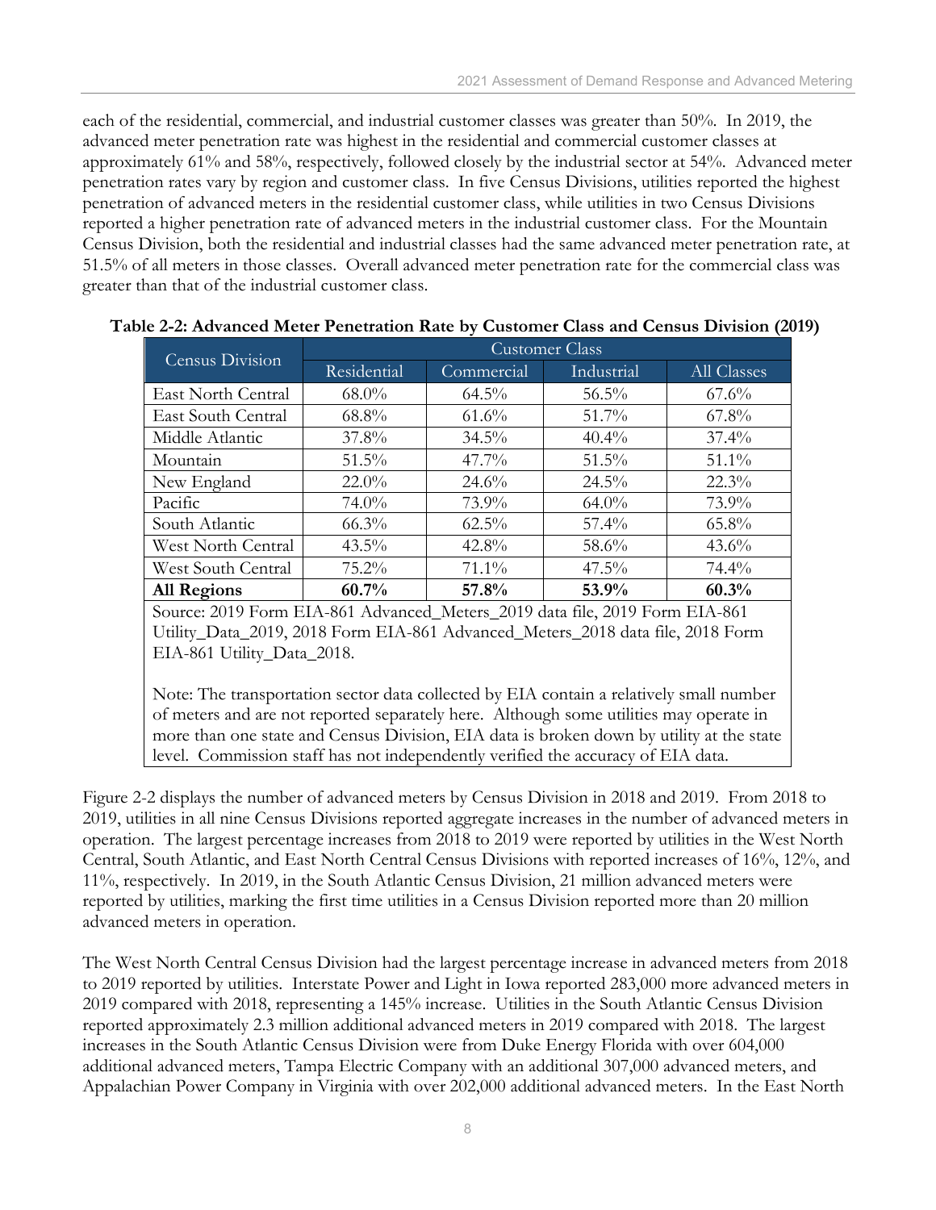each of the residential, commercial, and industrial customer classes was greater than 50%. In 2019, the advanced meter penetration rate was highest in the residential and commercial customer classes at approximately 61% and 58%, respectively, followed closely by the industrial sector at 54%. Advanced meter penetration rates vary by region and customer class. In five Census Divisions, utilities reported the highest penetration of advanced meters in the residential customer class, while utilities in two Census Divisions reported a higher penetration rate of advanced meters in the industrial customer class. For the Mountain Census Division, both the residential and industrial classes had the same advanced meter penetration rate, at 51.5% of all meters in those classes. Overall advanced meter penetration rate for the commercial class was greater than that of the industrial customer class.

**Table 2-2: Advanced Meter Penetration Rate by Customer Class and Census Division (2019)**

| Census Division | Customer Class | | | |
|---|---|---|---|---|
| | Residential | Commercial | Industrial | All Classes |
| East North Central | 68.0% | 64.5% | 56.5% | 67.6% |
| East South Central | 68.8% | 61.6% | 51.7% | 67.8% |
| Middle Atlantic | 37.8% | 34.5% | 40.4% | 37.4% |
| Mountain | 51.5% | 47.7% | 51.5% | 51.1% |
| New England | 22.0% | 24.6% | 24.5% | 22.3% |
| Pacific | 74.0% | 73.9% | 64.0% | 73.9% |
| South Atlantic | 66.3% | 62.5% | 57.4% | 65.8% |
| West North Central | 43.5% | 42.8% | 58.6% | 43.6% |
| West South Central | 75.2% | 71.1% | 47.5% | 74.4% |
| **All Regions** | **60.7%** | **57.8%** | **53.9%** | **60.3%** |

Source: 2019 Form EIA-861 Advanced_Meters_2019 data file, 2019 Form EIA-861 Utility_Data_2019, 2018 Form EIA-861 Advanced_Meters_2018 data file, 2018 Form EIA-861 Utility_Data_2018.

Note: The transportation sector data collected by EIA contain a relatively small number of meters and are not reported separately here. Although some utilities may operate in more than one state and Census Division, EIA data is broken down by utility at the state level. Commission staff has not independently verified the accuracy of EIA data.

Figure 2-2 displays the number of advanced meters by Census Division in 2018 and 2019. From 2018 to 2019, utilities in all nine Census Divisions reported aggregate increases in the number of advanced meters in operation. The largest percentage increases from 2018 to 2019 were reported by utilities in the West North Central, South Atlantic, and East North Central Census Divisions with reported increases of 16%, 12%, and 11%, respectively. In 2019, in the South Atlantic Census Division, 21 million advanced meters were reported by utilities, marking the first time utilities in a Census Division reported more than 20 million advanced meters in operation.

The West North Central Census Division had the largest percentage increase in advanced meters from 2018 to 2019 reported by utilities. Interstate Power and Light in Iowa reported 283,000 more advanced meters in 2019 compared with 2018, representing a 145% increase. Utilities in the South Atlantic Census Division reported approximately 2.3 million additional advanced meters in 2019 compared with 2018. The largest increases in the South Atlantic Census Division were from Duke Energy Florida with over 604,000 additional advanced meters, Tampa Electric Company with an additional 307,000 advanced meters, and Appalachian Power Company in Virginia with over 202,000 additional advanced meters. In the East North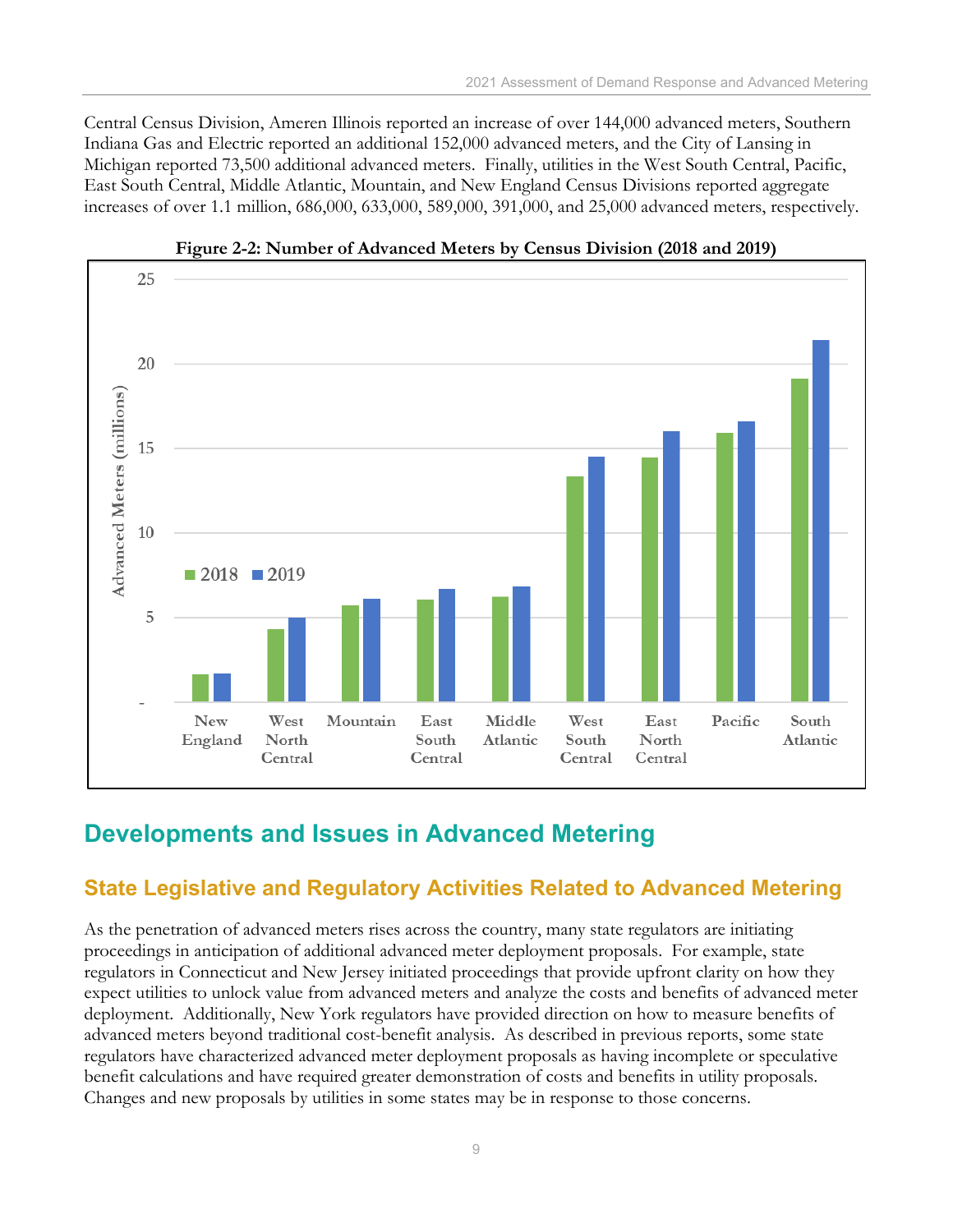Central Census Division, Ameren Illinois reported an increase of over 144,000 advanced meters, Southern Indiana Gas and Electric reported an additional 152,000 advanced meters, and the City of Lansing in Michigan reported 73,500 additional advanced meters. Finally, utilities in the West South Central, Pacific, East South Central, Middle Atlantic, Mountain, and New England Census Divisions reported aggregate increases of over 1.1 million, 686,000, 633,000, 589,000, 391,000, and 25,000 advanced meters, respectively.

**Figure 2-2: Number of Advanced Meters by Census Division (2018 and 2019)**

## Developments and Issues in Advanced Metering

### State Legislative and Regulatory Activities Related to Advanced Metering

As the penetration of advanced meters rises across the country, many state regulators are initiating proceedings in anticipation of additional advanced meter deployment proposals. For example, state regulators in Connecticut and New Jersey initiated proceedings that provide upfront clarity on how they expect utilities to unlock value from advanced meters and analyze the costs and benefits of advanced meter deployment. Additionally, New York regulators have provided direction on how to measure benefits of advanced meters beyond traditional cost-benefit analysis. As described in previous reports, some state regulators have characterized advanced meter deployment proposals as having incomplete or speculative benefit calculations and have required greater demonstration of costs and benefits in utility proposals. Changes and new proposals by utilities in some states may be in response to those concerns.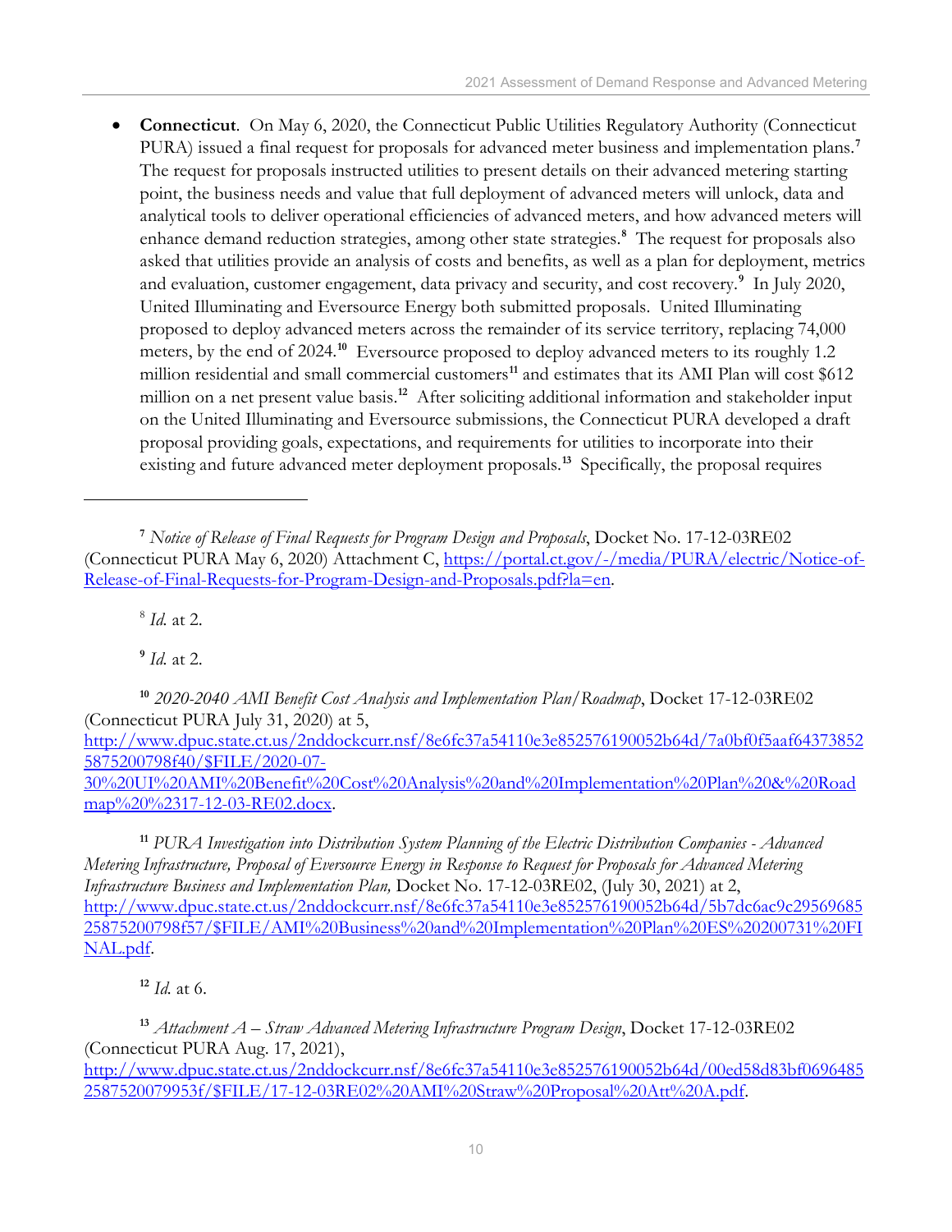- **Connecticut**. On May 6, 2020, the Connecticut Public Utilities Regulatory Authority (Connecticut PURA) issued a final request for proposals for advanced meter business and implementation plans.[7] The request for proposals instructed utilities to present details on their advanced metering starting point, the business needs and value that full deployment of advanced meters will unlock, data and analytical tools to deliver operational efficiencies of advanced meters, and how advanced meters will enhance demand reduction strategies, among other state strategies.[8] The request for proposals also asked that utilities provide an analysis of costs and benefits, as well as a plan for deployment, metrics and evaluation, customer engagement, data privacy and security, and cost recovery.[9] In July 2020, United Illuminating and Eversource Energy both submitted proposals. United Illuminating proposed to deploy advanced meters across the remainder of its service territory, replacing 74,000 meters, by the end of 2024.[10] Eversource proposed to deploy advanced meters to its roughly 1.2 million residential and small commercial customers[11] and estimates that its AMI Plan will cost $612 million on a net present value basis.[12] After soliciting additional information and stakeholder input on the United Illuminating and Eversource submissions, the Connecticut PURA developed a draft proposal providing goals, expectations, and requirements for utilities to incorporate into their existing and future advanced meter deployment proposals.[13] Specifically, the proposal requires

---

[7] *Notice of Release of Final Requests for Program Design and Proposals*, Docket No. 17-12-03RE02 (Connecticut PURA May 6, 2020) Attachment C, https://portal.ct.gov/-/media/PURA/electric/Notice-of-Release-of-Final-Requests-for-Program-Design-and-Proposals.pdf?la=en.

[8] *Id.* at 2.

[9] *Id.* at 2.

[10] *2020-2040 AMI Benefit Cost Analysis and Implementation Plan/Roadmap*, Docket 17-12-03RE02 (Connecticut PURA July 31, 2020) at 5, http://www.dpuc.state.ct.us/2nddockcurr.nsf/8e6fc37a54110e3e852576190052b64d/7a0bf0f5aaf643738525875200798f40/$FILE/2020-07-30%20UI%20AMI%20Benefit%20Cost%20Analysis%20and%20Implementation%20Plan%20&%20Roadmap%20%2317-12-03-RE02.docx.

[11] *PURA Investigation into Distribution System Planning of the Electric Distribution Companies - Advanced Metering Infrastructure, Proposal of Eversource Energy in Response to Request for Proposals for Advanced Metering Infrastructure Business and Implementation Plan,* Docket No. 17-12-03RE02, (July 30, 2021) at 2, http://www.dpuc.state.ct.us/2nddockcurr.nsf/8e6fc37a54110e3e852576190052b64d/5b7dc6ac9c2956968525875200798f57/$FILE/AMI%20Business%20and%20Implementation%20Plan%20ES%20200731%20FINAL.pdf.

[12] *Id.* at 6.

[13] *Attachment A – Straw Advanced Metering Infrastructure Program Design*, Docket 17-12-03RE02 (Connecticut PURA Aug. 17, 2021), http://www.dpuc.state.ct.us/2nddockcurr.nsf/8e6fc37a54110e3e852576190052b64d/00ed58d83bf06964852587520079953f/$FILE/17-12-03RE02%20AMI%20Straw%20Proposal%20Att%20A.pdf.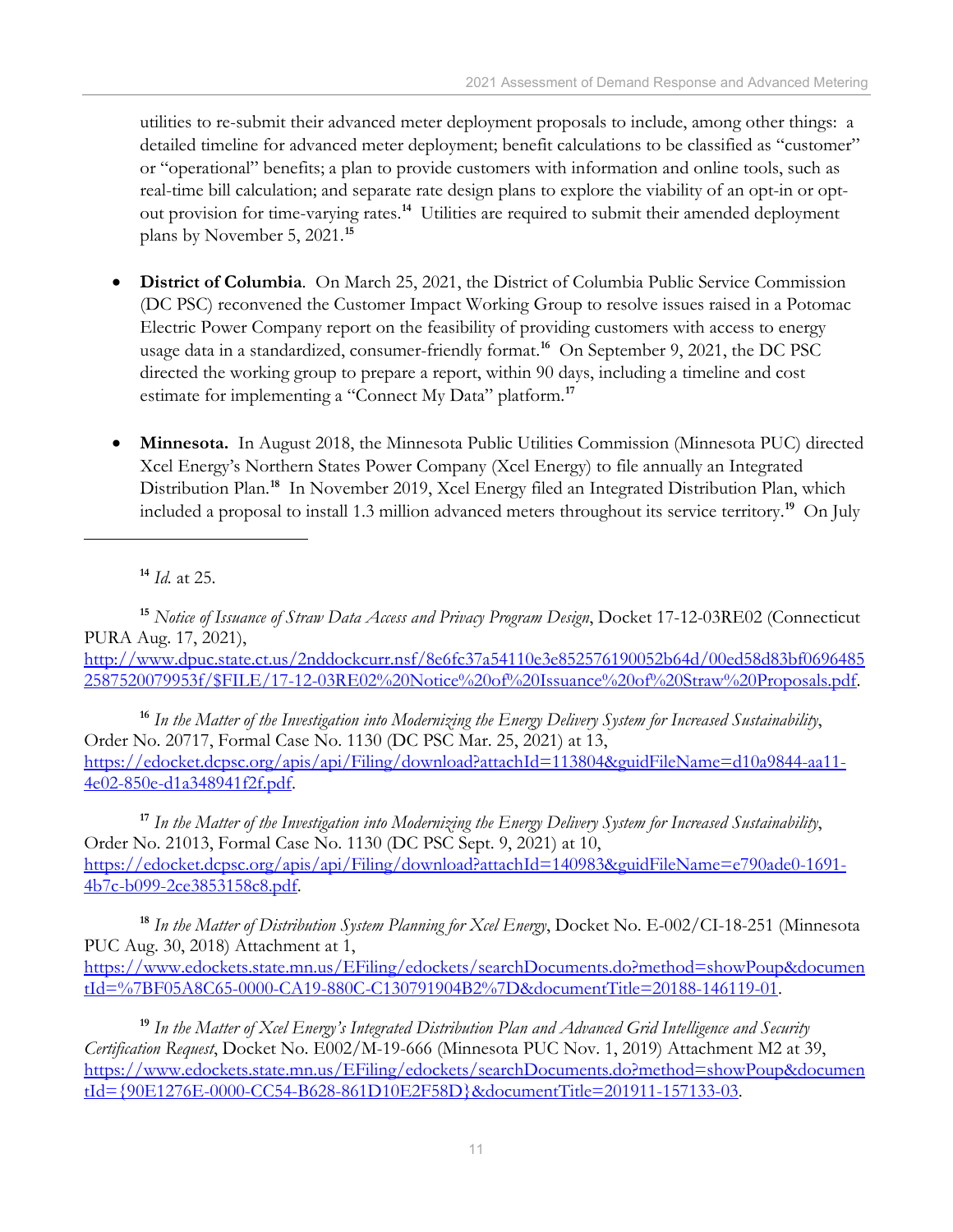utilities to re-submit their advanced meter deployment proposals to include, among other things: a detailed timeline for advanced meter deployment; benefit calculations to be classified as "customer" or "operational" benefits; a plan to provide customers with information and online tools, such as real-time bill calculation; and separate rate design plans to explore the viability of an opt-in or opt-out provision for time-varying rates.[14] Utilities are required to submit their amended deployment plans by November 5, 2021.[15]

- **District of Columbia**. On March 25, 2021, the District of Columbia Public Service Commission (DC PSC) reconvened the Customer Impact Working Group to resolve issues raised in a Potomac Electric Power Company report on the feasibility of providing customers with access to energy usage data in a standardized, consumer-friendly format.[16] On September 9, 2021, the DC PSC directed the working group to prepare a report, within 90 days, including a timeline and cost estimate for implementing a "Connect My Data" platform.[17]

- **Minnesota.** In August 2018, the Minnesota Public Utilities Commission (Minnesota PUC) directed Xcel Energy's Northern States Power Company (Xcel Energy) to file annually an Integrated Distribution Plan.[18] In November 2019, Xcel Energy filed an Integrated Distribution Plan, which included a proposal to install 1.3 million advanced meters throughout its service territory.[19] On July

---

[14] *Id.* at 25.

[15] *Notice of Issuance of Straw Data Access and Privacy Program Design*, Docket 17-12-03RE02 (Connecticut PURA Aug. 17, 2021), http://www.dpuc.state.ct.us/2nddockcurr.nsf/8e6fc37a54110e3e852576190052b64d/00ed58d83bf06964852587520079953f/$FILE/17-12-03RE02%20Notice%20of%20Issuance%20of%20Straw%20Proposals.pdf.

[16] *In the Matter of the Investigation into Modernizing the Energy Delivery System for Increased Sustainability*, Order No. 20717, Formal Case No. 1130 (DC PSC Mar. 25, 2021) at 13, https://edocket.dcpsc.org/apis/api/Filing/download?attachId=113804&guidFileName=d10a9844-aa11-4e02-850e-d1a348941f2f.pdf.

[17] *In the Matter of the Investigation into Modernizing the Energy Delivery System for Increased Sustainability*, Order No. 21013, Formal Case No. 1130 (DC PSC Sept. 9, 2021) at 10, https://edocket.dcpsc.org/apis/api/Filing/download?attachId=140983&guidFileName=e790ade0-1691-4b7c-b099-2ce3853158c8.pdf.

[18] *In the Matter of Distribution System Planning for Xcel Energy*, Docket No. E-002/CI-18-251 (Minnesota PUC Aug. 30, 2018) Attachment at 1, https://www.edockets.state.mn.us/EFiling/edockets/searchDocuments.do?method=showPoup&documentId=%7BF05A8C65-0000-CA19-880C-C130791904B2%7D&documentTitle=20188-146119-01.

[19] *In the Matter of Xcel Energy's Integrated Distribution Plan and Advanced Grid Intelligence and Security Certification Request*, Docket No. E002/M-19-666 (Minnesota PUC Nov. 1, 2019) Attachment M2 at 39, https://www.edockets.state.mn.us/EFiling/edockets/searchDocuments.do?method=showPoup&documentId={90E1276E-0000-CC54-B628-861D10E2F58D}&documentTitle=201911-157133-03.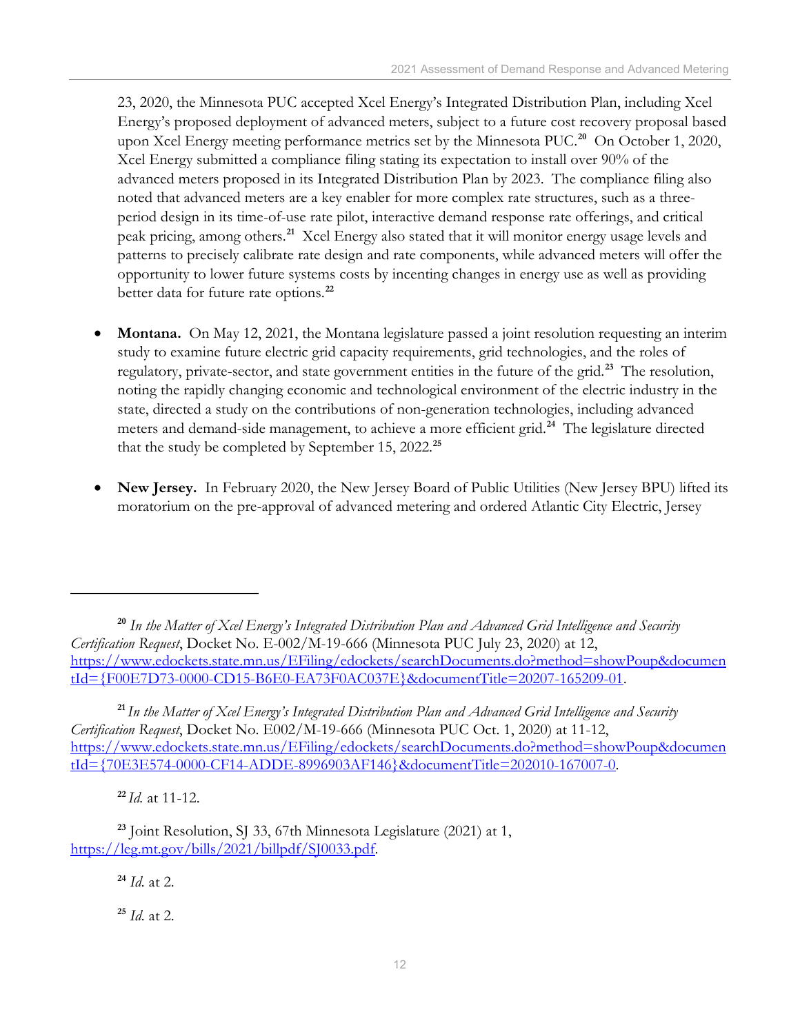23, 2020, the Minnesota PUC accepted Xcel Energy's Integrated Distribution Plan, including Xcel Energy's proposed deployment of advanced meters, subject to a future cost recovery proposal based upon Xcel Energy meeting performance metrics set by the Minnesota PUC.[20] On October 1, 2020, Xcel Energy submitted a compliance filing stating its expectation to install over 90% of the advanced meters proposed in its Integrated Distribution Plan by 2023. The compliance filing also noted that advanced meters are a key enabler for more complex rate structures, such as a three-period design in its time-of-use rate pilot, interactive demand response rate offerings, and critical peak pricing, among others.[21] Xcel Energy also stated that it will monitor energy usage levels and patterns to precisely calibrate rate design and rate components, while advanced meters will offer the opportunity to lower future systems costs by incenting changes in energy use as well as providing better data for future rate options.[22]

- **Montana.** On May 12, 2021, the Montana legislature passed a joint resolution requesting an interim study to examine future electric grid capacity requirements, grid technologies, and the roles of regulatory, private-sector, and state government entities in the future of the grid.[23] The resolution, noting the rapidly changing economic and technological environment of the electric industry in the state, directed a study on the contributions of non-generation technologies, including advanced meters and demand-side management, to achieve a more efficient grid.[24] The legislature directed that the study be completed by September 15, 2022.[25]

- **New Jersey.** In February 2020, the New Jersey Board of Public Utilities (New Jersey BPU) lifted its moratorium on the pre-approval of advanced metering and ordered Atlantic City Electric, Jersey

---

[20] *In the Matter of Xcel Energy's Integrated Distribution Plan and Advanced Grid Intelligence and Security Certification Request*, Docket No. E-002/M-19-666 (Minnesota PUC July 23, 2020) at 12, https://www.edockets.state.mn.us/EFiling/edockets/searchDocuments.do?method=showPoup&documentId={F00E7D73-0000-CD15-B6E0-EA73F0AC037E}&documentTitle=20207-165209-01.

[21] *In the Matter of Xcel Energy's Integrated Distribution Plan and Advanced Grid Intelligence and Security Certification Request*, Docket No. E002/M-19-666 (Minnesota PUC Oct. 1, 2020) at 11-12, https://www.edockets.state.mn.us/EFiling/edockets/searchDocuments.do?method=showPoup&documentId={70E3E574-0000-CF14-ADDE-8996903AF146}&documentTitle=202010-167007-0.

[22] *Id.* at 11-12.

[23] Joint Resolution, SJ 33, 67th Minnesota Legislature (2021) at 1, https://leg.mt.gov/bills/2021/billpdf/SJ0033.pdf.

[24] *Id.* at 2.

[25] *Id.* at 2.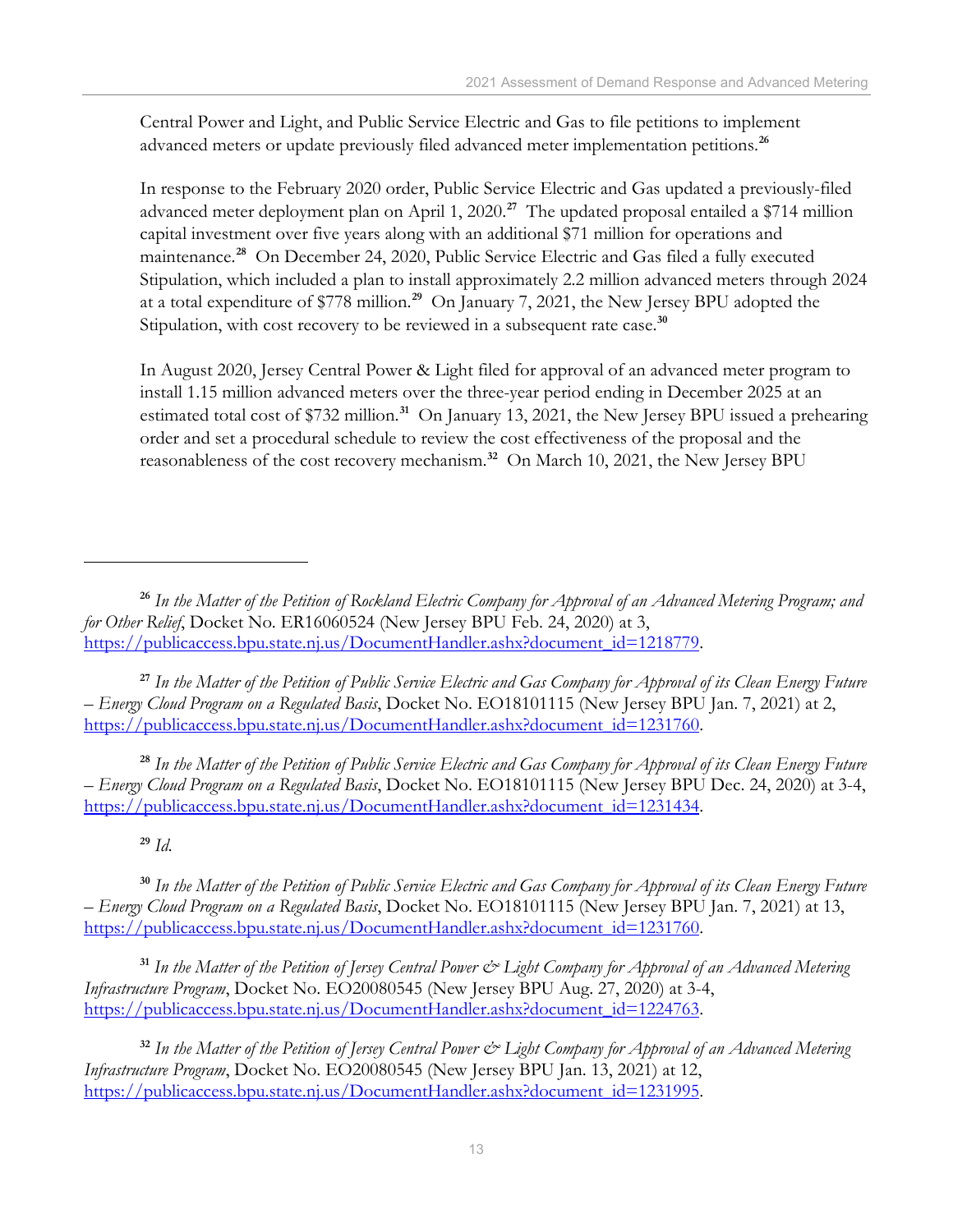Central Power and Light, and Public Service Electric and Gas to file petitions to implement advanced meters or update previously filed advanced meter implementation petitions.[26]

In response to the February 2020 order, Public Service Electric and Gas updated a previously-filed advanced meter deployment plan on April 1, 2020.[27] The updated proposal entailed a $714 million capital investment over five years along with an additional $71 million for operations and maintenance.[28] On December 24, 2020, Public Service Electric and Gas filed a fully executed Stipulation, which included a plan to install approximately 2.2 million advanced meters through 2024 at a total expenditure of $778 million.[29] On January 7, 2021, the New Jersey BPU adopted the Stipulation, with cost recovery to be reviewed in a subsequent rate case.[30]

In August 2020, Jersey Central Power & Light filed for approval of an advanced meter program to install 1.15 million advanced meters over the three-year period ending in December 2025 at an estimated total cost of $732 million.[31] On January 13, 2021, the New Jersey BPU issued a prehearing order and set a procedural schedule to review the cost effectiveness of the proposal and the reasonableness of the cost recovery mechanism.[32] On March 10, 2021, the New Jersey BPU

---

[26] *In the Matter of the Petition of Rockland Electric Company for Approval of an Advanced Metering Program; and for Other Relief*, Docket No. ER16060524 (New Jersey BPU Feb. 24, 2020) at 3, https://publicaccess.bpu.state.nj.us/DocumentHandler.ashx?document_id=1218779.

[27] *In the Matter of the Petition of Public Service Electric and Gas Company for Approval of its Clean Energy Future – Energy Cloud Program on a Regulated Basis*, Docket No. EO18101115 (New Jersey BPU Jan. 7, 2021) at 2, https://publicaccess.bpu.state.nj.us/DocumentHandler.ashx?document_id=1231760.

[28] *In the Matter of the Petition of Public Service Electric and Gas Company for Approval of its Clean Energy Future – Energy Cloud Program on a Regulated Basis*, Docket No. EO18101115 (New Jersey BPU Dec. 24, 2020) at 3-4, https://publicaccess.bpu.state.nj.us/DocumentHandler.ashx?document_id=1231434.

[29] *Id.*

[30] *In the Matter of the Petition of Public Service Electric and Gas Company for Approval of its Clean Energy Future – Energy Cloud Program on a Regulated Basis*, Docket No. EO18101115 (New Jersey BPU Jan. 7, 2021) at 13, https://publicaccess.bpu.state.nj.us/DocumentHandler.ashx?document_id=1231760.

[31] *In the Matter of the Petition of Jersey Central Power & Light Company for Approval of an Advanced Metering Infrastructure Program*, Docket No. EO20080545 (New Jersey BPU Aug. 27, 2020) at 3-4, https://publicaccess.bpu.state.nj.us/DocumentHandler.ashx?document_id=1224763.

[32] *In the Matter of the Petition of Jersey Central Power & Light Company for Approval of an Advanced Metering Infrastructure Program*, Docket No. EO20080545 (New Jersey BPU Jan. 13, 2021) at 12, https://publicaccess.bpu.state.nj.us/DocumentHandler.ashx?document_id=1231995.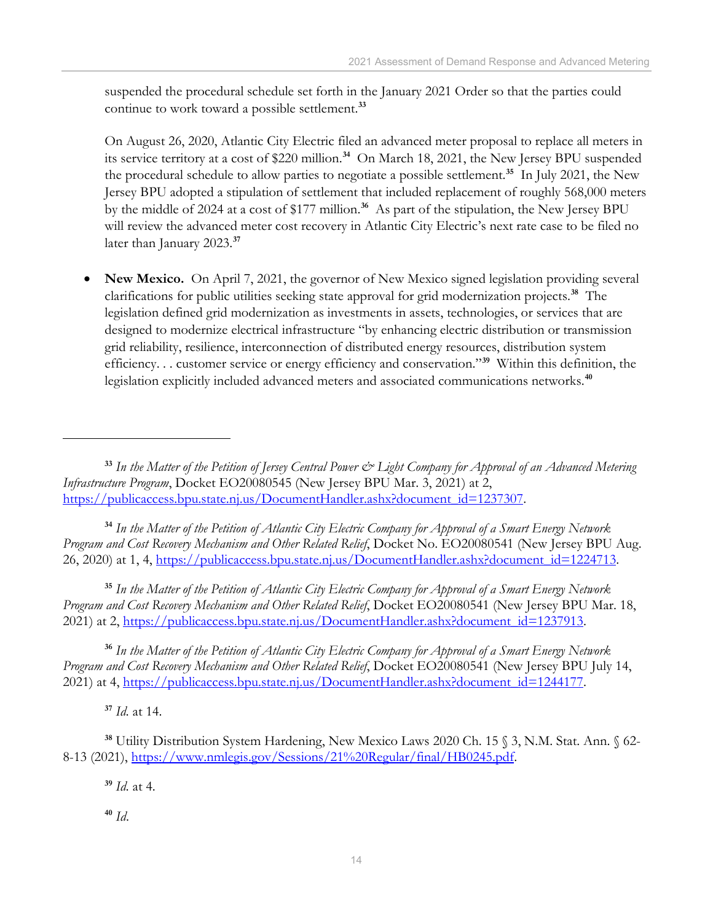suspended the procedural schedule set forth in the January 2021 Order so that the parties could continue to work toward a possible settlement.[33]

On August 26, 2020, Atlantic City Electric filed an advanced meter proposal to replace all meters in its service territory at a cost of $220 million.[34] On March 18, 2021, the New Jersey BPU suspended the procedural schedule to allow parties to negotiate a possible settlement.[35] In July 2021, the New Jersey BPU adopted a stipulation of settlement that included replacement of roughly 568,000 meters by the middle of 2024 at a cost of $177 million.[36] As part of the stipulation, the New Jersey BPU will review the advanced meter cost recovery in Atlantic City Electric's next rate case to be filed no later than January 2023.[37]

- **New Mexico.** On April 7, 2021, the governor of New Mexico signed legislation providing several clarifications for public utilities seeking state approval for grid modernization projects.[38] The legislation defined grid modernization as investments in assets, technologies, or services that are designed to modernize electrical infrastructure "by enhancing electric distribution or transmission grid reliability, resilience, interconnection of distributed energy resources, distribution system efficiency. . . customer service or energy efficiency and conservation."[39] Within this definition, the legislation explicitly included advanced meters and associated communications networks.[40]

---

[33] *In the Matter of the Petition of Jersey Central Power & Light Company for Approval of an Advanced Metering Infrastructure Program*, Docket EO20080545 (New Jersey BPU Mar. 3, 2021) at 2, https://publicaccess.bpu.state.nj.us/DocumentHandler.ashx?document_id=1237307.

[34] *In the Matter of the Petition of Atlantic City Electric Company for Approval of a Smart Energy Network Program and Cost Recovery Mechanism and Other Related Relief*, Docket No. EO20080541 (New Jersey BPU Aug. 26, 2020) at 1, 4, https://publicaccess.bpu.state.nj.us/DocumentHandler.ashx?document_id=1224713.

[35] *In the Matter of the Petition of Atlantic City Electric Company for Approval of a Smart Energy Network Program and Cost Recovery Mechanism and Other Related Relief*, Docket EO20080541 (New Jersey BPU Mar. 18, 2021) at 2, https://publicaccess.bpu.state.nj.us/DocumentHandler.ashx?document_id=1237913.

[36] *In the Matter of the Petition of Atlantic City Electric Company for Approval of a Smart Energy Network Program and Cost Recovery Mechanism and Other Related Relief*, Docket EO20080541 (New Jersey BPU July 14, 2021) at 4, https://publicaccess.bpu.state.nj.us/DocumentHandler.ashx?document_id=1244177.

[37] *Id.* at 14.

[38] Utility Distribution System Hardening, New Mexico Laws 2020 Ch. 15 § 3, N.M. Stat. Ann. § 62-8-13 (2021), https://www.nmlegis.gov/Sessions/21%20Regular/final/HB0245.pdf.

[39] *Id.* at 4.

[40] *Id.*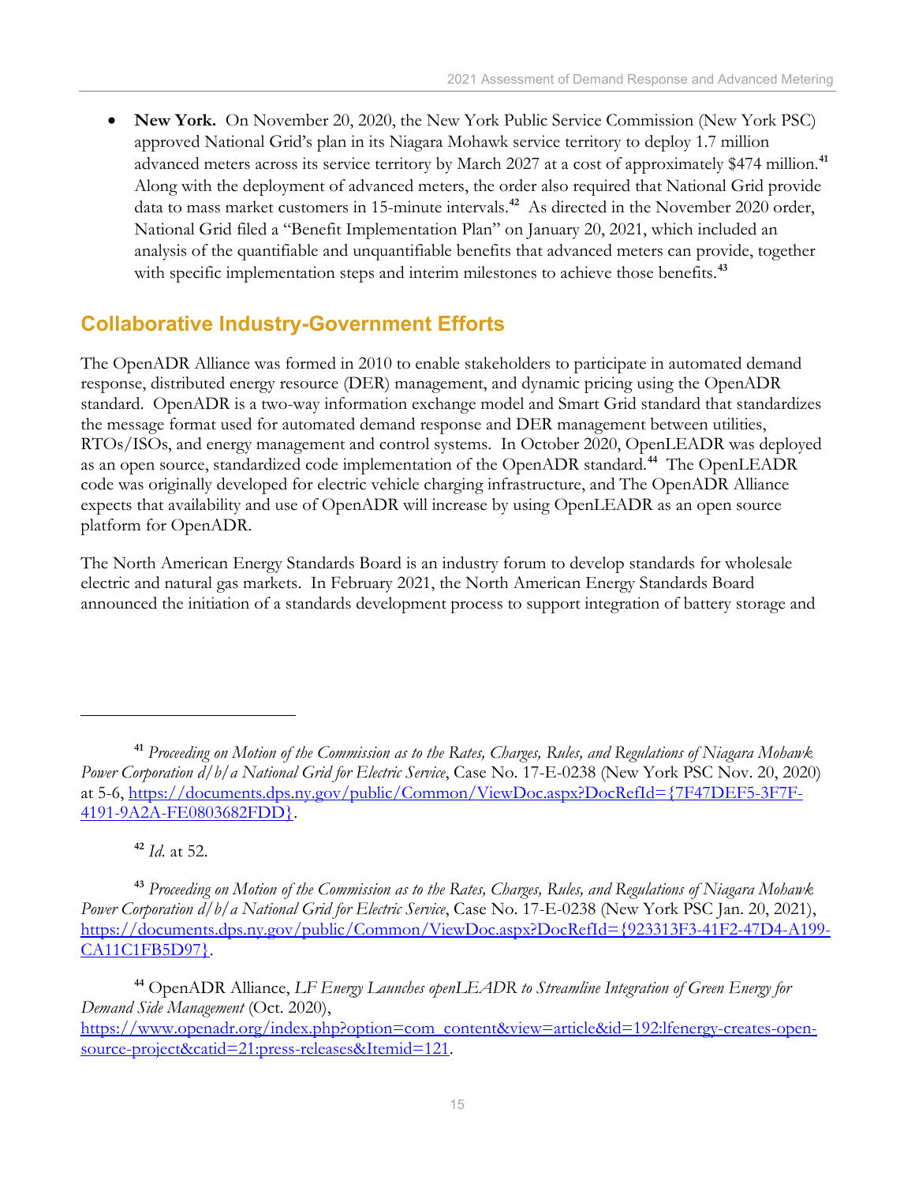- **New York.** On November 20, 2020, the New York Public Service Commission (New York PSC) approved National Grid's plan in its Niagara Mohawk service territory to deploy 1.7 million advanced meters across its service territory by March 2027 at a cost of approximately $474 million.[41] Along with the deployment of advanced meters, the order also required that National Grid provide data to mass market customers in 15-minute intervals.[42] As directed in the November 2020 order, National Grid filed a "Benefit Implementation Plan" on January 20, 2021, which included an analysis of the quantifiable and unquantifiable benefits that advanced meters can provide, together with specific implementation steps and interim milestones to achieve those benefits.[43]

## Collaborative Industry-Government Efforts

The OpenADR Alliance was formed in 2010 to enable stakeholders to participate in automated demand response, distributed energy resource (DER) management, and dynamic pricing using the OpenADR standard. OpenADR is a two-way information exchange model and Smart Grid standard that standardizes the message format used for automated demand response and DER management between utilities, RTOs/ISOs, and energy management and control systems. In October 2020, OpenLEADR was deployed as an open source, standardized code implementation of the OpenADR standard.[44] The OpenLEADR code was originally developed for electric vehicle charging infrastructure, and The OpenADR Alliance expects that availability and use of OpenADR will increase by using OpenLEADR as an open source platform for OpenADR.

The North American Energy Standards Board is an industry forum to develop standards for wholesale electric and natural gas markets. In February 2021, the North American Energy Standards Board announced the initiation of a standards development process to support integration of battery storage and

---

[41] *Proceeding on Motion of the Commission as to the Rates, Charges, Rules, and Regulations of Niagara Mohawk Power Corporation d/b/a National Grid for Electric Service*, Case No. 17-E-0238 (New York PSC Nov. 20, 2020) at 5-6, https://documents.dps.ny.gov/public/Common/ViewDoc.aspx?DocRefId={7F47DEF5-3F7F-4191-9A2A-FE0803682FDD}.

[42] *Id.* at 52.

[43] *Proceeding on Motion of the Commission as to the Rates, Charges, Rules, and Regulations of Niagara Mohawk Power Corporation d/b/a National Grid for Electric Service*, Case No. 17-E-0238 (New York PSC Jan. 20, 2021), https://documents.dps.ny.gov/public/Common/ViewDoc.aspx?DocRefId={923313F3-41F2-47D4-A199-CA11C1FB5D97}.

[44] OpenADR Alliance, *LF Energy Launches openLEADR to Streamline Integration of Green Energy for Demand Side Management* (Oct. 2020), https://www.openadr.org/index.php?option=com_content&view=article&id=192:lfenergy-creates-open-source-project&catid=21:press-releases&Itemid=121.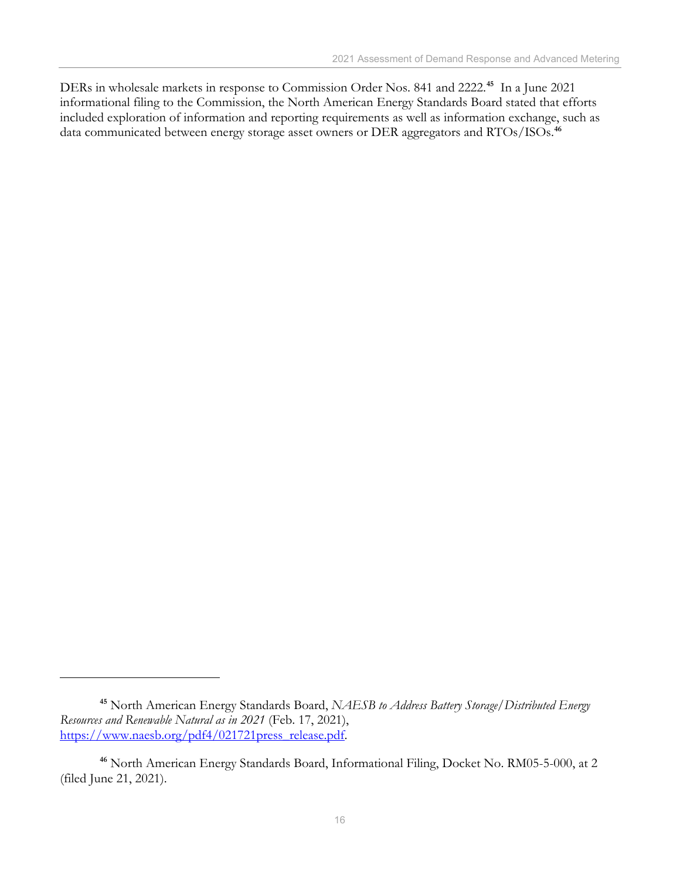DERs in wholesale markets in response to Commission Order Nos. 841 and 2222.[45] In a June 2021 informational filing to the Commission, the North American Energy Standards Board stated that efforts included exploration of information and reporting requirements as well as information exchange, such as data communicated between energy storage asset owners or DER aggregators and RTOs/ISOs.[46]

---

[45] North American Energy Standards Board, *NAESB to Address Battery Storage/Distributed Energy Resources and Renewable Natural as in 2021* (Feb. 17, 2021), https://www.naesb.org/pdf4/021721press_release.pdf.

[46] North American Energy Standards Board, Informational Filing, Docket No. RM05-5-000, at 2 (filed June 21, 2021).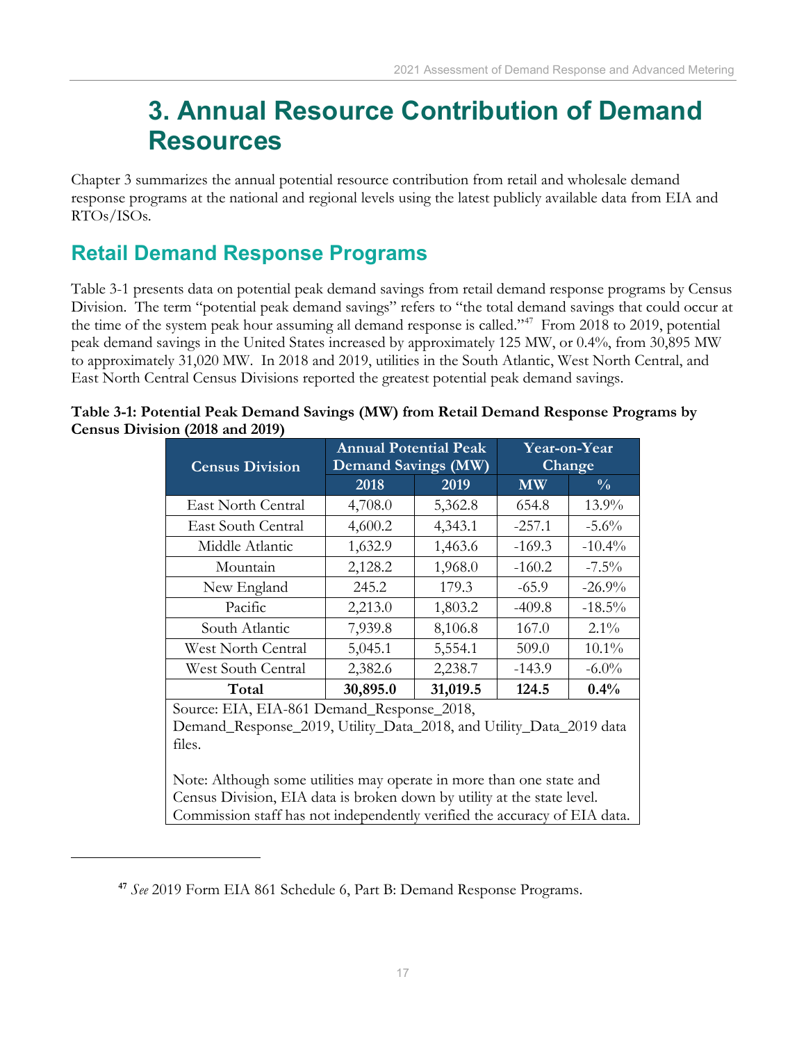# 3. Annual Resource Contribution of Demand Resources

Chapter 3 summarizes the annual potential resource contribution from retail and wholesale demand response programs at the national and regional levels using the latest publicly available data from EIA and RTOs/ISOs.

## Retail Demand Response Programs

Table 3-1 presents data on potential peak demand savings from retail demand response programs by Census Division. The term "potential peak demand savings" refers to "the total demand savings that could occur at the time of the system peak hour assuming all demand response is called."[47] From 2018 to 2019, potential peak demand savings in the United States increased by approximately 125 MW, or 0.4%, from 30,895 MW to approximately 31,020 MW. In 2018 and 2019, utilities in the South Atlantic, West North Central, and East North Central Census Divisions reported the greatest potential peak demand savings.

**Table 3-1: Potential Peak Demand Savings (MW) from Retail Demand Response Programs by Census Division (2018 and 2019)**

| Census Division | Annual Potential Peak Demand Savings (MW) | | Year-on-Year Change | |
|---|---|---|---|---|
| | 2018 | 2019 | MW | % |
| East North Central | 4,708.0 | 5,362.8 | 654.8 | 13.9% |
| East South Central | 4,600.2 | 4,343.1 | -257.1 | -5.6% |
| Middle Atlantic | 1,632.9 | 1,463.6 | -169.3 | -10.4% |
| Mountain | 2,128.2 | 1,968.0 | -160.2 | -7.5% |
| New England | 245.2 | 179.3 | -65.9 | -26.9% |
| Pacific | 2,213.0 | 1,803.2 | -409.8 | -18.5% |
| South Atlantic | 7,939.8 | 8,106.8 | 167.0 | 2.1% |
| West North Central | 5,045.1 | 5,554.1 | 509.0 | 10.1% |
| West South Central | 2,382.6 | 2,238.7 | -143.9 | -6.0% |
| **Total** | **30,895.0** | **31,019.5** | **124.5** | **0.4%** |

Source: EIA, EIA-861 Demand_Response_2018, Demand_Response_2019, Utility_Data_2018, and Utility_Data_2019 data files.

Note: Although some utilities may operate in more than one state and Census Division, EIA data is broken down by utility at the state level. Commission staff has not independently verified the accuracy of EIA data.

[47] *See* 2019 Form EIA 861 Schedule 6, Part B: Demand Response Programs.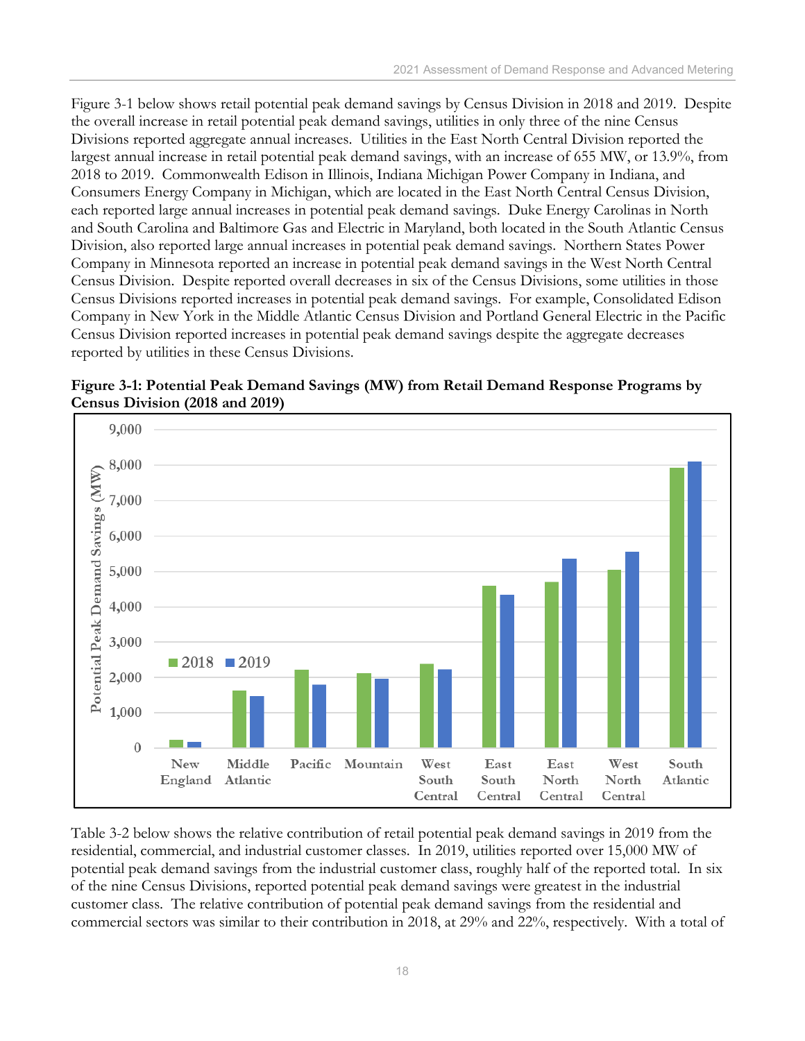Figure 3-1 below shows retail potential peak demand savings by Census Division in 2018 and 2019. Despite the overall increase in retail potential peak demand savings, utilities in only three of the nine Census Divisions reported aggregate annual increases. Utilities in the East North Central Division reported the largest annual increase in retail potential peak demand savings, with an increase of 655 MW, or 13.9%, from 2018 to 2019. Commonwealth Edison in Illinois, Indiana Michigan Power Company in Indiana, and Consumers Energy Company in Michigan, which are located in the East North Central Census Division, each reported large annual increases in potential peak demand savings. Duke Energy Carolinas in North and South Carolina and Baltimore Gas and Electric in Maryland, both located in the South Atlantic Census Division, also reported large annual increases in potential peak demand savings. Northern States Power Company in Minnesota reported an increase in potential peak demand savings in the West North Central Census Division. Despite reported overall decreases in six of the Census Divisions, some utilities in those Census Divisions reported increases in potential peak demand savings. For example, Consolidated Edison Company in New York in the Middle Atlantic Census Division and Portland General Electric in the Pacific Census Division reported increases in potential peak demand savings despite the aggregate decreases reported by utilities in these Census Divisions.

**Figure 3-1: Potential Peak Demand Savings (MW) from Retail Demand Response Programs by Census Division (2018 and 2019)**

Table 3-2 below shows the relative contribution of retail potential peak demand savings in 2019 from the residential, commercial, and industrial customer classes. In 2019, utilities reported over 15,000 MW of potential peak demand savings from the industrial customer class, roughly half of the reported total. In six of the nine Census Divisions, reported potential peak demand savings were greatest in the industrial customer class. The relative contribution of potential peak demand savings from the residential and commercial sectors was similar to their contribution in 2018, at 29% and 22%, respectively. With a total of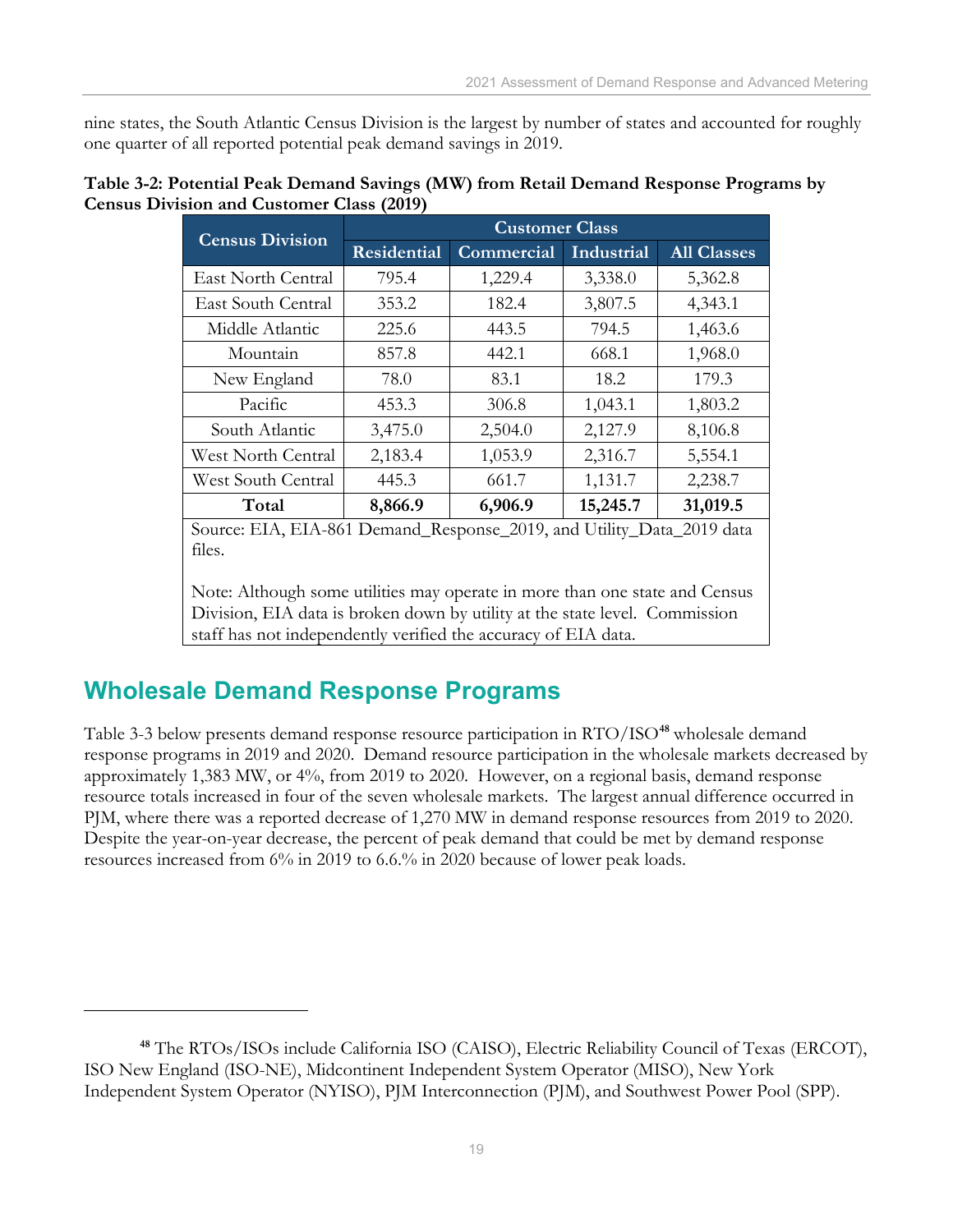nine states, the South Atlantic Census Division is the largest by number of states and accounted for roughly one quarter of all reported potential peak demand savings in 2019.

**Table 3-2: Potential Peak Demand Savings (MW) from Retail Demand Response Programs by Census Division and Customer Class (2019)**

| Census Division | Customer Class | | | |
|---|---|---|---|---|
| | Residential | Commercial | Industrial | All Classes |
| East North Central | 795.4 | 1,229.4 | 3,338.0 | 5,362.8 |
| East South Central | 353.2 | 182.4 | 3,807.5 | 4,343.1 |
| Middle Atlantic | 225.6 | 443.5 | 794.5 | 1,463.6 |
| Mountain | 857.8 | 442.1 | 668.1 | 1,968.0 |
| New England | 78.0 | 83.1 | 18.2 | 179.3 |
| Pacific | 453.3 | 306.8 | 1,043.1 | 1,803.2 |
| South Atlantic | 3,475.0 | 2,504.0 | 2,127.9 | 8,106.8 |
| West North Central | 2,183.4 | 1,053.9 | 2,316.7 | 5,554.1 |
| West South Central | 445.3 | 661.7 | 1,131.7 | 2,238.7 |
| **Total** | **8,866.9** | **6,906.9** | **15,245.7** | **31,019.5** |

Source: EIA, EIA-861 Demand_Response_2019, and Utility_Data_2019 data files.

Note: Although some utilities may operate in more than one state and Census Division, EIA data is broken down by utility at the state level. Commission staff has not independently verified the accuracy of EIA data.

## Wholesale Demand Response Programs

Table 3-3 below presents demand response resource participation in RTO/ISO[48] wholesale demand response programs in 2019 and 2020. Demand resource participation in the wholesale markets decreased by approximately 1,383 MW, or 4%, from 2019 to 2020. However, on a regional basis, demand response resource totals increased in four of the seven wholesale markets. The largest annual difference occurred in PJM, where there was a reported decrease of 1,270 MW in demand response resources from 2019 to 2020. Despite the year-on-year decrease, the percent of peak demand that could be met by demand response resources increased from 6% in 2019 to 6.6.% in 2020 because of lower peak loads.

[48] The RTOs/ISOs include California ISO (CAISO), Electric Reliability Council of Texas (ERCOT), ISO New England (ISO-NE), Midcontinent Independent System Operator (MISO), New York Independent System Operator (NYISO), PJM Interconnection (PJM), and Southwest Power Pool (SPP).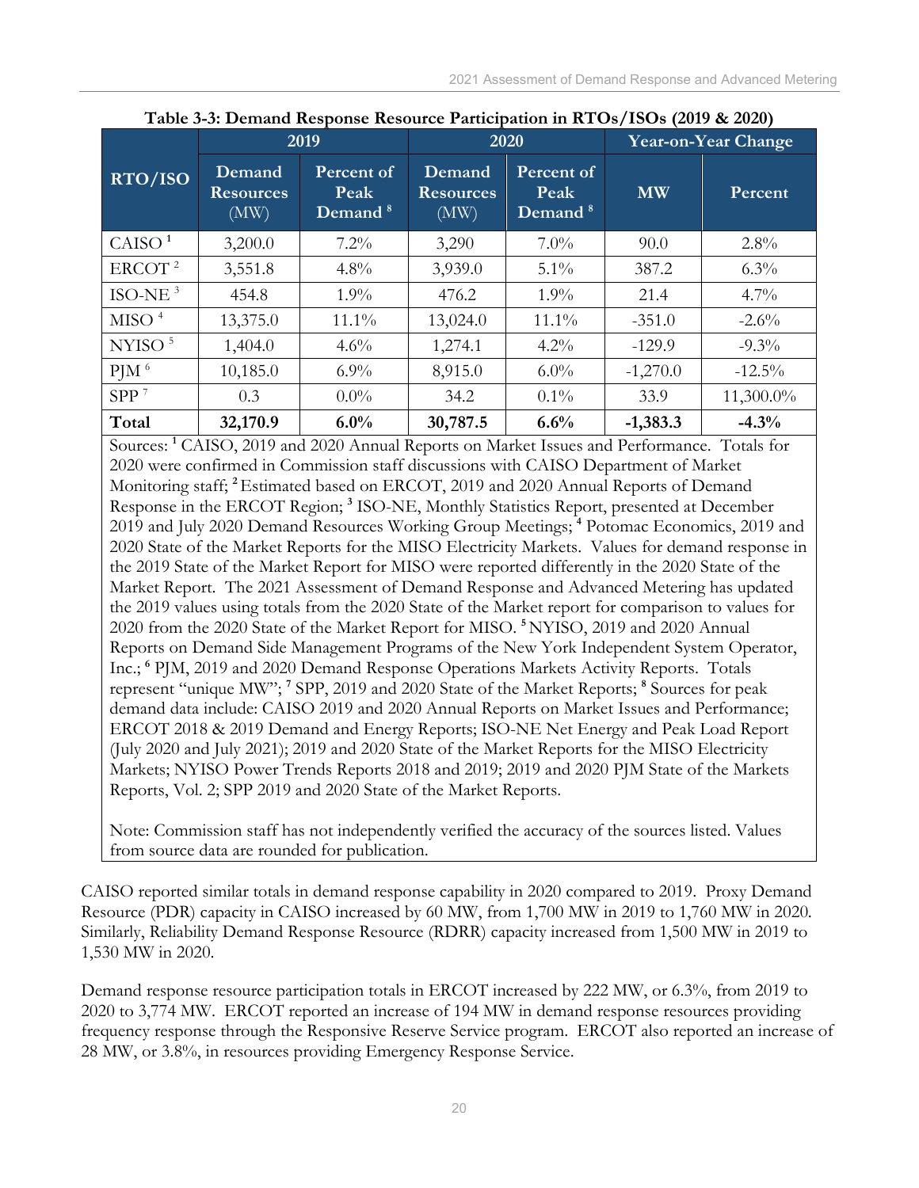**Table 3-3: Demand Response Resource Participation in RTOs/ISOs (2019 & 2020)**

| RTO/ISO | 2019 | | 2020 | | Year-on-Year Change | |
|---|---|---|---|---|---|---|
| | Demand Resources (MW) | Percent of Peak Demand [8] | Demand Resources (MW) | Percent of Peak Demand [8] | MW | Percent |
| CAISO [1] | 3,200.0 | 7.2% | 3,290 | 7.0% | 90.0 | 2.8% |
| ERCOT [2] | 3,551.8 | 4.8% | 3,939.0 | 5.1% | 387.2 | 6.3% |
| ISO-NE [3] | 454.8 | 1.9% | 476.2 | 1.9% | 21.4 | 4.7% |
| MISO [4] | 13,375.0 | 11.1% | 13,024.0 | 11.1% | -351.0 | -2.6% |
| NYISO [5] | 1,404.0 | 4.6% | 1,274.1 | 4.2% | -129.9 | -9.3% |
| PJM [6] | 10,185.0 | 6.9% | 8,915.0 | 6.0% | -1,270.0 | -12.5% |
| SPP [7] | 0.3 | 0.0% | 34.2 | 0.1% | 33.9 | 11,300.0% |
| **Total** | **32,170.9** | **6.0%** | **30,787.5** | **6.6%** | **-1,383.3** | **-4.3%** |

Sources: [1] CAISO, 2019 and 2020 Annual Reports on Market Issues and Performance. Totals for 2020 were confirmed in Commission staff discussions with CAISO Department of Market Monitoring staff; [2] Estimated based on ERCOT, 2019 and 2020 Annual Reports of Demand Response in the ERCOT Region; [3] ISO-NE, Monthly Statistics Report, presented at December 2019 and July 2020 Demand Resources Working Group Meetings; [4] Potomac Economics, 2019 and 2020 State of the Market Reports for the MISO Electricity Markets. Values for demand response in the 2019 State of the Market Report for MISO were reported differently in the 2020 State of the Market Report. The 2021 Assessment of Demand Response and Advanced Metering has updated the 2019 values using totals from the 2020 State of the Market report for comparison to values for 2020 from the 2020 State of the Market Report for MISO. [5] NYISO, 2019 and 2020 Annual Reports on Demand Side Management Programs of the New York Independent System Operator, Inc.; [6] PJM, 2019 and 2020 Demand Response Operations Markets Activity Reports. Totals represent "unique MW"; [7] SPP, 2019 and 2020 State of the Market Reports; [8] Sources for peak demand data include: CAISO 2019 and 2020 Annual Reports on Market Issues and Performance; ERCOT 2018 & 2019 Demand and Energy Reports; ISO-NE Net Energy and Peak Load Report (July 2020 and July 2021); 2019 and 2020 State of the Market Reports for the MISO Electricity Markets; NYISO Power Trends Reports 2018 and 2019; 2019 and 2020 PJM State of the Markets Reports, Vol. 2; SPP 2019 and 2020 State of the Market Reports.

Note: Commission staff has not independently verified the accuracy of the sources listed. Values from source data are rounded for publication.

CAISO reported similar totals in demand response capability in 2020 compared to 2019. Proxy Demand Resource (PDR) capacity in CAISO increased by 60 MW, from 1,700 MW in 2019 to 1,760 MW in 2020. Similarly, Reliability Demand Response Resource (RDRR) capacity increased from 1,500 MW in 2019 to 1,530 MW in 2020.

Demand response resource participation totals in ERCOT increased by 222 MW, or 6.3%, from 2019 to 2020 to 3,774 MW. ERCOT reported an increase of 194 MW in demand response resources providing frequency response through the Responsive Reserve Service program. ERCOT also reported an increase of 28 MW, or 3.8%, in resources providing Emergency Response Service.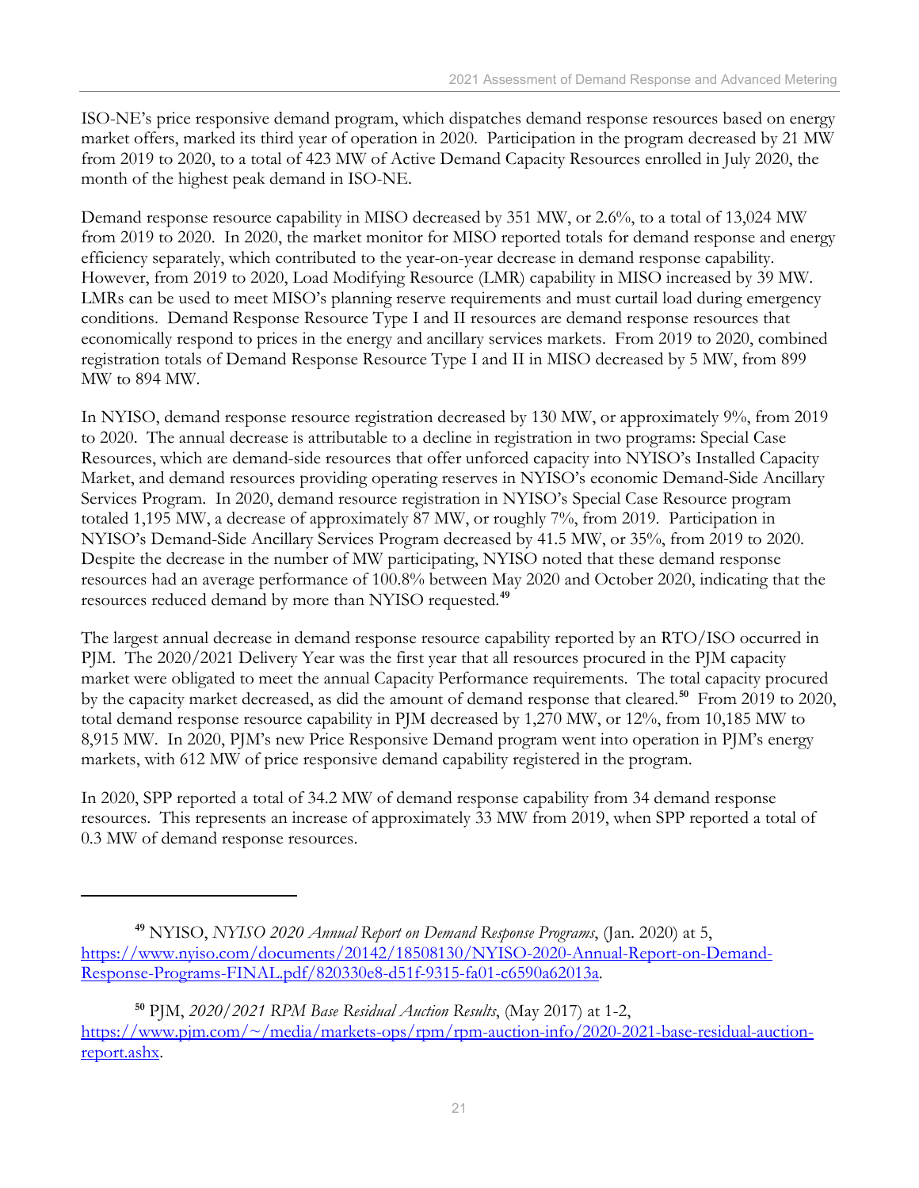ISO-NE's price responsive demand program, which dispatches demand response resources based on energy market offers, marked its third year of operation in 2020. Participation in the program decreased by 21 MW from 2019 to 2020, to a total of 423 MW of Active Demand Capacity Resources enrolled in July 2020, the month of the highest peak demand in ISO-NE.

Demand response resource capability in MISO decreased by 351 MW, or 2.6%, to a total of 13,024 MW from 2019 to 2020. In 2020, the market monitor for MISO reported totals for demand response and energy efficiency separately, which contributed to the year-on-year decrease in demand response capability. However, from 2019 to 2020, Load Modifying Resource (LMR) capability in MISO increased by 39 MW. LMRs can be used to meet MISO's planning reserve requirements and must curtail load during emergency conditions. Demand Response Resource Type I and II resources are demand response resources that economically respond to prices in the energy and ancillary services markets. From 2019 to 2020, combined registration totals of Demand Response Resource Type I and II in MISO decreased by 5 MW, from 899 MW to 894 MW.

In NYISO, demand response resource registration decreased by 130 MW, or approximately 9%, from 2019 to 2020. The annual decrease is attributable to a decline in registration in two programs: Special Case Resources, which are demand-side resources that offer unforced capacity into NYISO's Installed Capacity Market, and demand resources providing operating reserves in NYISO's economic Demand-Side Ancillary Services Program. In 2020, demand resource registration in NYISO's Special Case Resource program totaled 1,195 MW, a decrease of approximately 87 MW, or roughly 7%, from 2019. Participation in NYISO's Demand-Side Ancillary Services Program decreased by 41.5 MW, or 35%, from 2019 to 2020. Despite the decrease in the number of MW participating, NYISO noted that these demand response resources had an average performance of 100.8% between May 2020 and October 2020, indicating that the resources reduced demand by more than NYISO requested.[49]

The largest annual decrease in demand response resource capability reported by an RTO/ISO occurred in PJM. The 2020/2021 Delivery Year was the first year that all resources procured in the PJM capacity market were obligated to meet the annual Capacity Performance requirements. The total capacity procured by the capacity market decreased, as did the amount of demand response that cleared.[50] From 2019 to 2020, total demand response resource capability in PJM decreased by 1,270 MW, or 12%, from 10,185 MW to 8,915 MW. In 2020, PJM's new Price Responsive Demand program went into operation in PJM's energy markets, with 612 MW of price responsive demand capability registered in the program.

In 2020, SPP reported a total of 34.2 MW of demand response capability from 34 demand response resources. This represents an increase of approximately 33 MW from 2019, when SPP reported a total of 0.3 MW of demand response resources.

---

[49] NYISO, *NYISO 2020 Annual Report on Demand Response Programs*, (Jan. 2020) at 5, https://www.nyiso.com/documents/20142/18508130/NYISO-2020-Annual-Report-on-Demand-Response-Programs-FINAL.pdf/820330e8-d51f-9315-fa01-c6590a62013a.

[50] PJM, *2020/2021 RPM Base Residual Auction Results*, (May 2017) at 1-2, https://www.pjm.com/~/media/markets-ops/rpm/rpm-auction-info/2020-2021-base-residual-auction-report.ashx.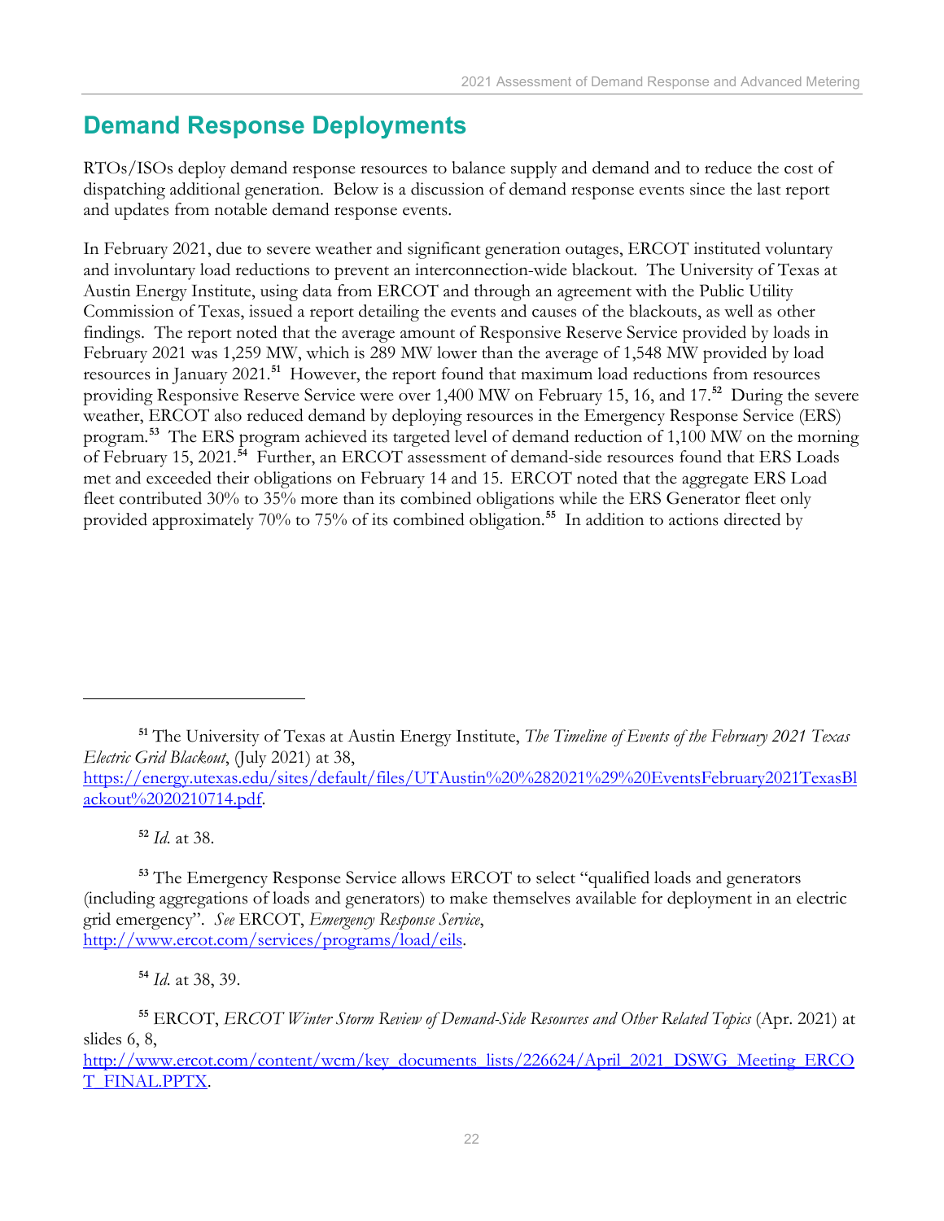## Demand Response Deployments

RTOs/ISOs deploy demand response resources to balance supply and demand and to reduce the cost of dispatching additional generation. Below is a discussion of demand response events since the last report and updates from notable demand response events.

In February 2021, due to severe weather and significant generation outages, ERCOT instituted voluntary and involuntary load reductions to prevent an interconnection-wide blackout. The University of Texas at Austin Energy Institute, using data from ERCOT and through an agreement with the Public Utility Commission of Texas, issued a report detailing the events and causes of the blackouts, as well as other findings. The report noted that the average amount of Responsive Reserve Service provided by loads in February 2021 was 1,259 MW, which is 289 MW lower than the average of 1,548 MW provided by load resources in January 2021.[51] However, the report found that maximum load reductions from resources providing Responsive Reserve Service were over 1,400 MW on February 15, 16, and 17.[52] During the severe weather, ERCOT also reduced demand by deploying resources in the Emergency Response Service (ERS) program.[53] The ERS program achieved its targeted level of demand reduction of 1,100 MW on the morning of February 15, 2021.[54] Further, an ERCOT assessment of demand-side resources found that ERS Loads met and exceeded their obligations on February 14 and 15. ERCOT noted that the aggregate ERS Load fleet contributed 30% to 35% more than its combined obligations while the ERS Generator fleet only provided approximately 70% to 75% of its combined obligation.[55] In addition to actions directed by

---

[51] The University of Texas at Austin Energy Institute, *The Timeline of Events of the February 2021 Texas Electric Grid Blackout*, (July 2021) at 38, https://energy.utexas.edu/sites/default/files/UTAustin%20%282021%29%20EventsFebruary2021TexasBlackout%2020210714.pdf.

[52] *Id.* at 38.

[53] The Emergency Response Service allows ERCOT to select "qualified loads and generators (including aggregations of loads and generators) to make themselves available for deployment in an electric grid emergency". *See* ERCOT, *Emergency Response Service*, http://www.ercot.com/services/programs/load/eils.

[54] *Id.* at 38, 39.

[55] ERCOT, *ERCOT Winter Storm Review of Demand-Side Resources and Other Related Topics* (Apr. 2021) at slides 6, 8, http://www.ercot.com/content/wcm/key_documents_lists/226624/April_2021_DSWG_Meeting_ERCOT_FINAL.PPTX.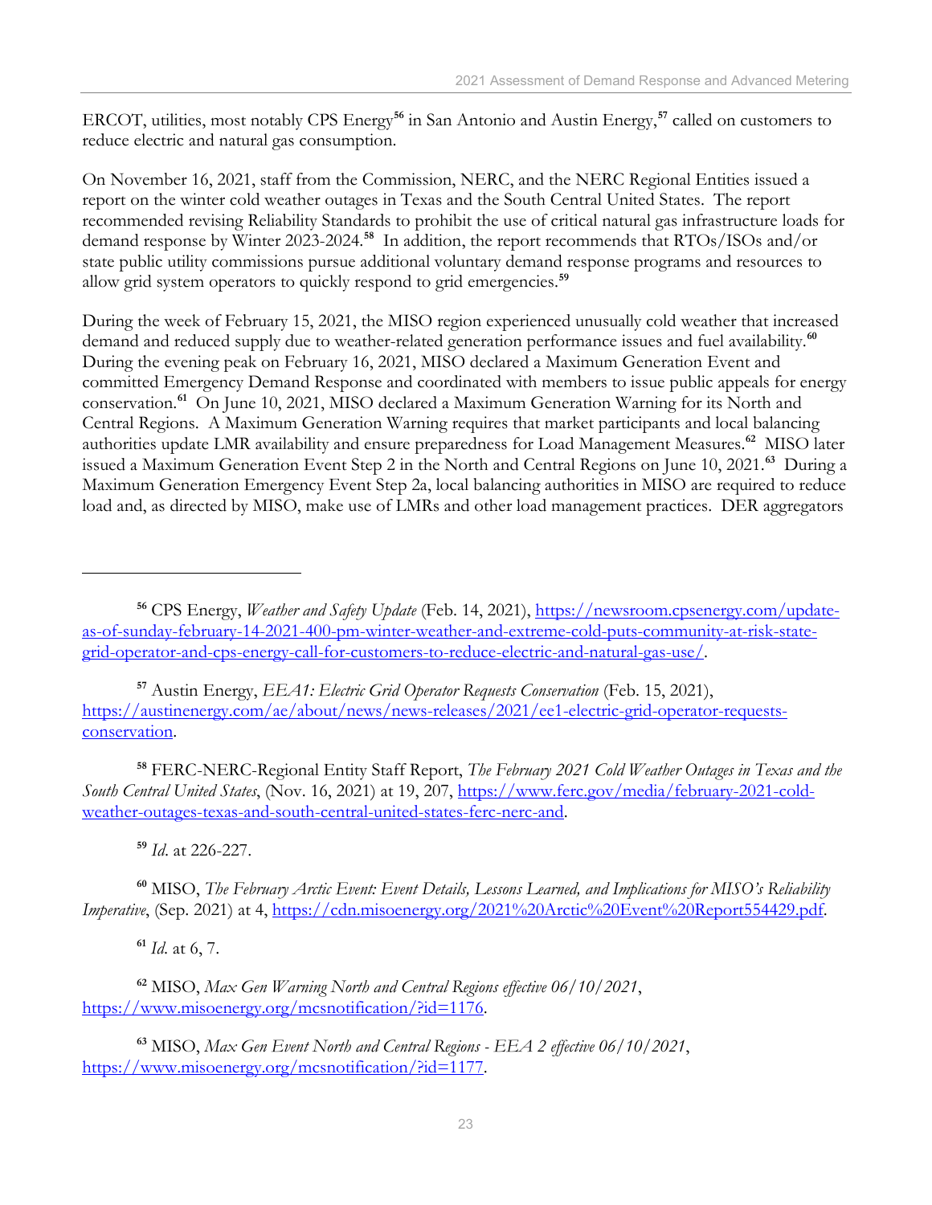ERCOT, utilities, most notably CPS Energy[56] in San Antonio and Austin Energy,[57] called on customers to reduce electric and natural gas consumption.

On November 16, 2021, staff from the Commission, NERC, and the NERC Regional Entities issued a report on the winter cold weather outages in Texas and the South Central United States. The report recommended revising Reliability Standards to prohibit the use of critical natural gas infrastructure loads for demand response by Winter 2023-2024.[58] In addition, the report recommends that RTOs/ISOs and/or state public utility commissions pursue additional voluntary demand response programs and resources to allow grid system operators to quickly respond to grid emergencies.[59]

During the week of February 15, 2021, the MISO region experienced unusually cold weather that increased demand and reduced supply due to weather-related generation performance issues and fuel availability.[60] During the evening peak on February 16, 2021, MISO declared a Maximum Generation Event and committed Emergency Demand Response and coordinated with members to issue public appeals for energy conservation.[61] On June 10, 2021, MISO declared a Maximum Generation Warning for its North and Central Regions. A Maximum Generation Warning requires that market participants and local balancing authorities update LMR availability and ensure preparedness for Load Management Measures.[62] MISO later issued a Maximum Generation Event Step 2 in the North and Central Regions on June 10, 2021.[63] During a Maximum Generation Emergency Event Step 2a, local balancing authorities in MISO are required to reduce load and, as directed by MISO, make use of LMRs and other load management practices. DER aggregators

---

[56] CPS Energy, *Weather and Safety Update* (Feb. 14, 2021), https://newsroom.cpsenergy.com/update-as-of-sunday-february-14-2021-400-pm-winter-weather-and-extreme-cold-puts-community-at-risk-state-grid-operator-and-cps-energy-call-for-customers-to-reduce-electric-and-natural-gas-use/.

[57] Austin Energy, *EEA1: Electric Grid Operator Requests Conservation* (Feb. 15, 2021), https://austinenergy.com/ae/about/news/news-releases/2021/ee1-electric-grid-operator-requests-conservation.

[58] FERC-NERC-Regional Entity Staff Report, *The February 2021 Cold Weather Outages in Texas and the South Central United States*, (Nov. 16, 2021) at 19, 207, https://www.ferc.gov/media/february-2021-cold-weather-outages-texas-and-south-central-united-states-ferc-nerc-and.

[59] *Id.* at 226-227.

[60] MISO, *The February Arctic Event: Event Details, Lessons Learned, and Implications for MISO's Reliability Imperative*, (Sep. 2021) at 4, https://cdn.misoenergy.org/2021%20Arctic%20Event%20Report554429.pdf.

[61] *Id.* at 6, 7.

[62] MISO, *Max Gen Warning North and Central Regions effective 06/10/2021*, https://www.misoenergy.org/mcsnotification/?id=1176.

[63] MISO, *Max Gen Event North and Central Regions - EEA 2 effective 06/10/2021*, https://www.misoenergy.org/mcsnotification/?id=1177.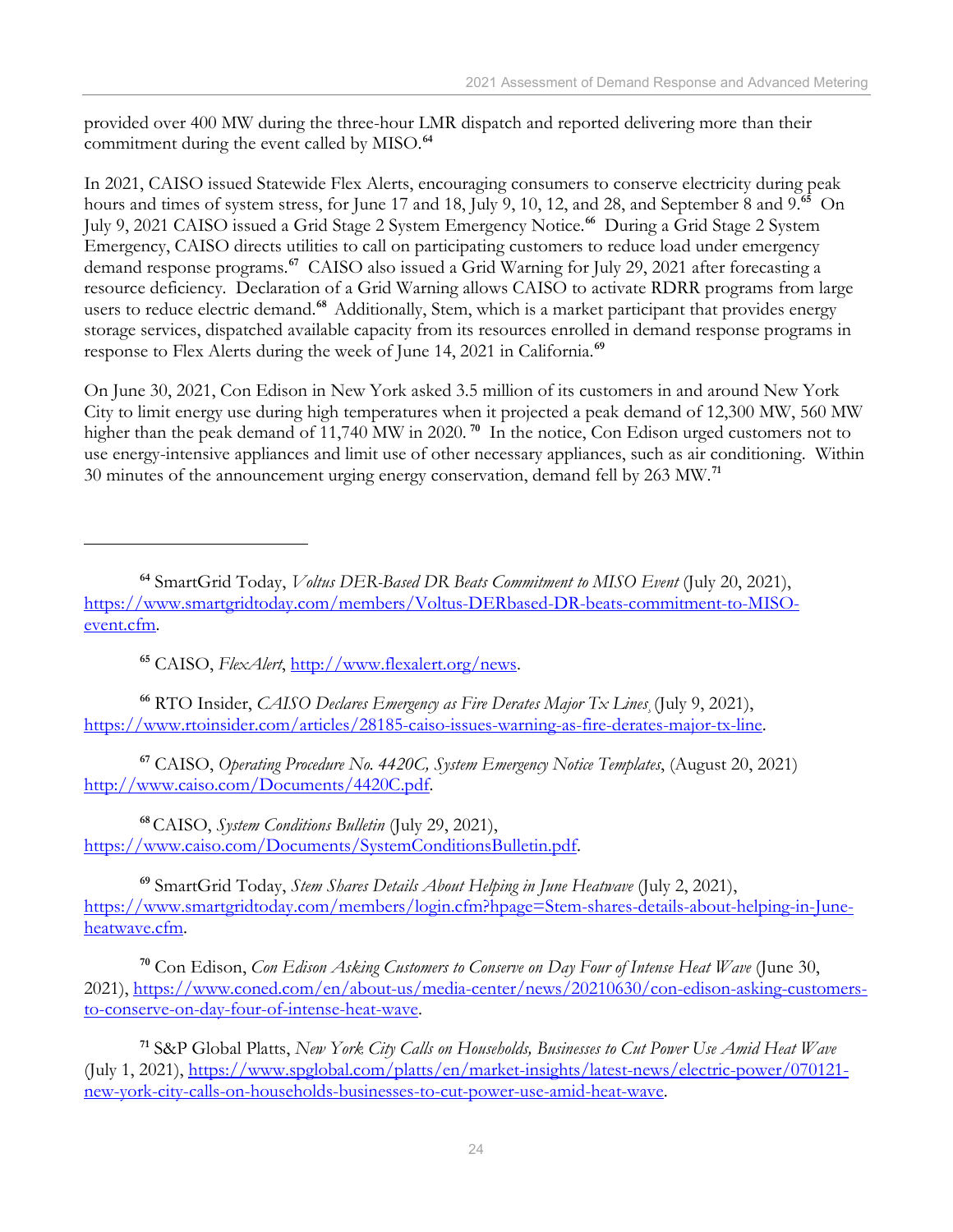provided over 400 MW during the three-hour LMR dispatch and reported delivering more than their commitment during the event called by MISO.[64]

In 2021, CAISO issued Statewide Flex Alerts, encouraging consumers to conserve electricity during peak hours and times of system stress, for June 17 and 18, July 9, 10, 12, and 28, and September 8 and 9.[65] On July 9, 2021 CAISO issued a Grid Stage 2 System Emergency Notice.[66] During a Grid Stage 2 System Emergency, CAISO directs utilities to call on participating customers to reduce load under emergency demand response programs.[67] CAISO also issued a Grid Warning for July 29, 2021 after forecasting a resource deficiency. Declaration of a Grid Warning allows CAISO to activate RDRR programs from large users to reduce electric demand.[68] Additionally, Stem, which is a market participant that provides energy storage services, dispatched available capacity from its resources enrolled in demand response programs in response to Flex Alerts during the week of June 14, 2021 in California.[69]

On June 30, 2021, Con Edison in New York asked 3.5 million of its customers in and around New York City to limit energy use during high temperatures when it projected a peak demand of 12,300 MW, 560 MW higher than the peak demand of 11,740 MW in 2020.[70] In the notice, Con Edison urged customers not to use energy-intensive appliances and limit use of other necessary appliances, such as air conditioning. Within 30 minutes of the announcement urging energy conservation, demand fell by 263 MW.[71]

---

[64] SmartGrid Today, *Voltus DER-Based DR Beats Commitment to MISO Event* (July 20, 2021), https://www.smartgridtoday.com/members/Voltus-DERbased-DR-beats-commitment-to-MISO-event.cfm.

[65] CAISO, *FlexAlert*, http://www.flexalert.org/news.

[66] RTO Insider, *CAISO Declares Emergency as Fire Derates Major Tx Lines*, (July 9, 2021), https://www.rtoinsider.com/articles/28185-caiso-issues-warning-as-fire-derates-major-tx-line.

[67] CAISO, *Operating Procedure No. 4420C, System Emergency Notice Templates*, (August 20, 2021) http://www.caiso.com/Documents/4420C.pdf.

[68] CAISO, *System Conditions Bulletin* (July 29, 2021), https://www.caiso.com/Documents/SystemConditionsBulletin.pdf.

[69] SmartGrid Today, *Stem Shares Details About Helping in June Heatwave* (July 2, 2021), https://www.smartgridtoday.com/members/login.cfm?hpage=Stem-shares-details-about-helping-in-June-heatwave.cfm.

[70] Con Edison, *Con Edison Asking Customers to Conserve on Day Four of Intense Heat Wave* (June 30, 2021), https://www.coned.com/en/about-us/media-center/news/20210630/con-edison-asking-customers-to-conserve-on-day-four-of-intense-heat-wave.

[71] S&P Global Platts, *New York City Calls on Households, Businesses to Cut Power Use Amid Heat Wave* (July 1, 2021), https://www.spglobal.com/platts/en/market-insights/latest-news/electric-power/070121-new-york-city-calls-on-households-businesses-to-cut-power-use-amid-heat-wave.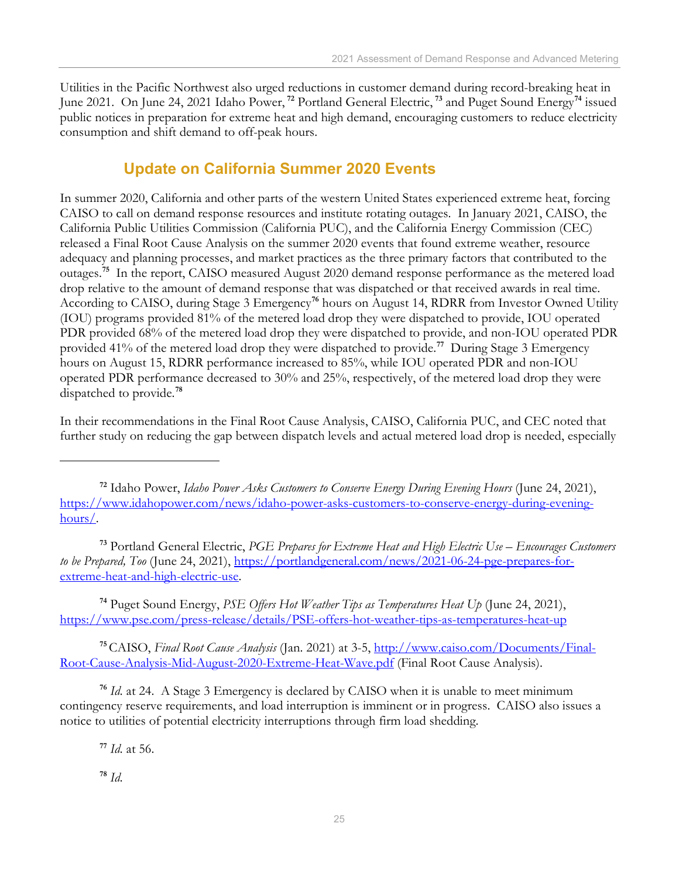Utilities in the Pacific Northwest also urged reductions in customer demand during record-breaking heat in June 2021. On June 24, 2021 Idaho Power,[72] Portland General Electric,[73] and Puget Sound Energy[74] issued public notices in preparation for extreme heat and high demand, encouraging customers to reduce electricity consumption and shift demand to off-peak hours.

## Update on California Summer 2020 Events

In summer 2020, California and other parts of the western United States experienced extreme heat, forcing CAISO to call on demand response resources and institute rotating outages. In January 2021, CAISO, the California Public Utilities Commission (California PUC), and the California Energy Commission (CEC) released a Final Root Cause Analysis on the summer 2020 events that found extreme weather, resource adequacy and planning processes, and market practices as the three primary factors that contributed to the outages.[75] In the report, CAISO measured August 2020 demand response performance as the metered load drop relative to the amount of demand response that was dispatched or that received awards in real time. According to CAISO, during Stage 3 Emergency[76] hours on August 14, RDRR from Investor Owned Utility (IOU) programs provided 81% of the metered load drop they were dispatched to provide, IOU operated PDR provided 68% of the metered load drop they were dispatched to provide, and non-IOU operated PDR provided 41% of the metered load drop they were dispatched to provide.[77] During Stage 3 Emergency hours on August 15, RDRR performance increased to 85%, while IOU operated PDR and non-IOU operated PDR performance decreased to 30% and 25%, respectively, of the metered load drop they were dispatched to provide.[78]

In their recommendations in the Final Root Cause Analysis, CAISO, California PUC, and CEC noted that further study on reducing the gap between dispatch levels and actual metered load drop is needed, especially

---

[72] Idaho Power, *Idaho Power Asks Customers to Conserve Energy During Evening Hours* (June 24, 2021), https://www.idahopower.com/news/idaho-power-asks-customers-to-conserve-energy-during-evening-hours/.

[73] Portland General Electric, *PGE Prepares for Extreme Heat and High Electric Use – Encourages Customers to be Prepared, Too* (June 24, 2021), https://portlandgeneral.com/news/2021-06-24-pge-prepares-for-extreme-heat-and-high-electric-use.

[74] Puget Sound Energy, *PSE Offers Hot Weather Tips as Temperatures Heat Up* (June 24, 2021), https://www.pse.com/press-release/details/PSE-offers-hot-weather-tips-as-temperatures-heat-up

[75] CAISO, *Final Root Cause Analysis* (Jan. 2021) at 3-5, http://www.caiso.com/Documents/Final-Root-Cause-Analysis-Mid-August-2020-Extreme-Heat-Wave.pdf (Final Root Cause Analysis).

[76] *Id.* at 24. A Stage 3 Emergency is declared by CAISO when it is unable to meet minimum contingency reserve requirements, and load interruption is imminent or in progress. CAISO also issues a notice to utilities of potential electricity interruptions through firm load shedding.

[77] *Id.* at 56.

[78] *Id.*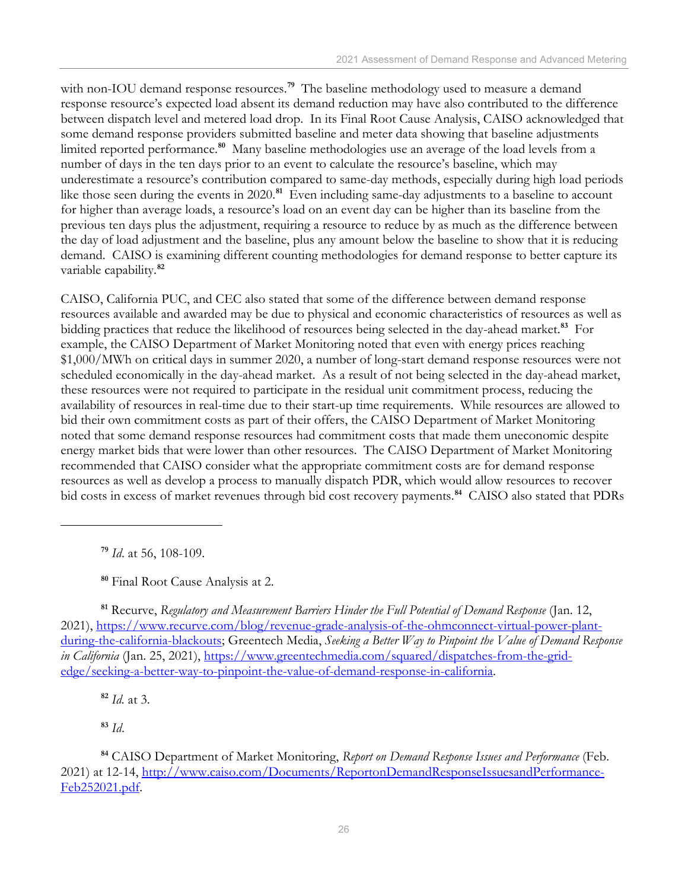with non-IOU demand response resources.[79] The baseline methodology used to measure a demand response resource's expected load absent its demand reduction may have also contributed to the difference between dispatch level and metered load drop. In its Final Root Cause Analysis, CAISO acknowledged that some demand response providers submitted baseline and meter data showing that baseline adjustments limited reported performance.[80] Many baseline methodologies use an average of the load levels from a number of days in the ten days prior to an event to calculate the resource's baseline, which may underestimate a resource's contribution compared to same-day methods, especially during high load periods like those seen during the events in 2020.[81] Even including same-day adjustments to a baseline to account for higher than average loads, a resource's load on an event day can be higher than its baseline from the previous ten days plus the adjustment, requiring a resource to reduce by as much as the difference between the day of load adjustment and the baseline, plus any amount below the baseline to show that it is reducing demand. CAISO is examining different counting methodologies for demand response to better capture its variable capability.[82]

CAISO, California PUC, and CEC also stated that some of the difference between demand response resources available and awarded may be due to physical and economic characteristics of resources as well as bidding practices that reduce the likelihood of resources being selected in the day-ahead market.[83] For example, the CAISO Department of Market Monitoring noted that even with energy prices reaching $1,000/MWh on critical days in summer 2020, a number of long-start demand response resources were not scheduled economically in the day-ahead market. As a result of not being selected in the day-ahead market, these resources were not required to participate in the residual unit commitment process, reducing the availability of resources in real-time due to their start-up time requirements. While resources are allowed to bid their own commitment costs as part of their offers, the CAISO Department of Market Monitoring noted that some demand response resources had commitment costs that made them uneconomic despite energy market bids that were lower than other resources. The CAISO Department of Market Monitoring recommended that CAISO consider what the appropriate commitment costs are for demand response resources as well as develop a process to manually dispatch PDR, which would allow resources to recover bid costs in excess of market revenues through bid cost recovery payments.[84] CAISO also stated that PDRs

---

[79] *Id.* at 56, 108-109.

[80] Final Root Cause Analysis at 2.

[81] Recurve, *Regulatory and Measurement Barriers Hinder the Full Potential of Demand Response* (Jan. 12, 2021), https://www.recurve.com/blog/revenue-grade-analysis-of-the-ohmconnect-virtual-power-plant-during-the-california-blackouts; Greentech Media, *Seeking a Better Way to Pinpoint the Value of Demand Response in California* (Jan. 25, 2021), https://www.greentechmedia.com/squared/dispatches-from-the-grid-edge/seeking-a-better-way-to-pinpoint-the-value-of-demand-response-in-california.

[82] *Id.* at 3.

[83] *Id.*

[84] CAISO Department of Market Monitoring, *Report on Demand Response Issues and Performance* (Feb. 2021) at 12-14, http://www.caiso.com/Documents/ReportonDemandResponseIssuesandPerformance-Feb252021.pdf.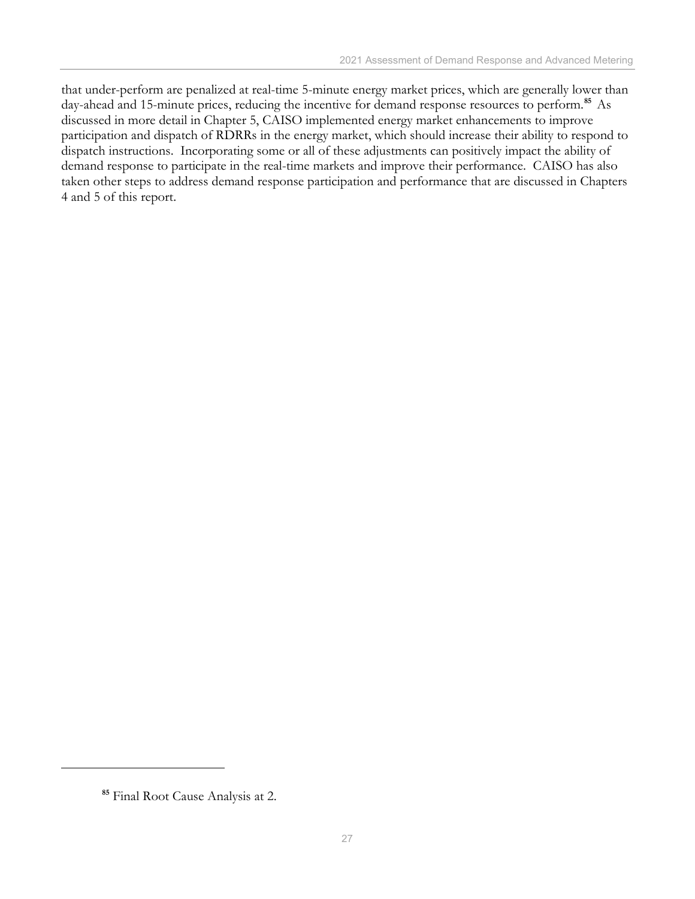that under-perform are penalized at real-time 5-minute energy market prices, which are generally lower than day-ahead and 15-minute prices, reducing the incentive for demand response resources to perform.[85] As discussed in more detail in Chapter 5, CAISO implemented energy market enhancements to improve participation and dispatch of RDRRs in the energy market, which should increase their ability to respond to dispatch instructions. Incorporating some or all of these adjustments can positively impact the ability of demand response to participate in the real-time markets and improve their performance. CAISO has also taken other steps to address demand response participation and performance that are discussed in Chapters 4 and 5 of this report.

[85] Final Root Cause Analysis at 2.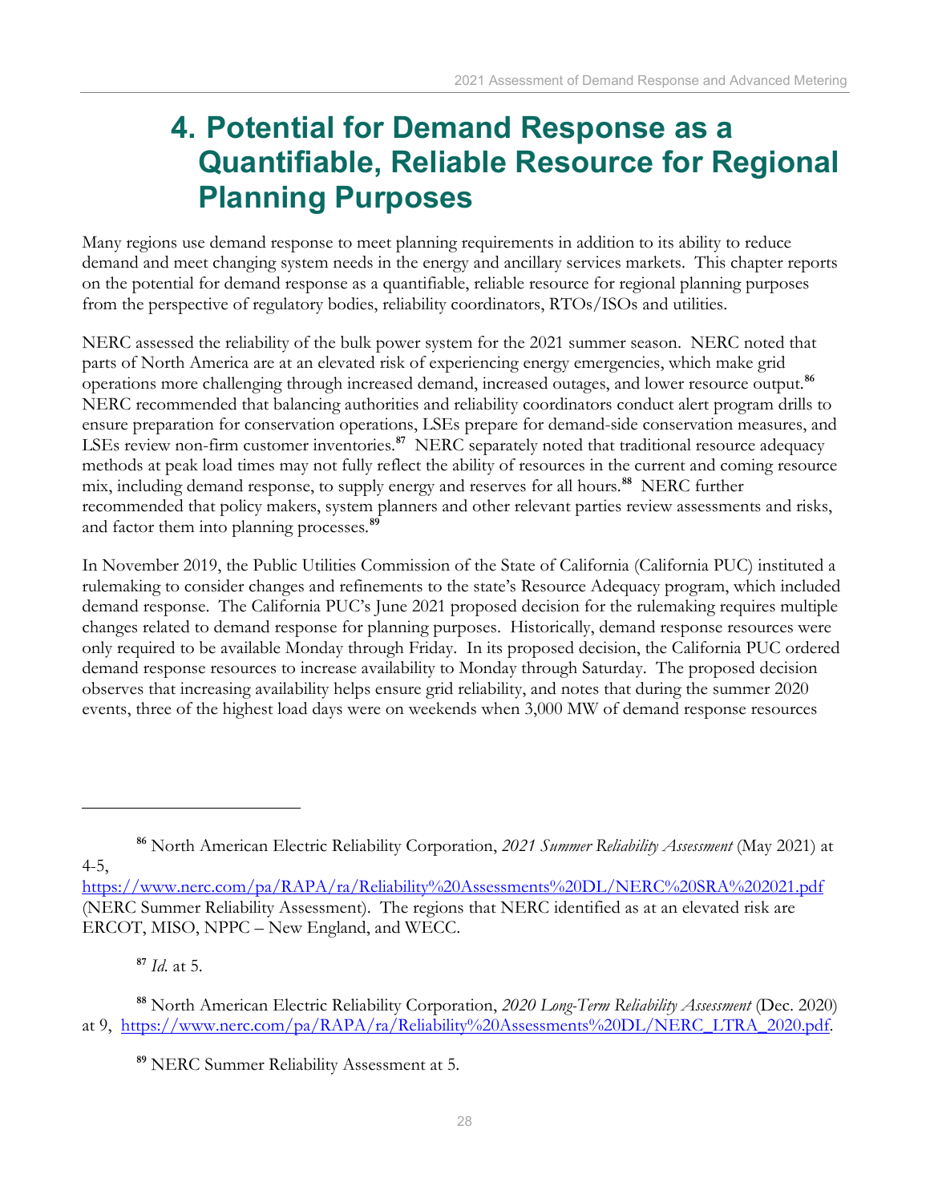# 4. Potential for Demand Response as a Quantifiable, Reliable Resource for Regional Planning Purposes

Many regions use demand response to meet planning requirements in addition to its ability to reduce demand and meet changing system needs in the energy and ancillary services markets. This chapter reports on the potential for demand response as a quantifiable, reliable resource for regional planning purposes from the perspective of regulatory bodies, reliability coordinators, RTOs/ISOs and utilities.

NERC assessed the reliability of the bulk power system for the 2021 summer season. NERC noted that parts of North America are at an elevated risk of experiencing energy emergencies, which make grid operations more challenging through increased demand, increased outages, and lower resource output.[86] NERC recommended that balancing authorities and reliability coordinators conduct alert program drills to ensure preparation for conservation operations, LSEs prepare for demand-side conservation measures, and LSEs review non-firm customer inventories.[87] NERC separately noted that traditional resource adequacy methods at peak load times may not fully reflect the ability of resources in the current and coming resource mix, including demand response, to supply energy and reserves for all hours.[88] NERC further recommended that policy makers, system planners and other relevant parties review assessments and risks, and factor them into planning processes.[89]

In November 2019, the Public Utilities Commission of the State of California (California PUC) instituted a rulemaking to consider changes and refinements to the state's Resource Adequacy program, which included demand response. The California PUC's June 2021 proposed decision for the rulemaking requires multiple changes related to demand response for planning purposes. Historically, demand response resources were only required to be available Monday through Friday. In its proposed decision, the California PUC ordered demand response resources to increase availability to Monday through Saturday. The proposed decision observes that increasing availability helps ensure grid reliability, and notes that during the summer 2020 events, three of the highest load days were on weekends when 3,000 MW of demand response resources

---

[86] North American Electric Reliability Corporation, *2021 Summer Reliability Assessment* (May 2021) at 4-5, https://www.nerc.com/pa/RAPA/ra/Reliability%20Assessments%20DL/NERC%20SRA%202021.pdf (NERC Summer Reliability Assessment). The regions that NERC identified as at an elevated risk are ERCOT, MISO, NPPC – New England, and WECC.

[87] *Id.* at 5.

[88] North American Electric Reliability Corporation, *2020 Long-Term Reliability Assessment* (Dec. 2020) at 9, https://www.nerc.com/pa/RAPA/ra/Reliability%20Assessments%20DL/NERC_LTRA_2020.pdf.

[89] NERC Summer Reliability Assessment at 5.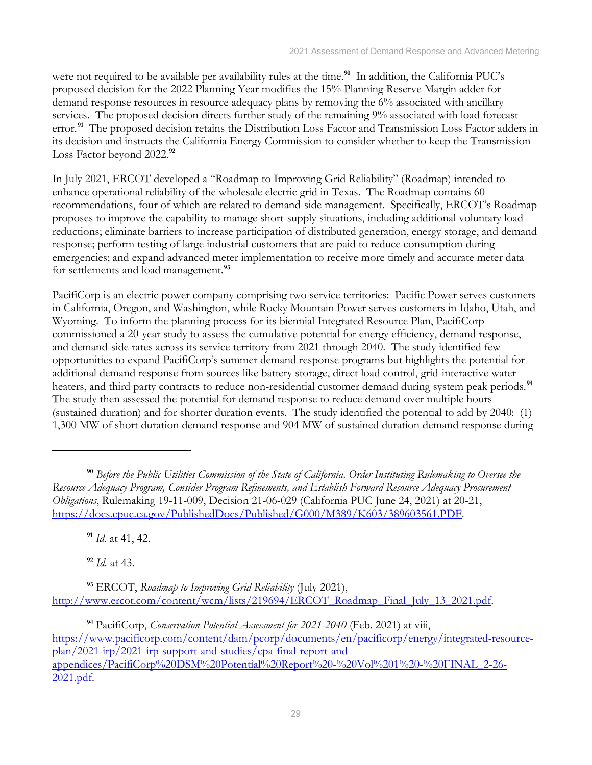were not required to be available per availability rules at the time.[90] In addition, the California PUC's proposed decision for the 2022 Planning Year modifies the 15% Planning Reserve Margin adder for demand response resources in resource adequacy plans by removing the 6% associated with ancillary services. The proposed decision directs further study of the remaining 9% associated with load forecast error.[91] The proposed decision retains the Distribution Loss Factor and Transmission Loss Factor adders in its decision and instructs the California Energy Commission to consider whether to keep the Transmission Loss Factor beyond 2022.[92]

In July 2021, ERCOT developed a "Roadmap to Improving Grid Reliability" (Roadmap) intended to enhance operational reliability of the wholesale electric grid in Texas. The Roadmap contains 60 recommendations, four of which are related to demand-side management. Specifically, ERCOT's Roadmap proposes to improve the capability to manage short-supply situations, including additional voluntary load reductions; eliminate barriers to increase participation of distributed generation, energy storage, and demand response; perform testing of large industrial customers that are paid to reduce consumption during emergencies; and expand advanced meter implementation to receive more timely and accurate meter data for settlements and load management.[93]

PacifiCorp is an electric power company comprising two service territories: Pacific Power serves customers in California, Oregon, and Washington, while Rocky Mountain Power serves customers in Idaho, Utah, and Wyoming. To inform the planning process for its biennial Integrated Resource Plan, PacifiCorp commissioned a 20-year study to assess the cumulative potential for energy efficiency, demand response, and demand-side rates across its service territory from 2021 through 2040. The study identified few opportunities to expand PacifiCorp's summer demand response programs but highlights the potential for additional demand response from sources like battery storage, direct load control, grid-interactive water heaters, and third party contracts to reduce non-residential customer demand during system peak periods.[94] The study then assessed the potential for demand response to reduce demand over multiple hours (sustained duration) and for shorter duration events. The study identified the potential to add by 2040: (1) 1,300 MW of short duration demand response and 904 MW of sustained duration demand response during

---

[90] *Before the Public Utilities Commission of the State of California, Order Instituting Rulemaking to Oversee the Resource Adequacy Program, Consider Program Refinements, and Establish Forward Resource Adequacy Procurement Obligations*, Rulemaking 19-11-009, Decision 21-06-029 (California PUC June 24, 2021) at 20-21, https://docs.cpuc.ca.gov/PublishedDocs/Published/G000/M389/K603/389603561.PDF.

[91] *Id.* at 41, 42.

[92] *Id.* at 43.

[93] ERCOT, *Roadmap to Improving Grid Reliability* (July 2021), http://www.ercot.com/content/wcm/lists/219694/ERCOT_Roadmap_Final_July_13_2021.pdf.

[94] PacifiCorp, *Conservation Potential Assessment for 2021-2040* (Feb. 2021) at viii, https://www.pacificorp.com/content/dam/pcorp/documents/en/pacificorp/energy/integrated-resource-plan/2021-irp/2021-irp-support-and-studies/cpa-final-report-and-appendices/PacifiCorp%20DSM%20Potential%20Report%20-%20Vol%201%20-%20FINAL_2-26-2021.pdf.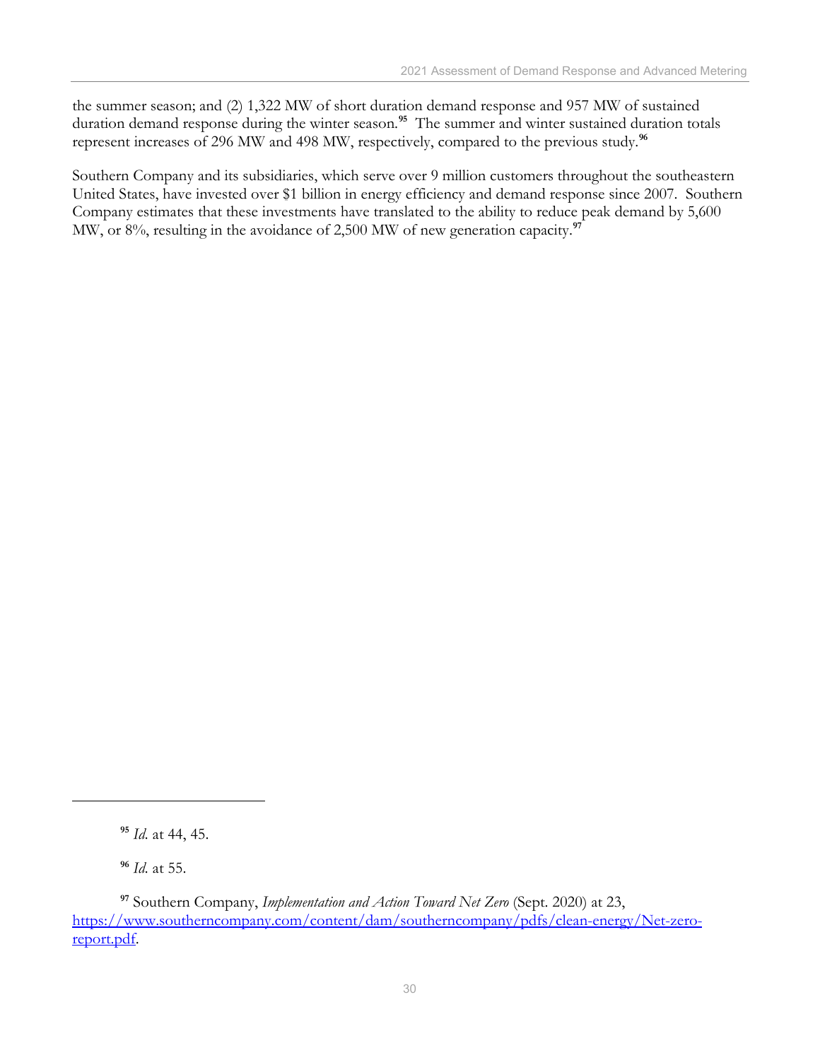the summer season; and (2) 1,322 MW of short duration demand response and 957 MW of sustained duration demand response during the winter season.[95] The summer and winter sustained duration totals represent increases of 296 MW and 498 MW, respectively, compared to the previous study.[96]

Southern Company and its subsidiaries, which serve over 9 million customers throughout the southeastern United States, have invested over $1 billion in energy efficiency and demand response since 2007. Southern Company estimates that these investments have translated to the ability to reduce peak demand by 5,600 MW, or 8%, resulting in the avoidance of 2,500 MW of new generation capacity.[97]

---

[95] *Id.* at 44, 45.

[96] *Id.* at 55.

[97] Southern Company, *Implementation and Action Toward Net Zero* (Sept. 2020) at 23, https://www.southerncompany.com/content/dam/southerncompany/pdfs/clean-energy/Net-zero-report.pdf.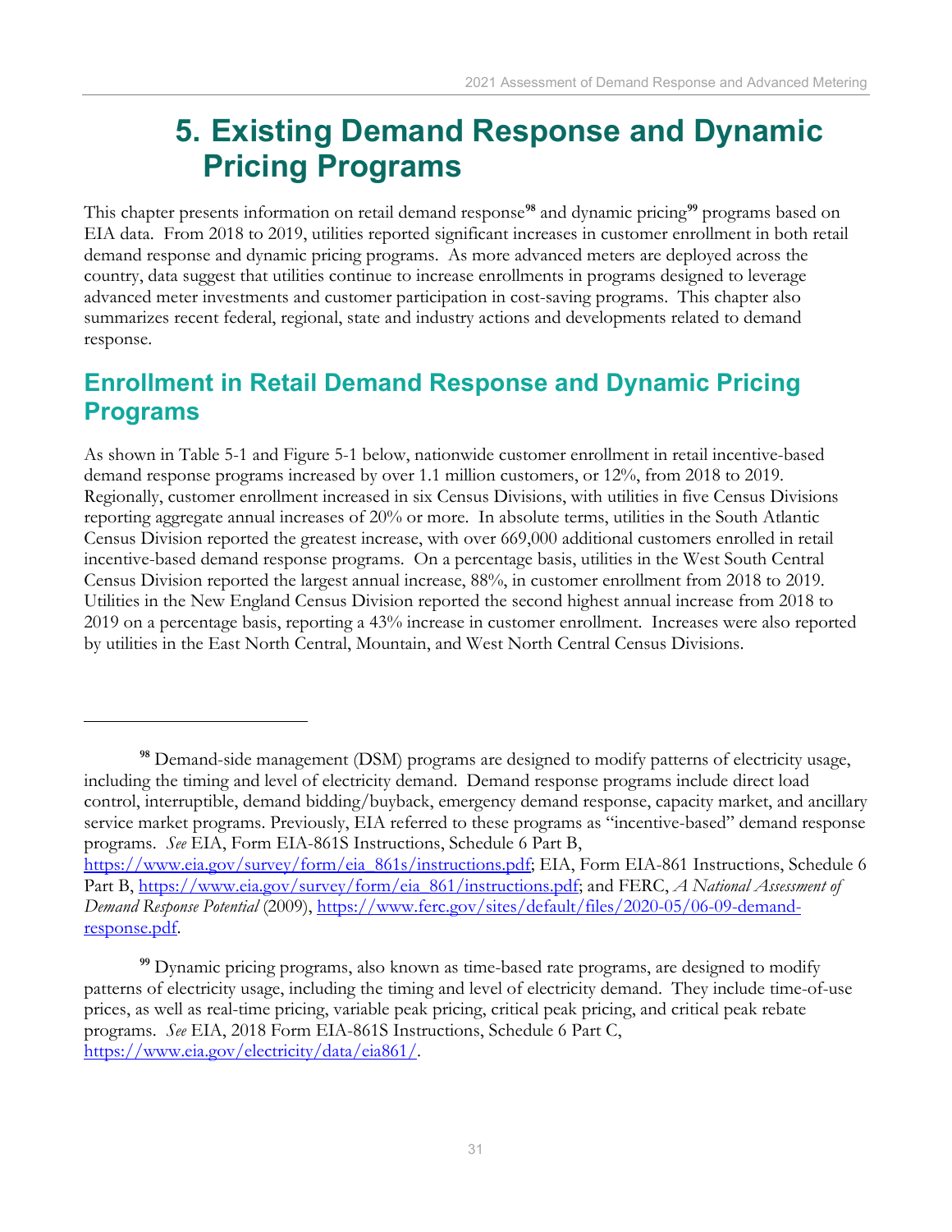# 5. Existing Demand Response and Dynamic Pricing Programs

This chapter presents information on retail demand response[98] and dynamic pricing[99] programs based on EIA data. From 2018 to 2019, utilities reported significant increases in customer enrollment in both retail demand response and dynamic pricing programs. As more advanced meters are deployed across the country, data suggest that utilities continue to increase enrollments in programs designed to leverage advanced meter investments and customer participation in cost-saving programs. This chapter also summarizes recent federal, regional, state and industry actions and developments related to demand response.

## Enrollment in Retail Demand Response and Dynamic Pricing Programs

As shown in Table 5-1 and Figure 5-1 below, nationwide customer enrollment in retail incentive-based demand response programs increased by over 1.1 million customers, or 12%, from 2018 to 2019. Regionally, customer enrollment increased in six Census Divisions, with utilities in five Census Divisions reporting aggregate annual increases of 20% or more. In absolute terms, utilities in the South Atlantic Census Division reported the greatest increase, with over 669,000 additional customers enrolled in retail incentive-based demand response programs. On a percentage basis, utilities in the West South Central Census Division reported the largest annual increase, 88%, in customer enrollment from 2018 to 2019. Utilities in the New England Census Division reported the second highest annual increase from 2018 to 2019 on a percentage basis, reporting a 43% increase in customer enrollment. Increases were also reported by utilities in the East North Central, Mountain, and West North Central Census Divisions.

---

[98] Demand-side management (DSM) programs are designed to modify patterns of electricity usage, including the timing and level of electricity demand. Demand response programs include direct load control, interruptible, demand bidding/buyback, emergency demand response, capacity market, and ancillary service market programs. Previously, EIA referred to these programs as "incentive-based" demand response programs. *See* EIA, Form EIA-861S Instructions, Schedule 6 Part B, https://www.eia.gov/survey/form/eia_861s/instructions.pdf; EIA, Form EIA-861 Instructions, Schedule 6 Part B, https://www.eia.gov/survey/form/eia_861/instructions.pdf; and FERC, *A National Assessment of Demand Response Potential* (2009), https://www.ferc.gov/sites/default/files/2020-05/06-09-demand-response.pdf.

[99] Dynamic pricing programs, also known as time-based rate programs, are designed to modify patterns of electricity usage, including the timing and level of electricity demand. They include time-of-use prices, as well as real-time pricing, variable peak pricing, critical peak pricing, and critical peak rebate programs. *See* EIA, 2018 Form EIA-861S Instructions, Schedule 6 Part C, https://www.eia.gov/electricity/data/eia861/.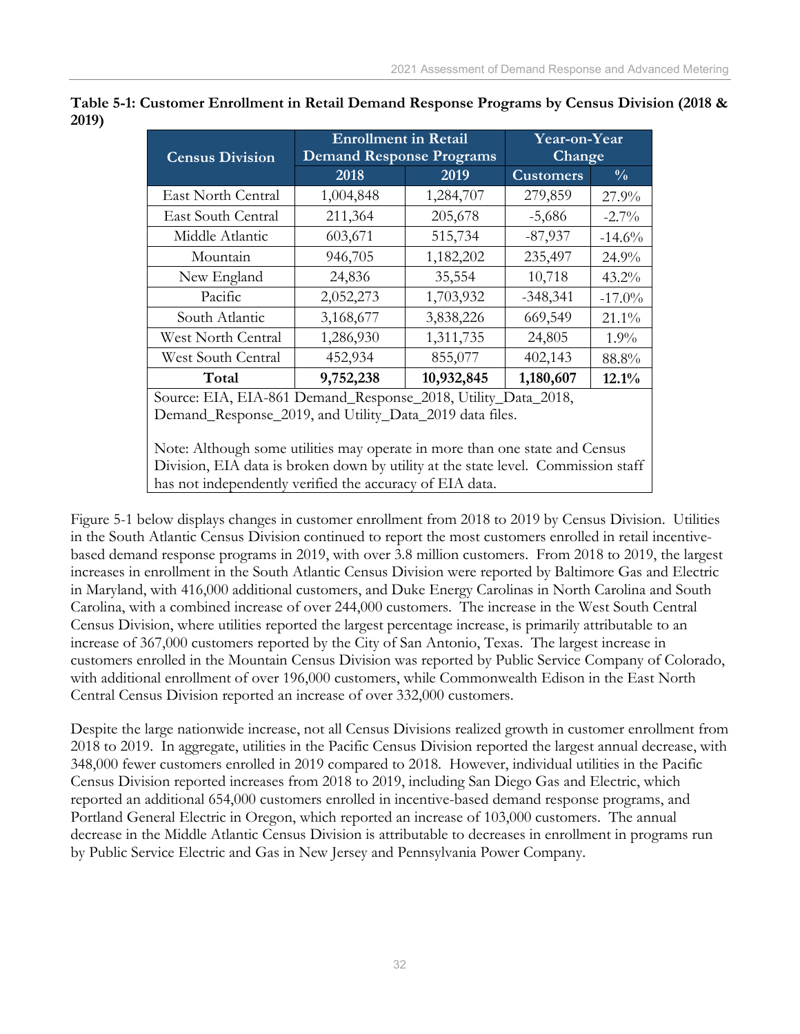**Table 5-1: Customer Enrollment in Retail Demand Response Programs by Census Division (2018 & 2019)**

| Census Division | Enrollment in Retail Demand Response Programs | | Year-on-Year Change | |
|---|---|---|---|---|
| | 2018 | 2019 | Customers | % |
| East North Central | 1,004,848 | 1,284,707 | 279,859 | 27.9% |
| East South Central | 211,364 | 205,678 | -5,686 | -2.7% |
| Middle Atlantic | 603,671 | 515,734 | -87,937 | -14.6% |
| Mountain | 946,705 | 1,182,202 | 235,497 | 24.9% |
| New England | 24,836 | 35,554 | 10,718 | 43.2% |
| Pacific | 2,052,273 | 1,703,932 | -348,341 | -17.0% |
| South Atlantic | 3,168,677 | 3,838,226 | 669,549 | 21.1% |
| West North Central | 1,286,930 | 1,311,735 | 24,805 | 1.9% |
| West South Central | 452,934 | 855,077 | 402,143 | 88.8% |
| **Total** | **9,752,238** | **10,932,845** | **1,180,607** | **12.1%** |

Source: EIA, EIA-861 Demand_Response_2018, Utility_Data_2018, Demand_Response_2019, and Utility_Data_2019 data files.

Note: Although some utilities may operate in more than one state and Census Division, EIA data is broken down by utility at the state level. Commission staff has not independently verified the accuracy of EIA data.

Figure 5-1 below displays changes in customer enrollment from 2018 to 2019 by Census Division. Utilities in the South Atlantic Census Division continued to report the most customers enrolled in retail incentive-based demand response programs in 2019, with over 3.8 million customers. From 2018 to 2019, the largest increases in enrollment in the South Atlantic Census Division were reported by Baltimore Gas and Electric in Maryland, with 416,000 additional customers, and Duke Energy Carolinas in North Carolina and South Carolina, with a combined increase of over 244,000 customers. The increase in the West South Central Census Division, where utilities reported the largest percentage increase, is primarily attributable to an increase of 367,000 customers reported by the City of San Antonio, Texas. The largest increase in customers enrolled in the Mountain Census Division was reported by Public Service Company of Colorado, with additional enrollment of over 196,000 customers, while Commonwealth Edison in the East North Central Census Division reported an increase of over 332,000 customers.

Despite the large nationwide increase, not all Census Divisions realized growth in customer enrollment from 2018 to 2019. In aggregate, utilities in the Pacific Census Division reported the largest annual decrease, with 348,000 fewer customers enrolled in 2019 compared to 2018. However, individual utilities in the Pacific Census Division reported increases from 2018 to 2019, including San Diego Gas and Electric, which reported an additional 654,000 customers enrolled in incentive-based demand response programs, and Portland General Electric in Oregon, which reported an increase of 103,000 customers. The annual decrease in the Middle Atlantic Census Division is attributable to decreases in enrollment in programs run by Public Service Electric and Gas in New Jersey and Pennsylvania Power Company.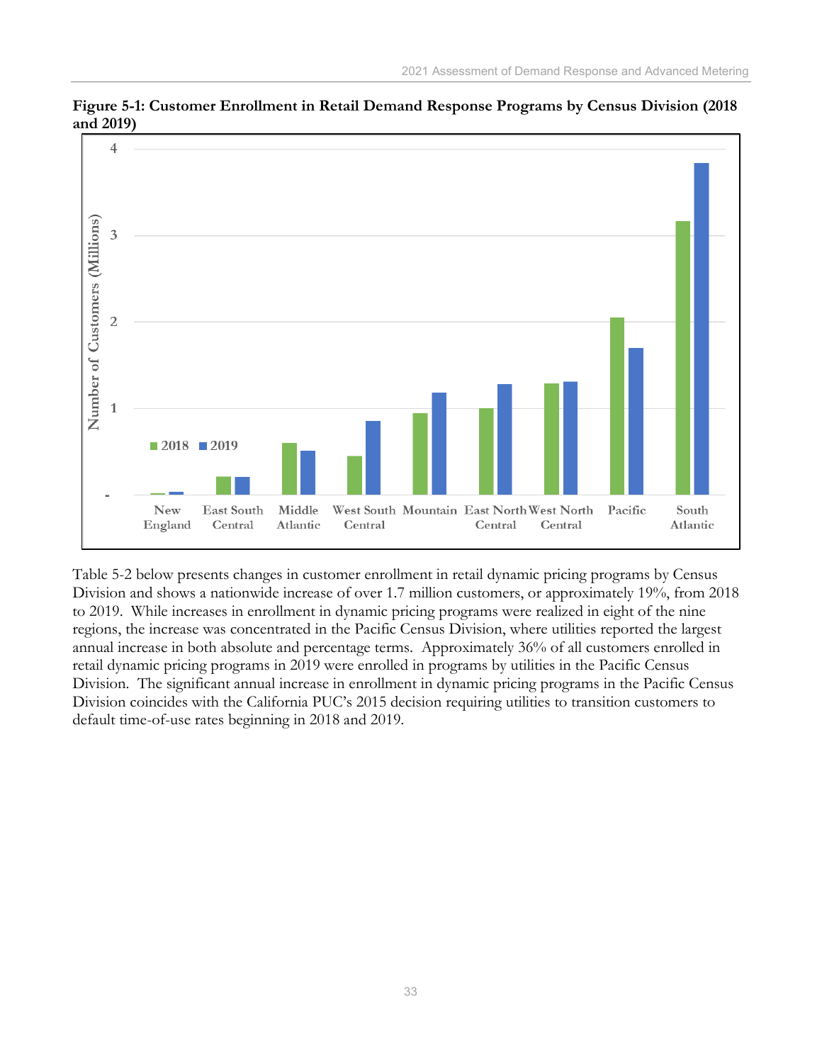**Figure 5-1: Customer Enrollment in Retail Demand Response Programs by Census Division (2018 and 2019)**

Table 5-2 below presents changes in customer enrollment in retail dynamic pricing programs by Census Division and shows a nationwide increase of over 1.7 million customers, or approximately 19%, from 2018 to 2019. While increases in enrollment in dynamic pricing programs were realized in eight of the nine regions, the increase was concentrated in the Pacific Census Division, where utilities reported the largest annual increase in both absolute and percentage terms. Approximately 36% of all customers enrolled in retail dynamic pricing programs in 2019 were enrolled in programs by utilities in the Pacific Census Division. The significant annual increase in enrollment in dynamic pricing programs in the Pacific Census Division coincides with the California PUC's 2015 decision requiring utilities to transition customers to default time-of-use rates beginning in 2018 and 2019.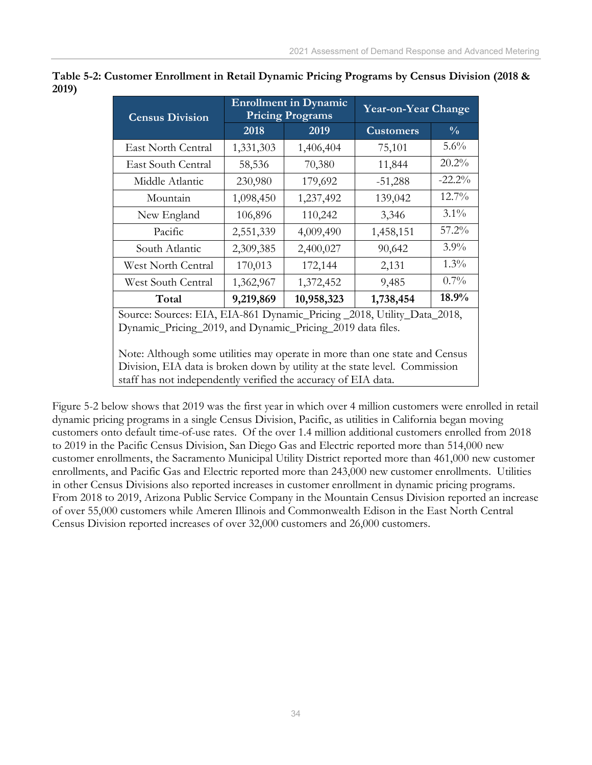**Table 5-2: Customer Enrollment in Retail Dynamic Pricing Programs by Census Division (2018 & 2019)**

| Census Division | Enrollment in Dynamic Pricing Programs | | Year-on-Year Change | |
|---|---|---|---|---|
| | 2018 | 2019 | Customers | % |
| East North Central | 1,331,303 | 1,406,404 | 75,101 | 5.6% |
| East South Central | 58,536 | 70,380 | 11,844 | 20.2% |
| Middle Atlantic | 230,980 | 179,692 | -51,288 | -22.2% |
| Mountain | 1,098,450 | 1,237,492 | 139,042 | 12.7% |
| New England | 106,896 | 110,242 | 3,346 | 3.1% |
| Pacific | 2,551,339 | 4,009,490 | 1,458,151 | 57.2% |
| South Atlantic | 2,309,385 | 2,400,027 | 90,642 | 3.9% |
| West North Central | 170,013 | 172,144 | 2,131 | 1.3% |
| West South Central | 1,362,967 | 1,372,452 | 9,485 | 0.7% |
| **Total** | **9,219,869** | **10,958,323** | **1,738,454** | **18.9%** |

Source: Sources: EIA, EIA-861 Dynamic_Pricing _2018, Utility_Data_2018, Dynamic_Pricing_2019, and Dynamic_Pricing_2019 data files.

Note: Although some utilities may operate in more than one state and Census Division, EIA data is broken down by utility at the state level. Commission staff has not independently verified the accuracy of EIA data.

Figure 5-2 below shows that 2019 was the first year in which over 4 million customers were enrolled in retail dynamic pricing programs in a single Census Division, Pacific, as utilities in California began moving customers onto default time-of-use rates. Of the over 1.4 million additional customers enrolled from 2018 to 2019 in the Pacific Census Division, San Diego Gas and Electric reported more than 514,000 new customer enrollments, the Sacramento Municipal Utility District reported more than 461,000 new customer enrollments, and Pacific Gas and Electric reported more than 243,000 new customer enrollments. Utilities in other Census Divisions also reported increases in customer enrollment in dynamic pricing programs. From 2018 to 2019, Arizona Public Service Company in the Mountain Census Division reported an increase of over 55,000 customers while Ameren Illinois and Commonwealth Edison in the East North Central Census Division reported increases of over 32,000 customers and 26,000 customers.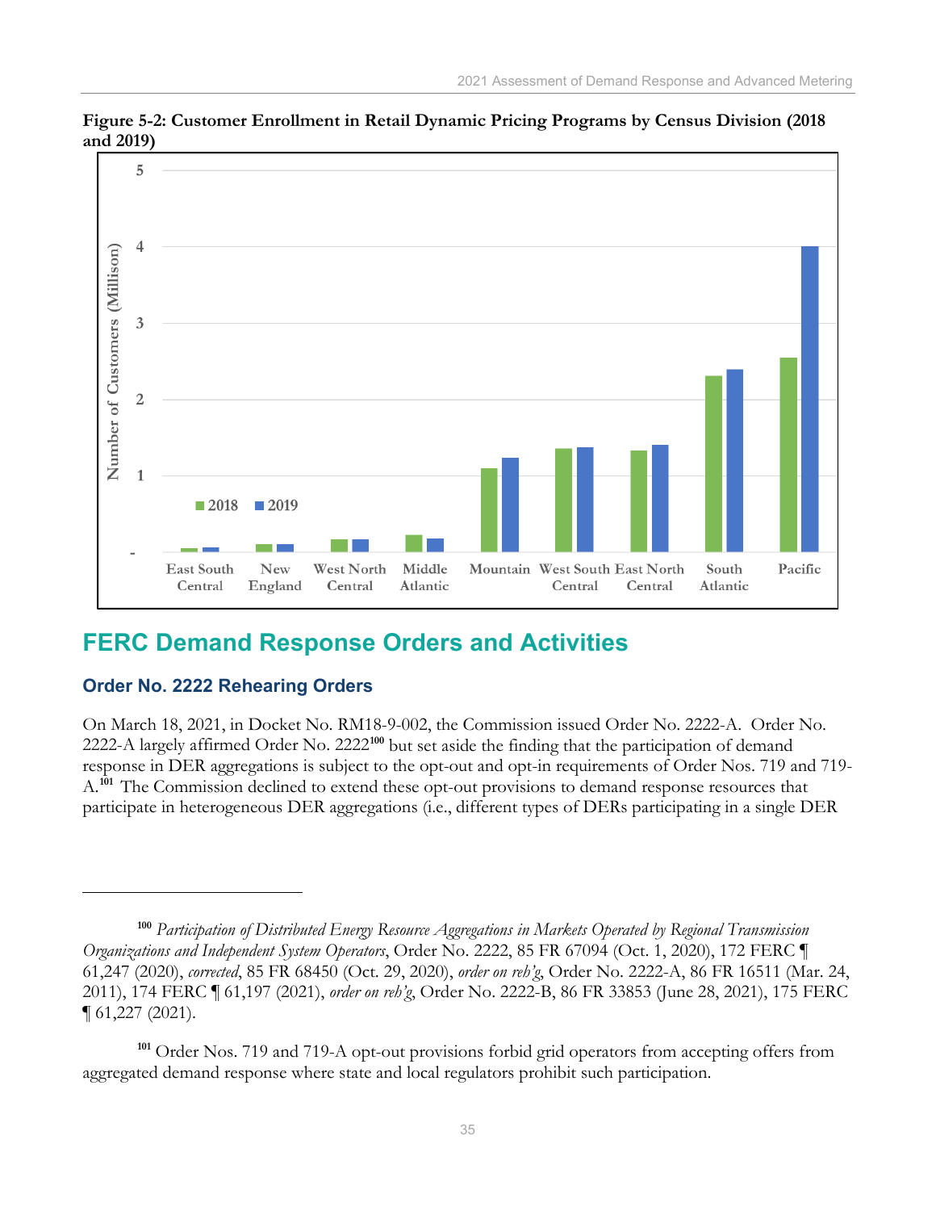**Figure 5-2: Customer Enrollment in Retail Dynamic Pricing Programs by Census Division (2018 and 2019)**

## FERC Demand Response Orders and Activities

### Order No. 2222 Rehearing Orders

On March 18, 2021, in Docket No. RM18-9-002, the Commission issued Order No. 2222-A. Order No. 2222-A largely affirmed Order No. 2222[100] but set aside the finding that the participation of demand response in DER aggregations is subject to the opt-out and opt-in requirements of Order Nos. 719 and 719-A.[101] The Commission declined to extend these opt-out provisions to demand response resources that participate in heterogeneous DER aggregations (i.e., different types of DERs participating in a single DER

---

[100] *Participation of Distributed Energy Resource Aggregations in Markets Operated by Regional Transmission Organizations and Independent System Operators*, Order No. 2222, 85 FR 67094 (Oct. 1, 2020), 172 FERC ¶ 61,247 (2020), *corrected*, 85 FR 68450 (Oct. 29, 2020), *order on reh'g*, Order No. 2222-A, 86 FR 16511 (Mar. 24, 2011), 174 FERC ¶ 61,197 (2021), *order on reh'g*, Order No. 2222-B, 86 FR 33853 (June 28, 2021), 175 FERC ¶ 61,227 (2021).

[101] Order Nos. 719 and 719-A opt-out provisions forbid grid operators from accepting offers from aggregated demand response where state and local regulators prohibit such participation.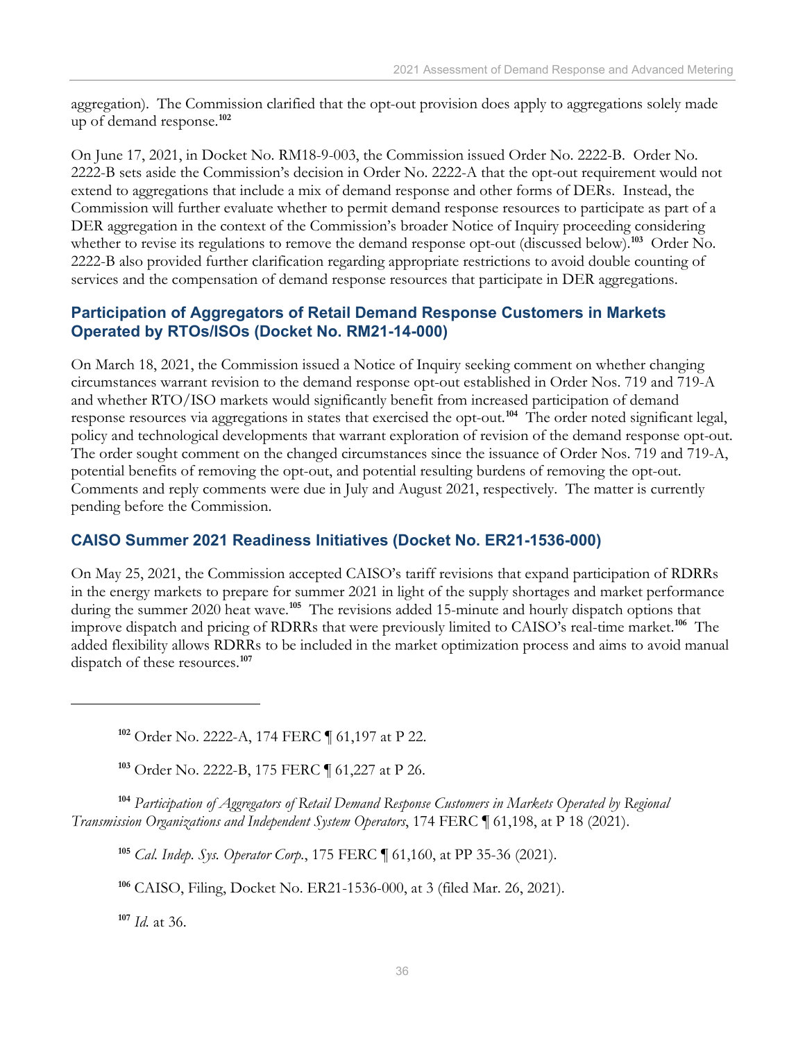aggregation). The Commission clarified that the opt-out provision does apply to aggregations solely made up of demand response.[102]

On June 17, 2021, in Docket No. RM18-9-003, the Commission issued Order No. 2222-B. Order No. 2222-B sets aside the Commission's decision in Order No. 2222-A that the opt-out requirement would not extend to aggregations that include a mix of demand response and other forms of DERs. Instead, the Commission will further evaluate whether to permit demand response resources to participate as part of a DER aggregation in the context of the Commission's broader Notice of Inquiry proceeding considering whether to revise its regulations to remove the demand response opt-out (discussed below).[103] Order No. 2222-B also provided further clarification regarding appropriate restrictions to avoid double counting of services and the compensation of demand response resources that participate in DER aggregations.

### Participation of Aggregators of Retail Demand Response Customers in Markets Operated by RTOs/ISOs (Docket No. RM21-14-000)

On March 18, 2021, the Commission issued a Notice of Inquiry seeking comment on whether changing circumstances warrant revision to the demand response opt-out established in Order Nos. 719 and 719-A and whether RTO/ISO markets would significantly benefit from increased participation of demand response resources via aggregations in states that exercised the opt-out.[104] The order noted significant legal, policy and technological developments that warrant exploration of revision of the demand response opt-out. The order sought comment on the changed circumstances since the issuance of Order Nos. 719 and 719-A, potential benefits of removing the opt-out, and potential resulting burdens of removing the opt-out. Comments and reply comments were due in July and August 2021, respectively. The matter is currently pending before the Commission.

### CAISO Summer 2021 Readiness Initiatives (Docket No. ER21-1536-000)

On May 25, 2021, the Commission accepted CAISO's tariff revisions that expand participation of RDRRs in the energy markets to prepare for summer 2021 in light of the supply shortages and market performance during the summer 2020 heat wave.[105] The revisions added 15-minute and hourly dispatch options that improve dispatch and pricing of RDRRs that were previously limited to CAISO's real-time market.[106] The added flexibility allows RDRRs to be included in the market optimization process and aims to avoid manual dispatch of these resources.[107]

---

[102] Order No. 2222-A, 174 FERC ¶ 61,197 at P 22.

[103] Order No. 2222-B, 175 FERC ¶ 61,227 at P 26.

[104] *Participation of Aggregators of Retail Demand Response Customers in Markets Operated by Regional Transmission Organizations and Independent System Operators*, 174 FERC ¶ 61,198, at P 18 (2021).

[105] *Cal. Indep. Sys. Operator Corp.*, 175 FERC ¶ 61,160, at PP 35-36 (2021).

[106] CAISO, Filing, Docket No. ER21-1536-000, at 3 (filed Mar. 26, 2021).

[107] *Id.* at 36.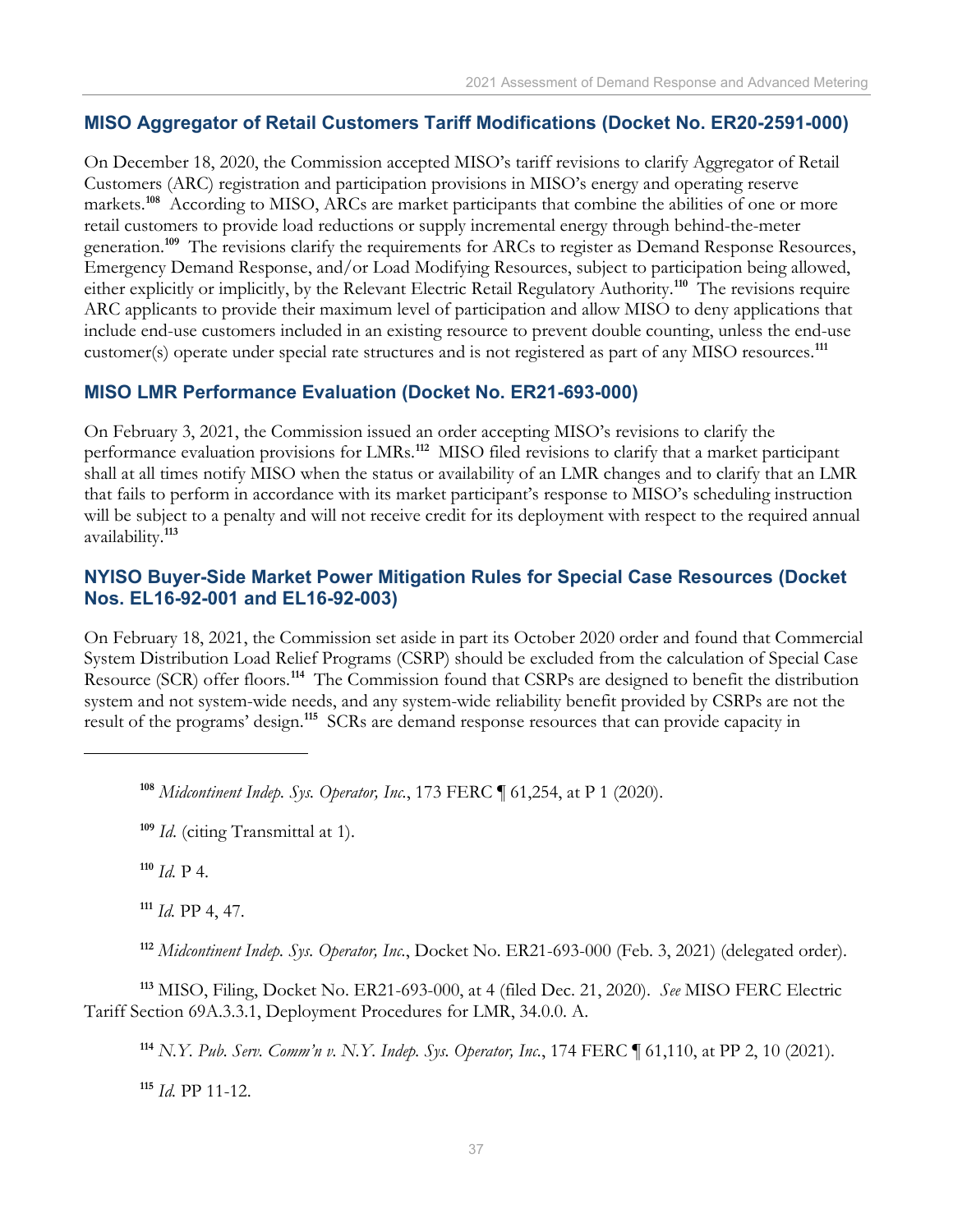### MISO Aggregator of Retail Customers Tariff Modifications (Docket No. ER20-2591-000)

On December 18, 2020, the Commission accepted MISO's tariff revisions to clarify Aggregator of Retail Customers (ARC) registration and participation provisions in MISO's energy and operating reserve markets.[108] According to MISO, ARCs are market participants that combine the abilities of one or more retail customers to provide load reductions or supply incremental energy through behind-the-meter generation.[109] The revisions clarify the requirements for ARCs to register as Demand Response Resources, Emergency Demand Response, and/or Load Modifying Resources, subject to participation being allowed, either explicitly or implicitly, by the Relevant Electric Retail Regulatory Authority.[110] The revisions require ARC applicants to provide their maximum level of participation and allow MISO to deny applications that include end-use customers included in an existing resource to prevent double counting, unless the end-use customer(s) operate under special rate structures and is not registered as part of any MISO resources.[111]

### MISO LMR Performance Evaluation (Docket No. ER21-693-000)

On February 3, 2021, the Commission issued an order accepting MISO's revisions to clarify the performance evaluation provisions for LMRs.[112] MISO filed revisions to clarify that a market participant shall at all times notify MISO when the status or availability of an LMR changes and to clarify that an LMR that fails to perform in accordance with its market participant's response to MISO's scheduling instruction will be subject to a penalty and will not receive credit for its deployment with respect to the required annual availability.[113]

### NYISO Buyer-Side Market Power Mitigation Rules for Special Case Resources (Docket Nos. EL16-92-001 and EL16-92-003)

On February 18, 2021, the Commission set aside in part its October 2020 order and found that Commercial System Distribution Load Relief Programs (CSRP) should be excluded from the calculation of Special Case Resource (SCR) offer floors.[114] The Commission found that CSRPs are designed to benefit the distribution system and not system-wide needs, and any system-wide reliability benefit provided by CSRPs are not the result of the programs' design.[115] SCRs are demand response resources that can provide capacity in

---

[108] *Midcontinent Indep. Sys. Operator, Inc.*, 173 FERC ¶ 61,254, at P 1 (2020).

[109] *Id.* (citing Transmittal at 1).

[110] *Id.* P 4.

[111] *Id.* PP 4, 47.

[112] *Midcontinent Indep. Sys. Operator, Inc.*, Docket No. ER21-693-000 (Feb. 3, 2021) (delegated order).

[113] MISO, Filing, Docket No. ER21-693-000, at 4 (filed Dec. 21, 2020). *See* MISO FERC Electric Tariff Section 69A.3.3.1, Deployment Procedures for LMR, 34.0.0. A.

[114] *N.Y. Pub. Serv. Comm'n v. N.Y. Indep. Sys. Operator, Inc.*, 174 FERC ¶ 61,110, at PP 2, 10 (2021).

[115] *Id.* PP 11-12.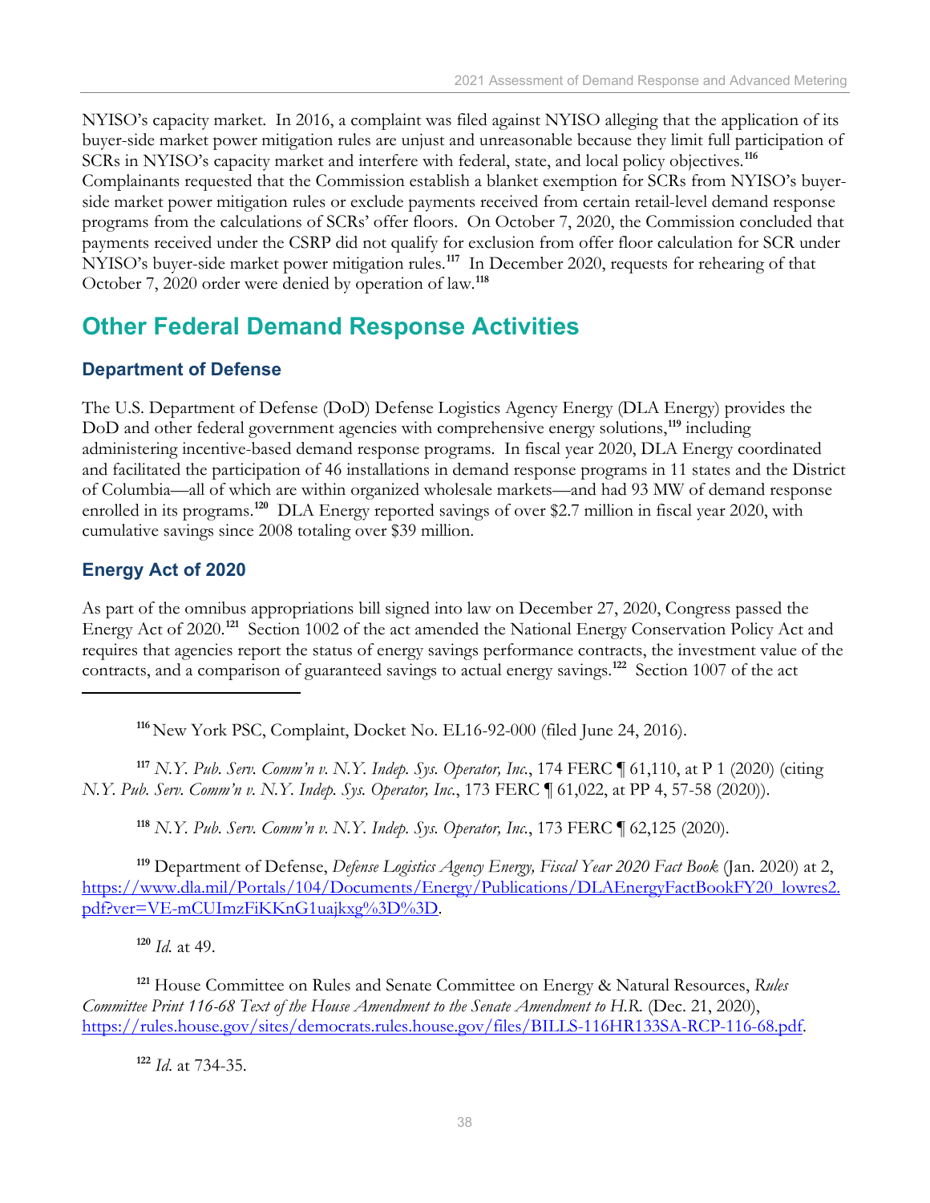NYISO's capacity market. In 2016, a complaint was filed against NYISO alleging that the application of its buyer-side market power mitigation rules are unjust and unreasonable because they limit full participation of SCRs in NYISO's capacity market and interfere with federal, state, and local policy objectives.[116] Complainants requested that the Commission establish a blanket exemption for SCRs from NYISO's buyer-side market power mitigation rules or exclude payments received from certain retail-level demand response programs from the calculations of SCRs' offer floors. On October 7, 2020, the Commission concluded that payments received under the CSRP did not qualify for exclusion from offer floor calculation for SCR under NYISO's buyer-side market power mitigation rules.[117] In December 2020, requests for rehearing of that October 7, 2020 order were denied by operation of law.[118]

## Other Federal Demand Response Activities

### Department of Defense

The U.S. Department of Defense (DoD) Defense Logistics Agency Energy (DLA Energy) provides the DoD and other federal government agencies with comprehensive energy solutions,[119] including administering incentive-based demand response programs. In fiscal year 2020, DLA Energy coordinated and facilitated the participation of 46 installations in demand response programs in 11 states and the District of Columbia—all of which are within organized wholesale markets—and had 93 MW of demand response enrolled in its programs.[120] DLA Energy reported savings of over $2.7 million in fiscal year 2020, with cumulative savings since 2008 totaling over $39 million.

### Energy Act of 2020

As part of the omnibus appropriations bill signed into law on December 27, 2020, Congress passed the Energy Act of 2020.[121] Section 1002 of the act amended the National Energy Conservation Policy Act and requires that agencies report the status of energy savings performance contracts, the investment value of the contracts, and a comparison of guaranteed savings to actual energy savings.[122] Section 1007 of the act

---

[116] New York PSC, Complaint, Docket No. EL16-92-000 (filed June 24, 2016).

[117] *N.Y. Pub. Serv. Comm'n v. N.Y. Indep. Sys. Operator, Inc.*, 174 FERC ¶ 61,110, at P 1 (2020) (citing *N.Y. Pub. Serv. Comm'n v. N.Y. Indep. Sys. Operator, Inc.*, 173 FERC ¶ 61,022, at PP 4, 57-58 (2020)).

[118] *N.Y. Pub. Serv. Comm'n v. N.Y. Indep. Sys. Operator, Inc.*, 173 FERC ¶ 62,125 (2020).

[119] Department of Defense, *Defense Logistics Agency Energy, Fiscal Year 2020 Fact Book* (Jan. 2020) at 2, https://www.dla.mil/Portals/104/Documents/Energy/Publications/DLAEnergyFactBookFY20_lowres2.pdf?ver=VE-mCUImzFiKKnG1uajkxg%3D%3D.

[120] *Id.* at 49.

[121] House Committee on Rules and Senate Committee on Energy & Natural Resources, *Rules Committee Print 116-68 Text of the House Amendment to the Senate Amendment to H.R.* (Dec. 21, 2020), https://rules.house.gov/sites/democrats.rules.house.gov/files/BILLS-116HR133SA-RCP-116-68.pdf.

[122] *Id.* at 734-35.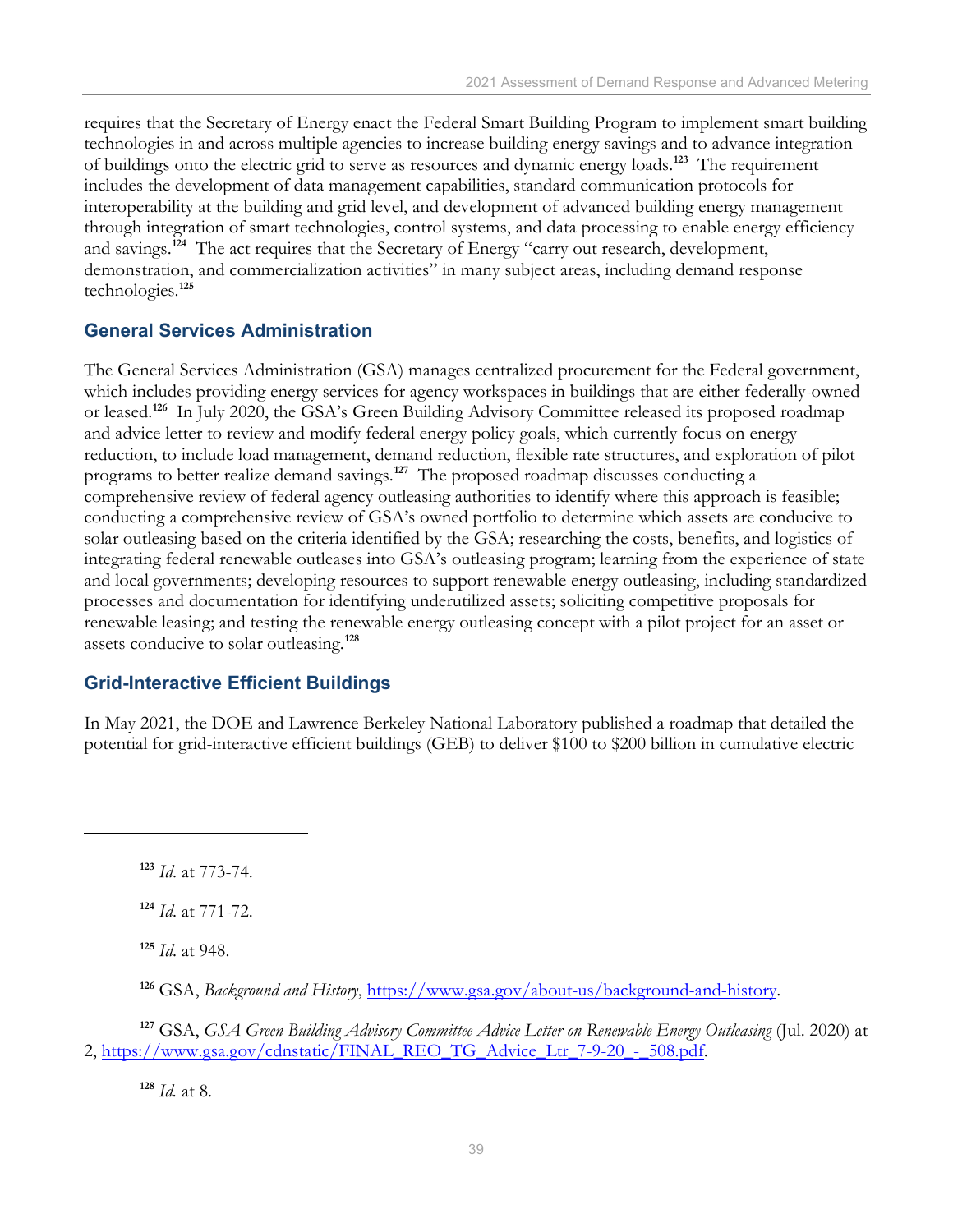requires that the Secretary of Energy enact the Federal Smart Building Program to implement smart building technologies in and across multiple agencies to increase building energy savings and to advance integration of buildings onto the electric grid to serve as resources and dynamic energy loads.[123] The requirement includes the development of data management capabilities, standard communication protocols for interoperability at the building and grid level, and development of advanced building energy management through integration of smart technologies, control systems, and data processing to enable energy efficiency and savings.[124] The act requires that the Secretary of Energy "carry out research, development, demonstration, and commercialization activities" in many subject areas, including demand response technologies.[125]

## General Services Administration

The General Services Administration (GSA) manages centralized procurement for the Federal government, which includes providing energy services for agency workspaces in buildings that are either federally-owned or leased.[126] In July 2020, the GSA's Green Building Advisory Committee released its proposed roadmap and advice letter to review and modify federal energy policy goals, which currently focus on energy reduction, to include load management, demand reduction, flexible rate structures, and exploration of pilot programs to better realize demand savings.[127] The proposed roadmap discusses conducting a comprehensive review of federal agency outleasing authorities to identify where this approach is feasible; conducting a comprehensive review of GSA's owned portfolio to determine which assets are conducive to solar outleasing based on the criteria identified by the GSA; researching the costs, benefits, and logistics of integrating federal renewable outleases into GSA's outleasing program; learning from the experience of state and local governments; developing resources to support renewable energy outleasing, including standardized processes and documentation for identifying underutilized assets; soliciting competitive proposals for renewable leasing; and testing the renewable energy outleasing concept with a pilot project for an asset or assets conducive to solar outleasing.[128]

## Grid-Interactive Efficient Buildings

In May 2021, the DOE and Lawrence Berkeley National Laboratory published a roadmap that detailed the potential for grid-interactive efficient buildings (GEB) to deliver $100 to $200 billion in cumulative electric

---

[123] *Id.* at 773-74.

[124] *Id.* at 771-72.

[125] *Id.* at 948.

[126] GSA, *Background and History*, https://www.gsa.gov/about-us/background-and-history.

[127] GSA, *GSA Green Building Advisory Committee Advice Letter on Renewable Energy Outleasing* (Jul. 2020) at 2, https://www.gsa.gov/cdnstatic/FINAL_REO_TG_Advice_Ltr_7-9-20_-_508.pdf.

[128] *Id.* at 8.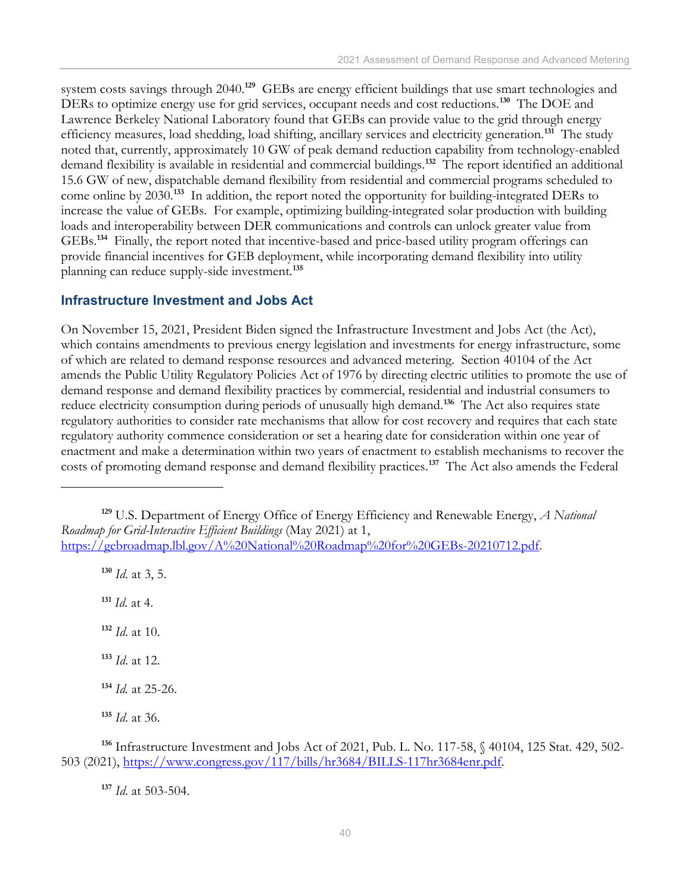system costs savings through 2040.[129] GEBs are energy efficient buildings that use smart technologies and DERs to optimize energy use for grid services, occupant needs and cost reductions.[130] The DOE and Lawrence Berkeley National Laboratory found that GEBs can provide value to the grid through energy efficiency measures, load shedding, load shifting, ancillary services and electricity generation.[131] The study noted that, currently, approximately 10 GW of peak demand reduction capability from technology-enabled demand flexibility is available in residential and commercial buildings.[132] The report identified an additional 15.6 GW of new, dispatchable demand flexibility from residential and commercial programs scheduled to come online by 2030.[133] In addition, the report noted the opportunity for building-integrated DERs to increase the value of GEBs. For example, optimizing building-integrated solar production with building loads and interoperability between DER communications and controls can unlock greater value from GEBs.[134] Finally, the report noted that incentive-based and price-based utility program offerings can provide financial incentives for GEB deployment, while incorporating demand flexibility into utility planning can reduce supply-side investment.[135]

## Infrastructure Investment and Jobs Act

On November 15, 2021, President Biden signed the Infrastructure Investment and Jobs Act (the Act), which contains amendments to previous energy legislation and investments for energy infrastructure, some of which are related to demand response resources and advanced metering. Section 40104 of the Act amends the Public Utility Regulatory Policies Act of 1976 by directing electric utilities to promote the use of demand response and demand flexibility practices by commercial, residential and industrial consumers to reduce electricity consumption during periods of unusually high demand.[136] The Act also requires state regulatory authorities to consider rate mechanisms that allow for cost recovery and requires that each state regulatory authority commence consideration or set a hearing date for consideration within one year of enactment and make a determination within two years of enactment to establish mechanisms to recover the costs of promoting demand response and demand flexibility practices.[137] The Act also amends the Federal

---

[129] U.S. Department of Energy Office of Energy Efficiency and Renewable Energy, *A National Roadmap for Grid-Interactive Efficient Buildings* (May 2021) at 1, https://gebroadmap.lbl.gov/A%20National%20Roadmap%20for%20GEBs-20210712.pdf.

[130] *Id.* at 3, 5.

[131] *Id.* at 4.

[132] *Id.* at 10.

[133] *Id.* at 12.

[134] *Id.* at 25-26.

[135] *Id.* at 36.

[136] Infrastructure Investment and Jobs Act of 2021, Pub. L. No. 117-58, § 40104, 125 Stat. 429, 502-503 (2021), https://www.congress.gov/117/bills/hr3684/BILLS-117hr3684enr.pdf.

[137] *Id.* at 503-504.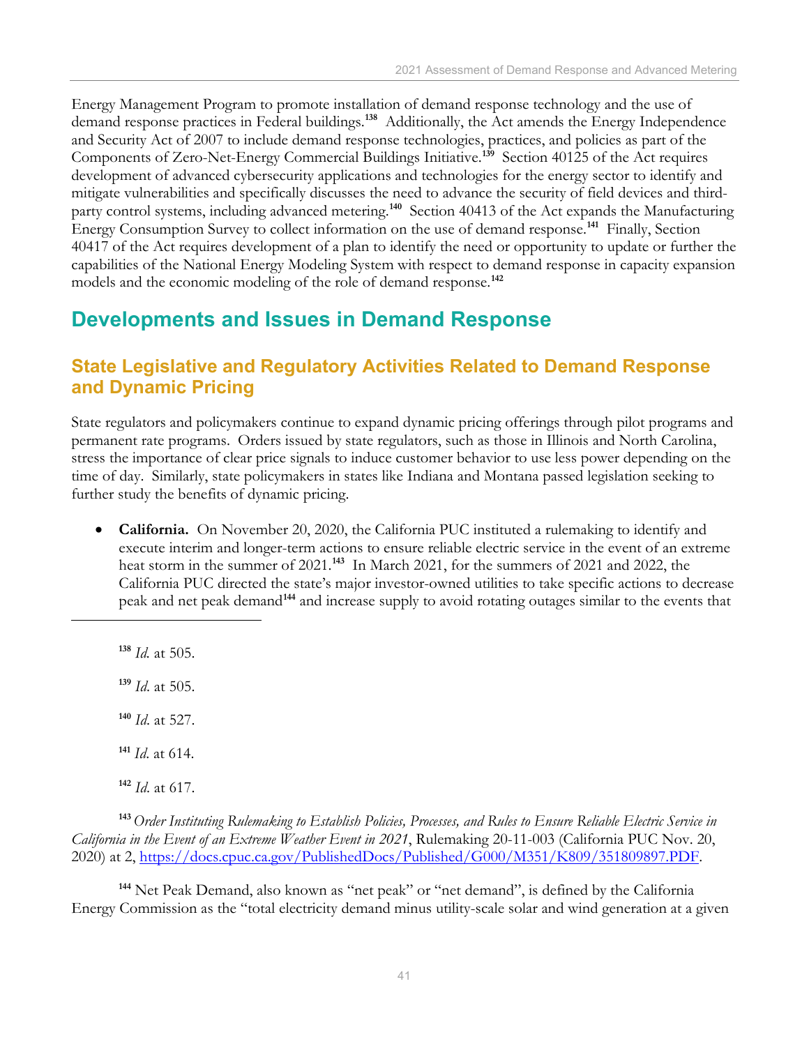Energy Management Program to promote installation of demand response technology and the use of demand response practices in Federal buildings.[138] Additionally, the Act amends the Energy Independence and Security Act of 2007 to include demand response technologies, practices, and policies as part of the Components of Zero-Net-Energy Commercial Buildings Initiative.[139] Section 40125 of the Act requires development of advanced cybersecurity applications and technologies for the energy sector to identify and mitigate vulnerabilities and specifically discusses the need to advance the security of field devices and third-party control systems, including advanced metering.[140] Section 40413 of the Act expands the Manufacturing Energy Consumption Survey to collect information on the use of demand response.[141] Finally, Section 40417 of the Act requires development of a plan to identify the need or opportunity to update or further the capabilities of the National Energy Modeling System with respect to demand response in capacity expansion models and the economic modeling of the role of demand response.[142]

# Developments and Issues in Demand Response

## State Legislative and Regulatory Activities Related to Demand Response and Dynamic Pricing

State regulators and policymakers continue to expand dynamic pricing offerings through pilot programs and permanent rate programs. Orders issued by state regulators, such as those in Illinois and North Carolina, stress the importance of clear price signals to induce customer behavior to use less power depending on the time of day. Similarly, state policymakers in states like Indiana and Montana passed legislation seeking to further study the benefits of dynamic pricing.

- **California.** On November 20, 2020, the California PUC instituted a rulemaking to identify and execute interim and longer-term actions to ensure reliable electric service in the event of an extreme heat storm in the summer of 2021.[143] In March 2021, for the summers of 2021 and 2022, the California PUC directed the state's major investor-owned utilities to take specific actions to decrease peak and net peak demand[144] and increase supply to avoid rotating outages similar to the events that

---

[138] *Id.* at 505.

[139] *Id.* at 505.

[140] *Id.* at 527.

[141] *Id.* at 614.

[142] *Id.* at 617.

[143] *Order Instituting Rulemaking to Establish Policies, Processes, and Rules to Ensure Reliable Electric Service in California in the Event of an Extreme Weather Event in 2021*, Rulemaking 20-11-003 (California PUC Nov. 20, 2020) at 2, https://docs.cpuc.ca.gov/PublishedDocs/Published/G000/M351/K809/351809897.PDF.

[144] Net Peak Demand, also known as "net peak" or "net demand", is defined by the California Energy Commission as the "total electricity demand minus utility-scale solar and wind generation at a given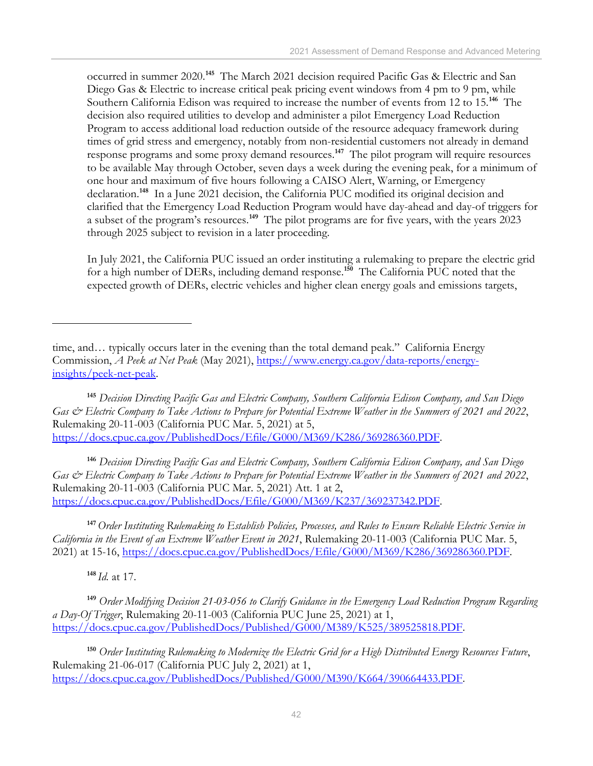occurred in summer 2020.[145] The March 2021 decision required Pacific Gas & Electric and San Diego Gas & Electric to increase critical peak pricing event windows from 4 pm to 9 pm, while Southern California Edison was required to increase the number of events from 12 to 15.[146] The decision also required utilities to develop and administer a pilot Emergency Load Reduction Program to access additional load reduction outside of the resource adequacy framework during times of grid stress and emergency, notably from non-residential customers not already in demand response programs and some proxy demand resources.[147] The pilot program will require resources to be available May through October, seven days a week during the evening peak, for a minimum of one hour and maximum of five hours following a CAISO Alert, Warning, or Emergency declaration.[148] In a June 2021 decision, the California PUC modified its original decision and clarified that the Emergency Load Reduction Program would have day-ahead and day-of triggers for a subset of the program's resources.[149] The pilot programs are for five years, with the years 2023 through 2025 subject to revision in a later proceeding.

In July 2021, the California PUC issued an order instituting a rulemaking to prepare the electric grid for a high number of DERs, including demand response.[150] The California PUC noted that the expected growth of DERs, electric vehicles and higher clean energy goals and emissions targets,

---

time, and… typically occurs later in the evening than the total demand peak." California Energy Commission, *A Peek at Net Peak* (May 2021), https://www.energy.ca.gov/data-reports/energy-insights/peek-net-peak.

[145] *Decision Directing Pacific Gas and Electric Company, Southern California Edison Company, and San Diego Gas & Electric Company to Take Actions to Prepare for Potential Extreme Weather in the Summers of 2021 and 2022*, Rulemaking 20-11-003 (California PUC Mar. 5, 2021) at 5, https://docs.cpuc.ca.gov/PublishedDocs/Efile/G000/M369/K286/369286360.PDF.

[146] *Decision Directing Pacific Gas and Electric Company, Southern California Edison Company, and San Diego Gas & Electric Company to Take Actions to Prepare for Potential Extreme Weather in the Summers of 2021 and 2022*, Rulemaking 20-11-003 (California PUC Mar. 5, 2021) Att. 1 at 2, https://docs.cpuc.ca.gov/PublishedDocs/Efile/G000/M369/K237/369237342.PDF.

[147] *Order Instituting Rulemaking to Establish Policies, Processes, and Rules to Ensure Reliable Electric Service in California in the Event of an Extreme Weather Event in 2021*, Rulemaking 20-11-003 (California PUC Mar. 5, 2021) at 15-16, https://docs.cpuc.ca.gov/PublishedDocs/Efile/G000/M369/K286/369286360.PDF.

[148] *Id.* at 17.

[149] *Order Modifying Decision 21-03-056 to Clarify Guidance in the Emergency Load Reduction Program Regarding a Day-Of Trigger*, Rulemaking 20-11-003 (California PUC June 25, 2021) at 1, https://docs.cpuc.ca.gov/PublishedDocs/Published/G000/M389/K525/389525818.PDF.

[150] *Order Instituting Rulemaking to Modernize the Electric Grid for a High Distributed Energy Resources Future*, Rulemaking 21-06-017 (California PUC July 2, 2021) at 1, https://docs.cpuc.ca.gov/PublishedDocs/Published/G000/M390/K664/390664433.PDF.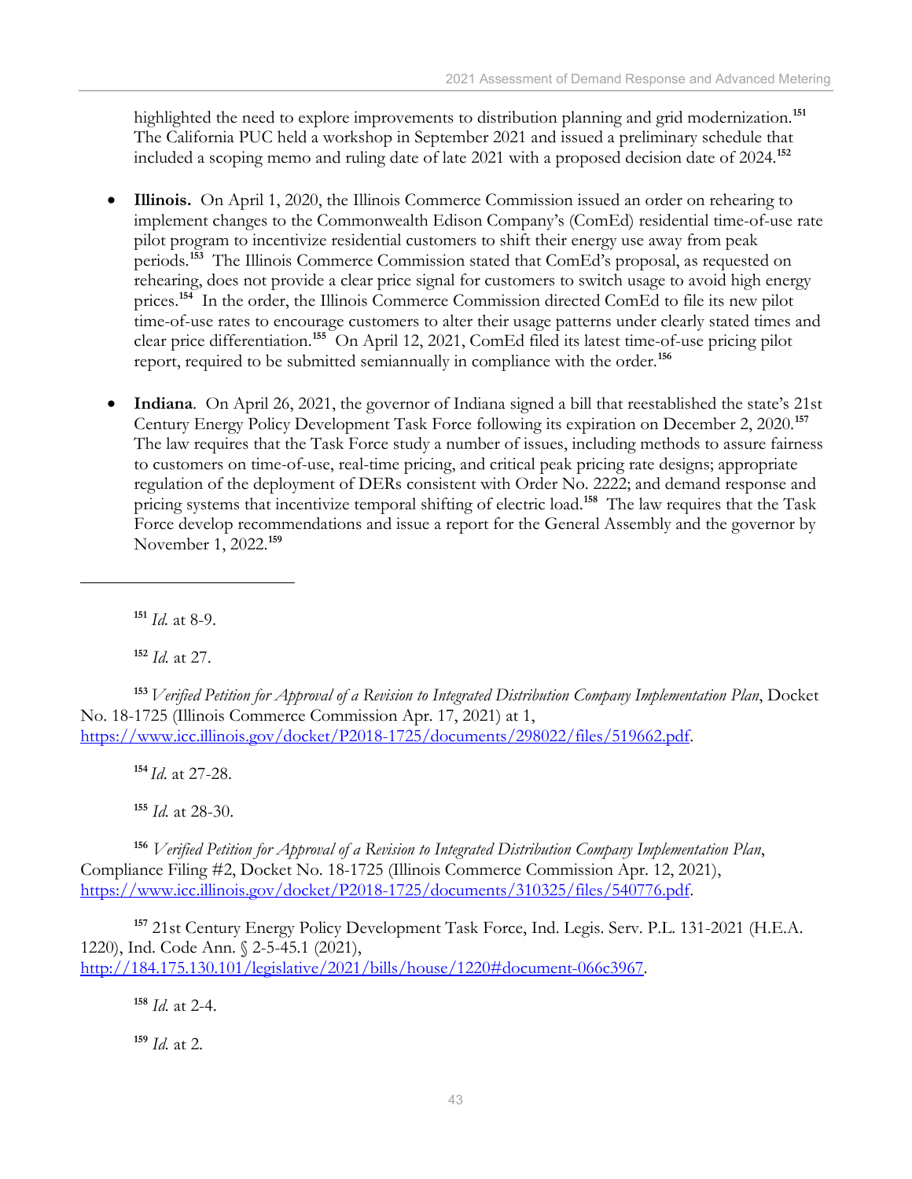highlighted the need to explore improvements to distribution planning and grid modernization.[151] The California PUC held a workshop in September 2021 and issued a preliminary schedule that included a scoping memo and ruling date of late 2021 with a proposed decision date of 2024.[152]

- **Illinois.** On April 1, 2020, the Illinois Commerce Commission issued an order on rehearing to implement changes to the Commonwealth Edison Company's (ComEd) residential time-of-use rate pilot program to incentivize residential customers to shift their energy use away from peak periods.[153] The Illinois Commerce Commission stated that ComEd's proposal, as requested on rehearing, does not provide a clear price signal for customers to switch usage to avoid high energy prices.[154] In the order, the Illinois Commerce Commission directed ComEd to file its new pilot time-of-use rates to encourage customers to alter their usage patterns under clearly stated times and clear price differentiation.[155] On April 12, 2021, ComEd filed its latest time-of-use pricing pilot report, required to be submitted semiannually in compliance with the order.[156]

- **Indiana**. On April 26, 2021, the governor of Indiana signed a bill that reestablished the state's 21st Century Energy Policy Development Task Force following its expiration on December 2, 2020.[157] The law requires that the Task Force study a number of issues, including methods to assure fairness to customers on time-of-use, real-time pricing, and critical peak pricing rate designs; appropriate regulation of the deployment of DERs consistent with Order No. 2222; and demand response and pricing systems that incentivize temporal shifting of electric load.[158] The law requires that the Task Force develop recommendations and issue a report for the General Assembly and the governor by November 1, 2022.[159]

---

[151] *Id.* at 8-9.

[152] *Id.* at 27.

[153] *Verified Petition for Approval of a Revision to Integrated Distribution Company Implementation Plan*, Docket No. 18-1725 (Illinois Commerce Commission Apr. 17, 2021) at 1, https://www.icc.illinois.gov/docket/P2018-1725/documents/298022/files/519662.pdf.

[154] *Id.* at 27-28.

[155] *Id.* at 28-30.

[156] *Verified Petition for Approval of a Revision to Integrated Distribution Company Implementation Plan*, Compliance Filing #2, Docket No. 18-1725 (Illinois Commerce Commission Apr. 12, 2021), https://www.icc.illinois.gov/docket/P2018-1725/documents/310325/files/540776.pdf.

[157] 21st Century Energy Policy Development Task Force, Ind. Legis. Serv. P.L. 131-2021 (H.E.A. 1220), Ind. Code Ann. § 2-5-45.1 (2021), http://184.175.130.101/legislative/2021/bills/house/1220#document-066c3967.

[158] *Id.* at 2-4.

[159] *Id.* at 2.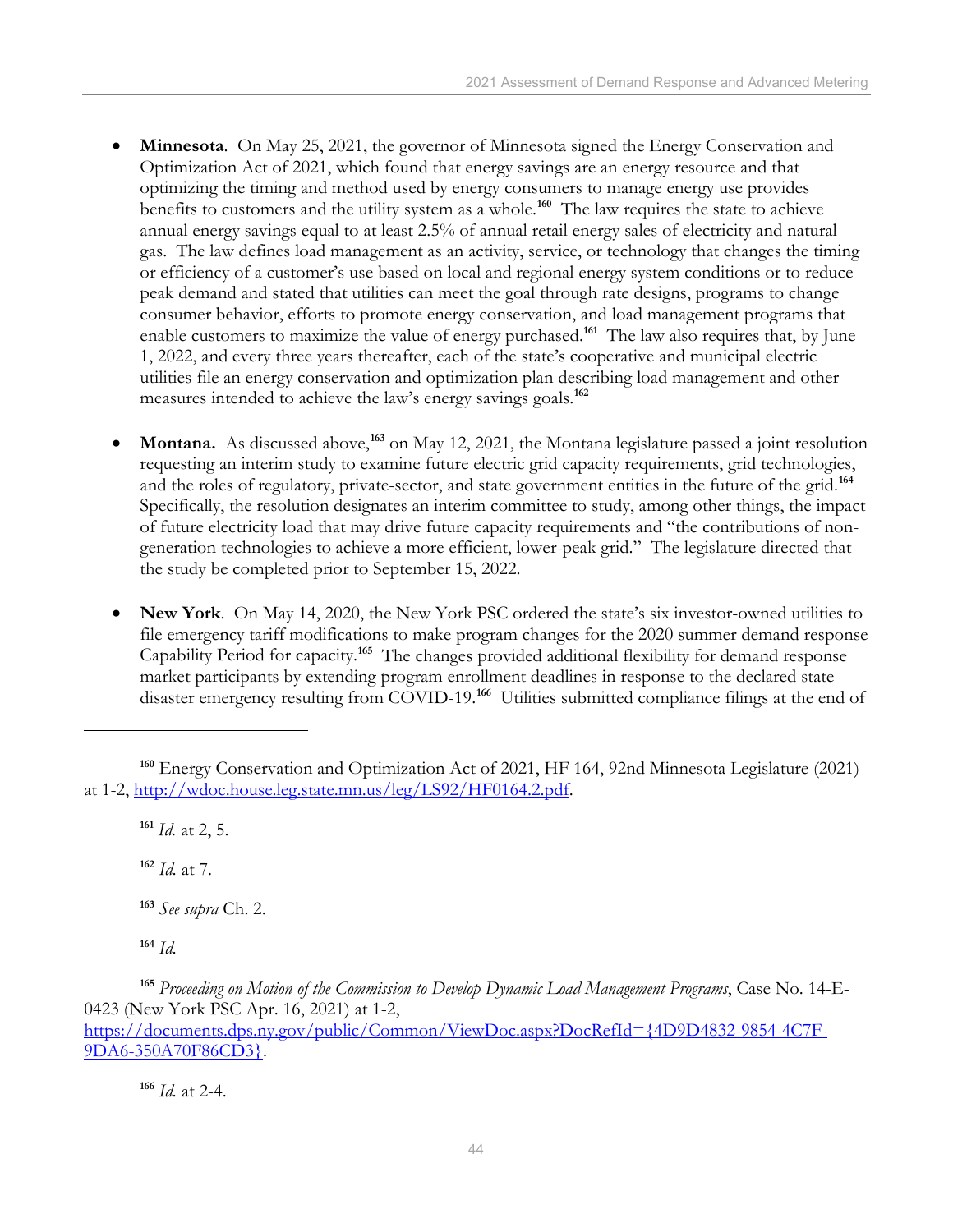- **Minnesota**. On May 25, 2021, the governor of Minnesota signed the Energy Conservation and Optimization Act of 2021, which found that energy savings are an energy resource and that optimizing the timing and method used by energy consumers to manage energy use provides benefits to customers and the utility system as a whole.[160] The law requires the state to achieve annual energy savings equal to at least 2.5% of annual retail energy sales of electricity and natural gas. The law defines load management as an activity, service, or technology that changes the timing or efficiency of a customer's use based on local and regional energy system conditions or to reduce peak demand and stated that utilities can meet the goal through rate designs, programs to change consumer behavior, efforts to promote energy conservation, and load management programs that enable customers to maximize the value of energy purchased.[161] The law also requires that, by June 1, 2022, and every three years thereafter, each of the state's cooperative and municipal electric utilities file an energy conservation and optimization plan describing load management and other measures intended to achieve the law's energy savings goals.[162]

- **Montana.** As discussed above,[163] on May 12, 2021, the Montana legislature passed a joint resolution requesting an interim study to examine future electric grid capacity requirements, grid technologies, and the roles of regulatory, private-sector, and state government entities in the future of the grid.[164] Specifically, the resolution designates an interim committee to study, among other things, the impact of future electricity load that may drive future capacity requirements and "the contributions of non-generation technologies to achieve a more efficient, lower-peak grid." The legislature directed that the study be completed prior to September 15, 2022.

- **New York**. On May 14, 2020, the New York PSC ordered the state's six investor-owned utilities to file emergency tariff modifications to make program changes for the 2020 summer demand response Capability Period for capacity.[165] The changes provided additional flexibility for demand response market participants by extending program enrollment deadlines in response to the declared state disaster emergency resulting from COVID-19.[166] Utilities submitted compliance filings at the end of

---

[160] Energy Conservation and Optimization Act of 2021, HF 164, 92nd Minnesota Legislature (2021) at 1-2, http://wdoc.house.leg.state.mn.us/leg/LS92/HF0164.2.pdf.

[161] *Id.* at 2, 5.

[162] *Id.* at 7.

[163] *See supra* Ch. 2.

[164] *Id.*

[165] *Proceeding on Motion of the Commission to Develop Dynamic Load Management Programs*, Case No. 14-E-0423 (New York PSC Apr. 16, 2021) at 1-2, https://documents.dps.ny.gov/public/Common/ViewDoc.aspx?DocRefId={4D9D4832-9854-4C7F-9DA6-350A70F86CD3}.

[166] *Id.* at 2-4.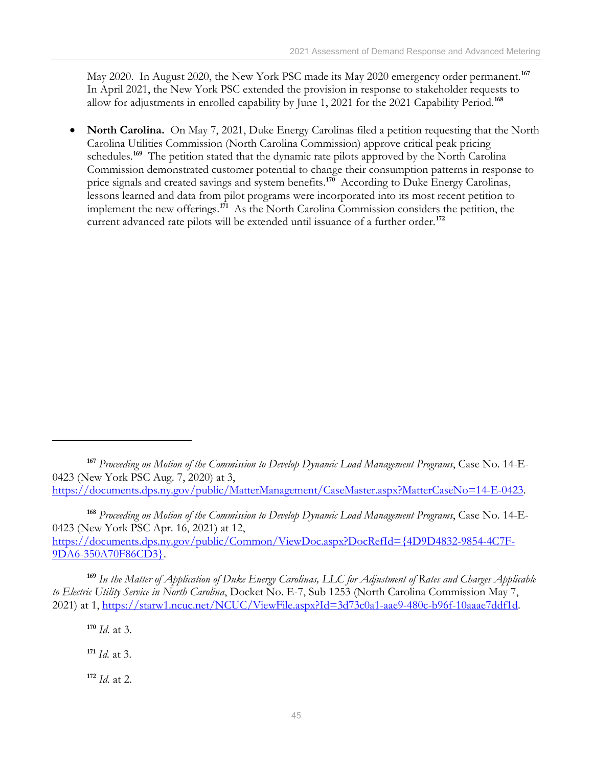May 2020. In August 2020, the New York PSC made its May 2020 emergency order permanent.[167] In April 2021, the New York PSC extended the provision in response to stakeholder requests to allow for adjustments in enrolled capability by June 1, 2021 for the 2021 Capability Period.[168]

- **North Carolina.** On May 7, 2021, Duke Energy Carolinas filed a petition requesting that the North Carolina Utilities Commission (North Carolina Commission) approve critical peak pricing schedules.[169] The petition stated that the dynamic rate pilots approved by the North Carolina Commission demonstrated customer potential to change their consumption patterns in response to price signals and created savings and system benefits.[170] According to Duke Energy Carolinas, lessons learned and data from pilot programs were incorporated into its most recent petition to implement the new offerings.[171] As the North Carolina Commission considers the petition, the current advanced rate pilots will be extended until issuance of a further order.[172]

---

[167] *Proceeding on Motion of the Commission to Develop Dynamic Load Management Programs*, Case No. 14-E-0423 (New York PSC Aug. 7, 2020) at 3, https://documents.dps.ny.gov/public/MatterManagement/CaseMaster.aspx?MatterCaseNo=14-E-0423.

[168] *Proceeding on Motion of the Commission to Develop Dynamic Load Management Programs*, Case No. 14-E-0423 (New York PSC Apr. 16, 2021) at 12, https://documents.dps.ny.gov/public/Common/ViewDoc.aspx?DocRefId={4D9D4832-9854-4C7F-9DA6-350A70F86CD3}.

[169] *In the Matter of Application of Duke Energy Carolinas, LLC for Adjustment of Rates and Charges Applicable to Electric Utility Service in North Carolina*, Docket No. E-7, Sub 1253 (North Carolina Commission May 7, 2021) at 1, https://starw1.ncuc.net/NCUC/ViewFile.aspx?Id=3d73c0a1-aae9-480c-b96f-10aaae7ddf1d.

[170] *Id.* at 3.

[171] *Id.* at 3.

[172] *Id.* at 2.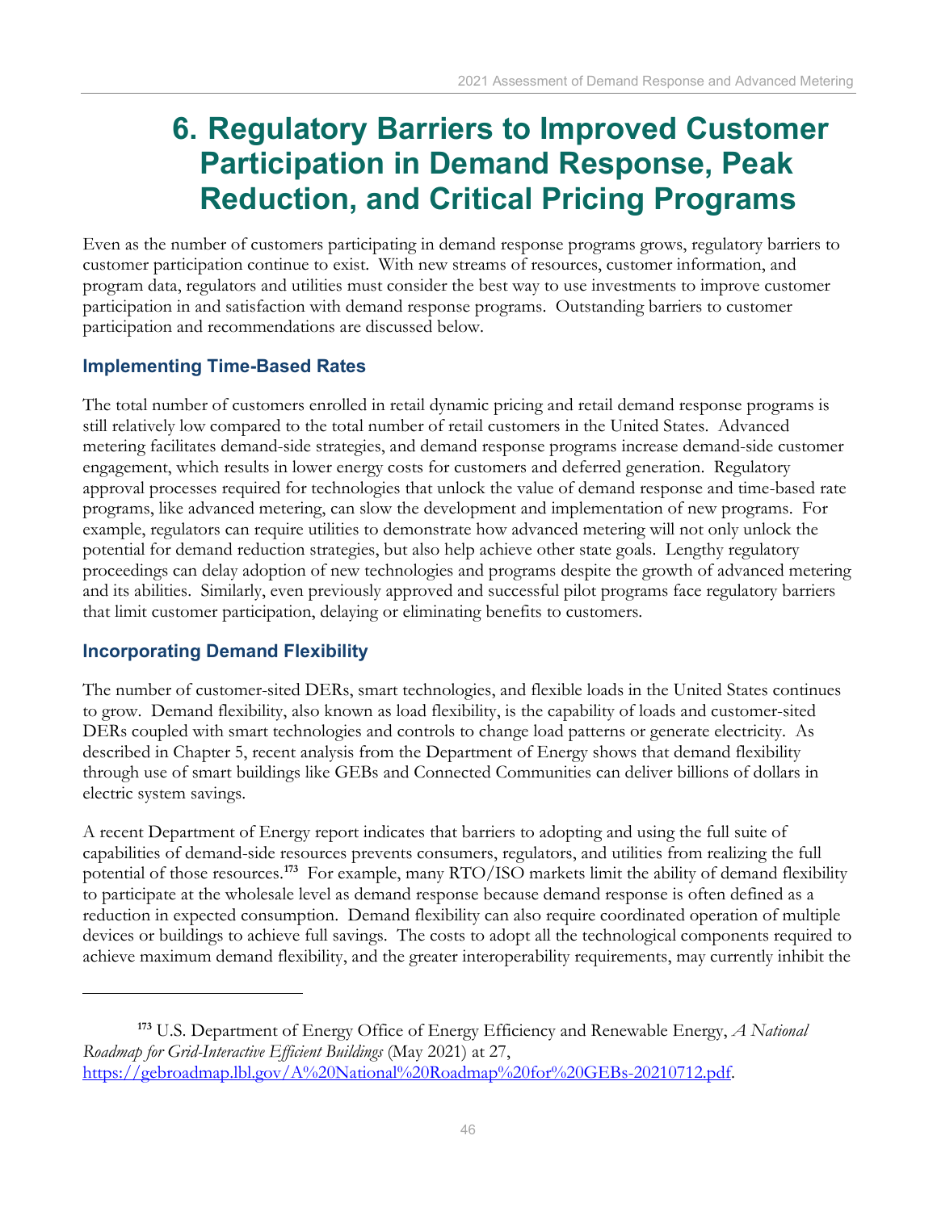# 6. Regulatory Barriers to Improved Customer Participation in Demand Response, Peak Reduction, and Critical Pricing Programs

Even as the number of customers participating in demand response programs grows, regulatory barriers to customer participation continue to exist. With new streams of resources, customer information, and program data, regulators and utilities must consider the best way to use investments to improve customer participation in and satisfaction with demand response programs. Outstanding barriers to customer participation and recommendations are discussed below.

## Implementing Time-Based Rates

The total number of customers enrolled in retail dynamic pricing and retail demand response programs is still relatively low compared to the total number of retail customers in the United States. Advanced metering facilitates demand-side strategies, and demand response programs increase demand-side customer engagement, which results in lower energy costs for customers and deferred generation. Regulatory approval processes required for technologies that unlock the value of demand response and time-based rate programs, like advanced metering, can slow the development and implementation of new programs. For example, regulators can require utilities to demonstrate how advanced metering will not only unlock the potential for demand reduction strategies, but also help achieve other state goals. Lengthy regulatory proceedings can delay adoption of new technologies and programs despite the growth of advanced metering and its abilities. Similarly, even previously approved and successful pilot programs face regulatory barriers that limit customer participation, delaying or eliminating benefits to customers.

## Incorporating Demand Flexibility

The number of customer-sited DERs, smart technologies, and flexible loads in the United States continues to grow. Demand flexibility, also known as load flexibility, is the capability of loads and customer-sited DERs coupled with smart technologies and controls to change load patterns or generate electricity. As described in Chapter 5, recent analysis from the Department of Energy shows that demand flexibility through use of smart buildings like GEBs and Connected Communities can deliver billions of dollars in electric system savings.

A recent Department of Energy report indicates that barriers to adopting and using the full suite of capabilities of demand-side resources prevents consumers, regulators, and utilities from realizing the full potential of those resources.[173] For example, many RTO/ISO markets limit the ability of demand flexibility to participate at the wholesale level as demand response because demand response is often defined as a reduction in expected consumption. Demand flexibility can also require coordinated operation of multiple devices or buildings to achieve full savings. The costs to adopt all the technological components required to achieve maximum demand flexibility, and the greater interoperability requirements, may currently inhibit the

---

[173] U.S. Department of Energy Office of Energy Efficiency and Renewable Energy, *A National Roadmap for Grid-Interactive Efficient Buildings* (May 2021) at 27, https://gebroadmap.lbl.gov/A%20National%20Roadmap%20for%20GEBs-20210712.pdf.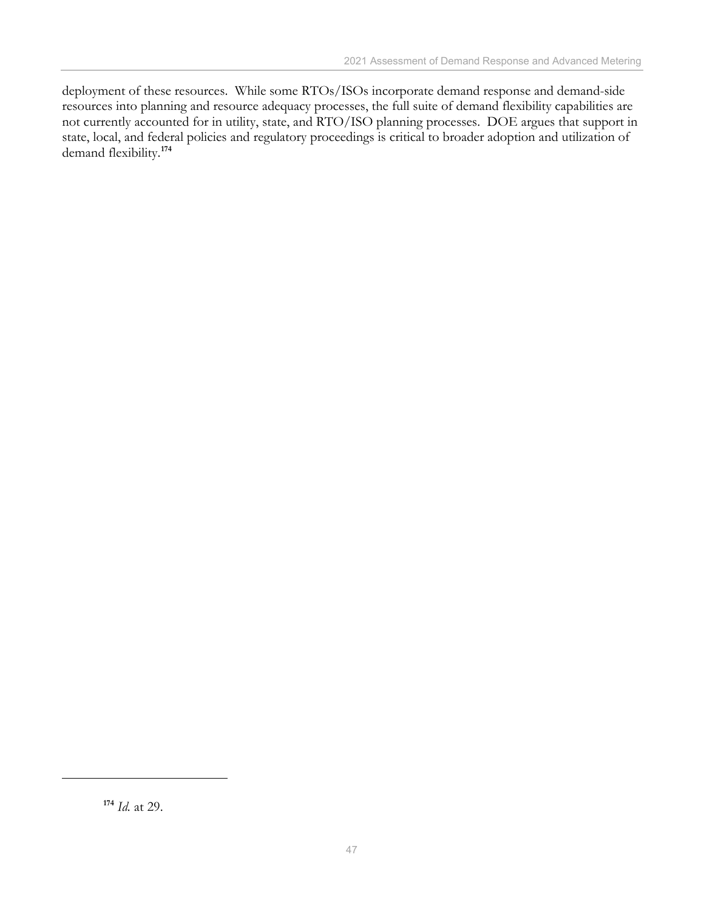deployment of these resources. While some RTOs/ISOs incorporate demand response and demand-side resources into planning and resource adequacy processes, the full suite of demand flexibility capabilities are not currently accounted for in utility, state, and RTO/ISO planning processes. DOE argues that support in state, local, and federal policies and regulatory proceedings is critical to broader adoption and utilization of demand flexibility.[174]

---

[174] *Id.* at 29.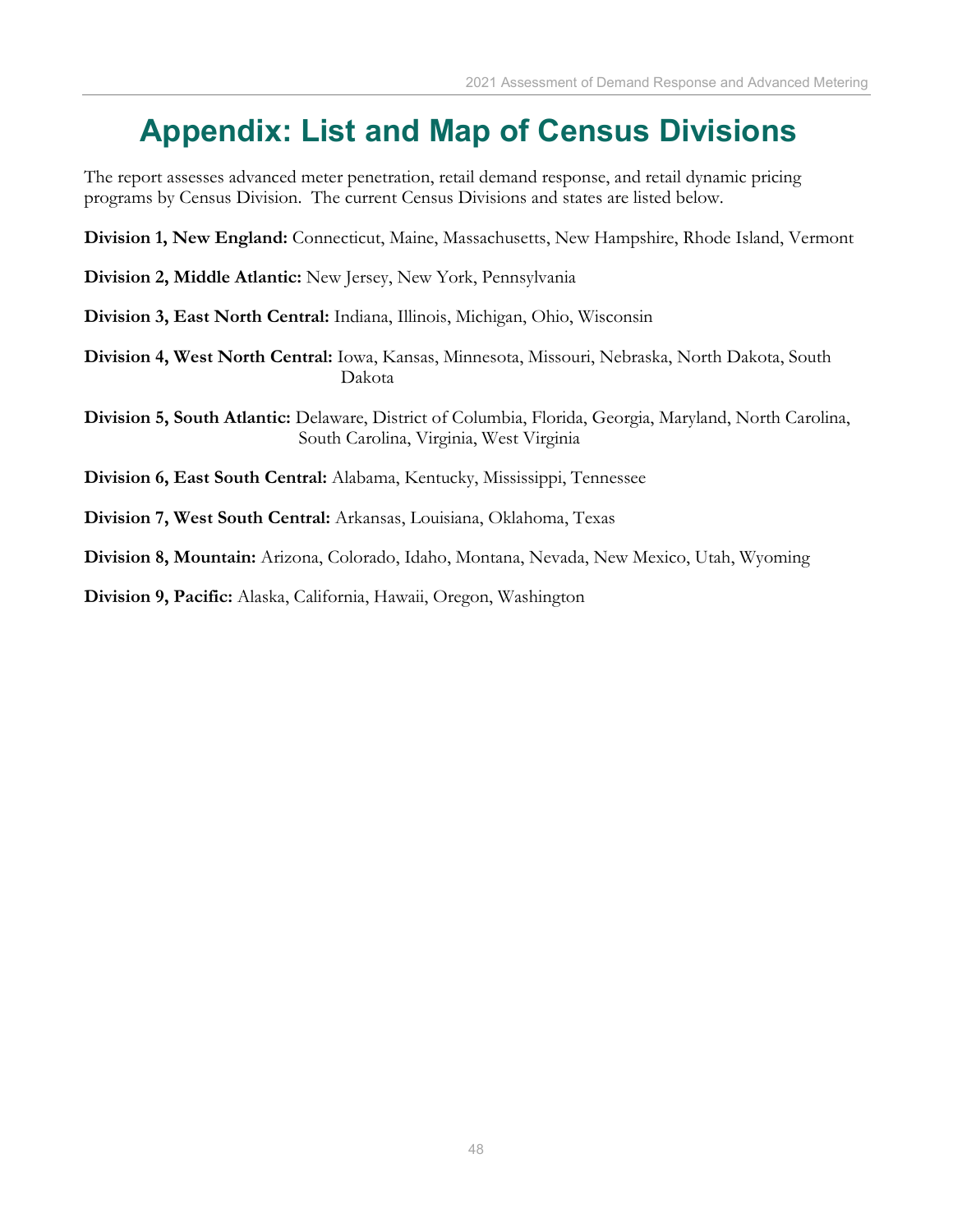# Appendix: List and Map of Census Divisions

The report assesses advanced meter penetration, retail demand response, and retail dynamic pricing programs by Census Division. The current Census Divisions and states are listed below.

**Division 1, New England:** Connecticut, Maine, Massachusetts, New Hampshire, Rhode Island, Vermont

**Division 2, Middle Atlantic:** New Jersey, New York, Pennsylvania

**Division 3, East North Central:** Indiana, Illinois, Michigan, Ohio, Wisconsin

**Division 4, West North Central:** Iowa, Kansas, Minnesota, Missouri, Nebraska, North Dakota, South Dakota

**Division 5, South Atlantic:** Delaware, District of Columbia, Florida, Georgia, Maryland, North Carolina, South Carolina, Virginia, West Virginia

**Division 6, East South Central:** Alabama, Kentucky, Mississippi, Tennessee

**Division 7, West South Central:** Arkansas, Louisiana, Oklahoma, Texas

**Division 8, Mountain:** Arizona, Colorado, Idaho, Montana, Nevada, New Mexico, Utah, Wyoming

**Division 9, Pacific:** Alaska, California, Hawaii, Oregon, Washington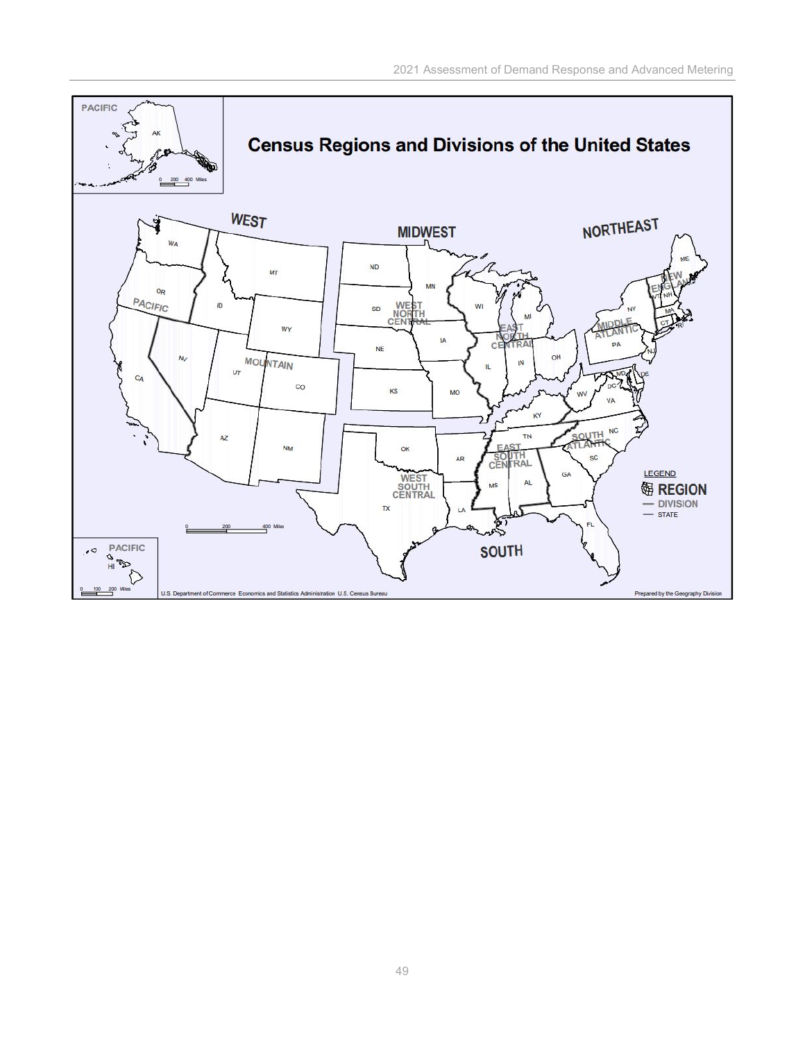Census Regions and Divisions of the United States

PACIFIC

AK

0 200 400 Miles

WEST

MIDWEST

NORTHEAST

WA

OR

PACIFIC

CA

NV

ID

MT

WY

UT

MOUNTAIN

CO

AZ

NM

ND

SD

NE

KS

MN

IA

MO

WEST NORTH CENTRAL

WI

IL

IN

MI

OH

EAST NORTH CENTRAL

ME

NEW ENGLAND

VT

NH

MA

CT

RI

NY

PA

NJ

MIDDLE ATLANTIC

DE

MD

DC

WV

VA

NC

SC

GA

FL

SOUTH ATLANTIC

KY

TN

MS

AL

EAST SOUTH CENTRAL

OK

AR

TX

LA

WEST SOUTH CENTRAL

SOUTH

0 200 400 Miles

PACIFIC

HI

0 100 200 Miles

LEGEND

REGION

DIVISION

STATE

U.S. Department of Commerce Economics and Statistics Administration U.S. Census Bureau

Prepared by the Geography Division